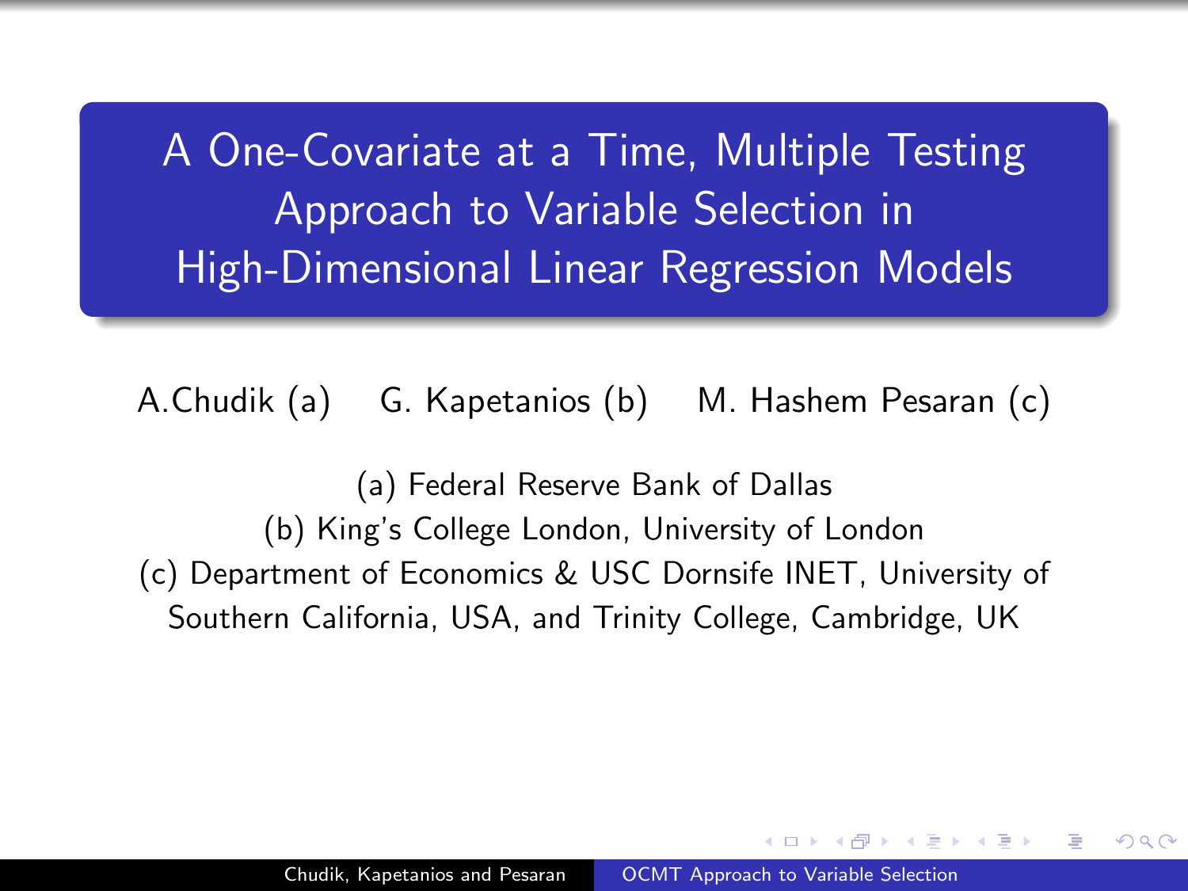# A One-Covariate at a Time, Multiple Testing Approach to Variable Selection in High-Dimensional Linear Regression Models

A.Chudik (a) G. Kapetanios (b) M. Hashem Pesaran (c)

(a) Federal Reserve Bank of Dallas

(b) King's College London, University of London

(c) Department of Economics & USC Dornsife INET, University of Southern California, USA, and Trinity College, Cambridge, UK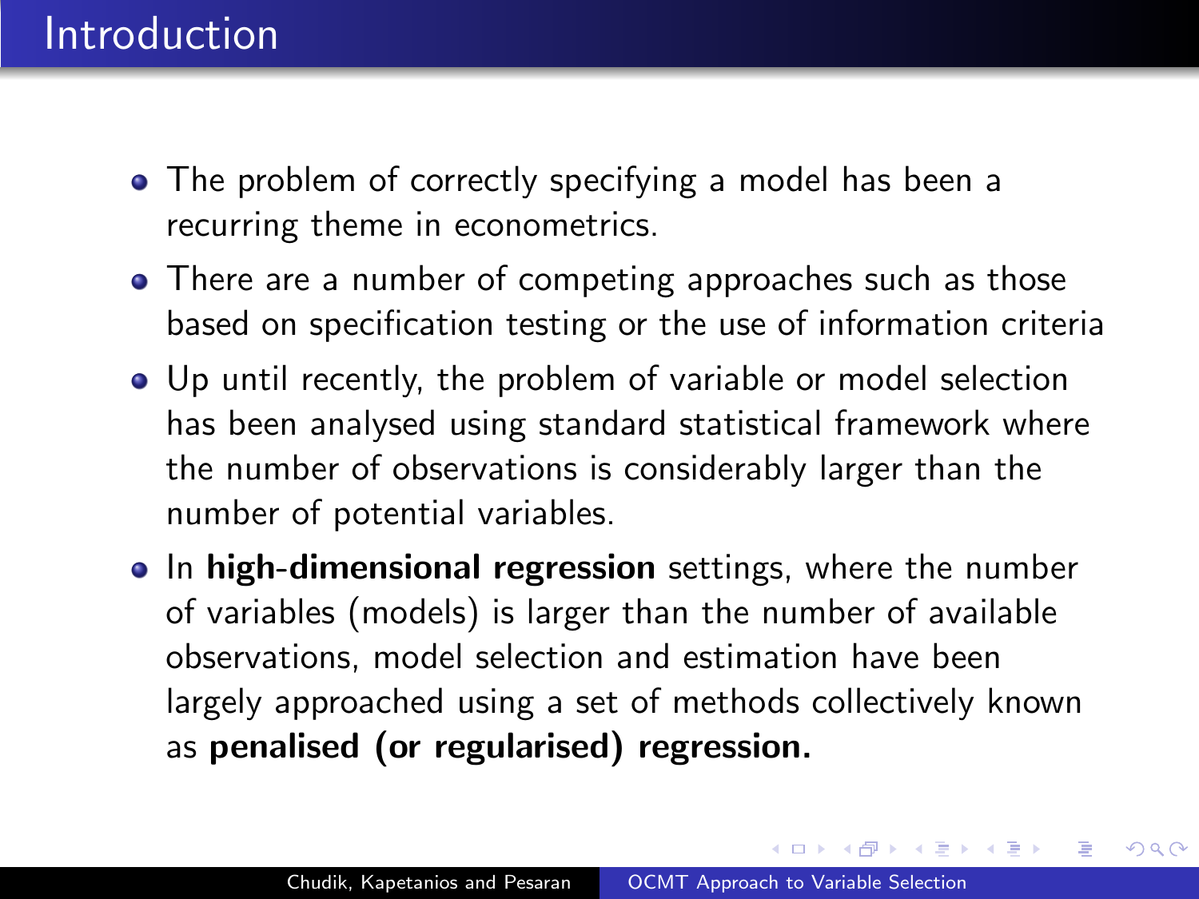# Introduction

- The problem of correctly specifying a model has been a recurring theme in econometrics.
- There are a number of competing approaches such as those based on specification testing or the use of information criteria
- Up until recently, the problem of variable or model selection has been analysed using standard statistical framework where the number of observations is considerably larger than the number of potential variables.
- In **high-dimensional regression** settings, where the number of variables (models) is larger than the number of available observations, model selection and estimation have been largely approached using a set of methods collectively known as **penalised (or regularised) regression.**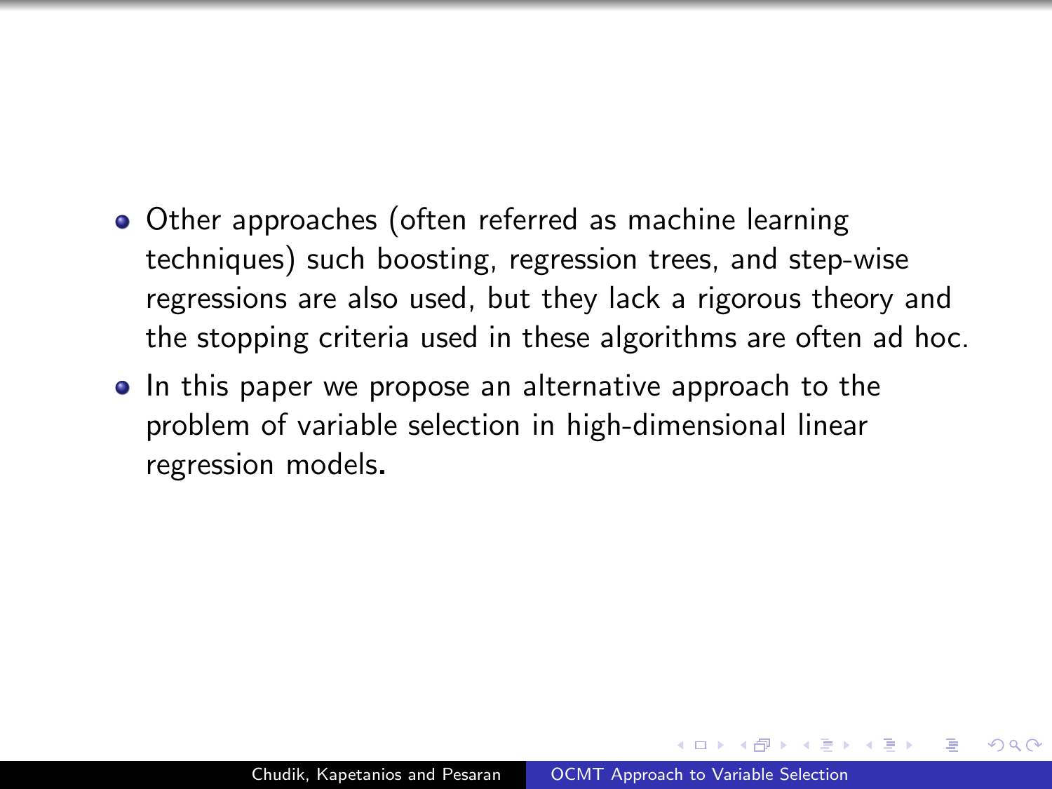- Other approaches (often referred as machine learning techniques) such boosting, regression trees, and step-wise regressions are also used, but they lack a rigorous theory and the stopping criteria used in these algorithms are often ad hoc.
- In this paper we propose an alternative approach to the problem of variable selection in high-dimensional linear regression models.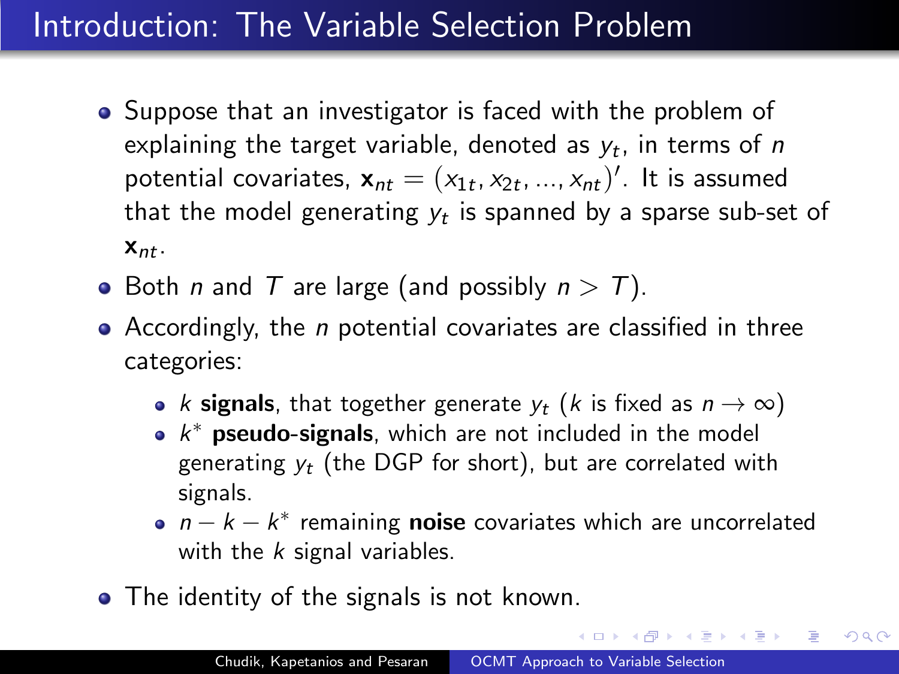# Introduction: The Variable Selection Problem

- Suppose that an investigator is faced with the problem of explaining the target variable, denoted as $y_t$, in terms of $n$ potential covariates, $\mathbf{x}_{nt} = (x_{1t}, x_{2t}, ..., x_{nt})'$. It is assumed that the model generating $y_t$ is spanned by a sparse sub-set of $\mathbf{x}_{nt}$.
- Both $n$ and $T$ are large (and possibly $n > T$).
- Accordingly, the $n$ potential covariates are classified in three categories:
  - $k$ **signals**, that together generate $y_t$ ($k$ is fixed as $n \to \infty$)
  - $k^*$ **pseudo-signals**, which are not included in the model generating $y_t$ (the DGP for short), but are correlated with signals.
  - $n - k - k^*$ remaining **noise** covariates which are uncorrelated with the $k$ signal variables.
- The identity of the signals is not known.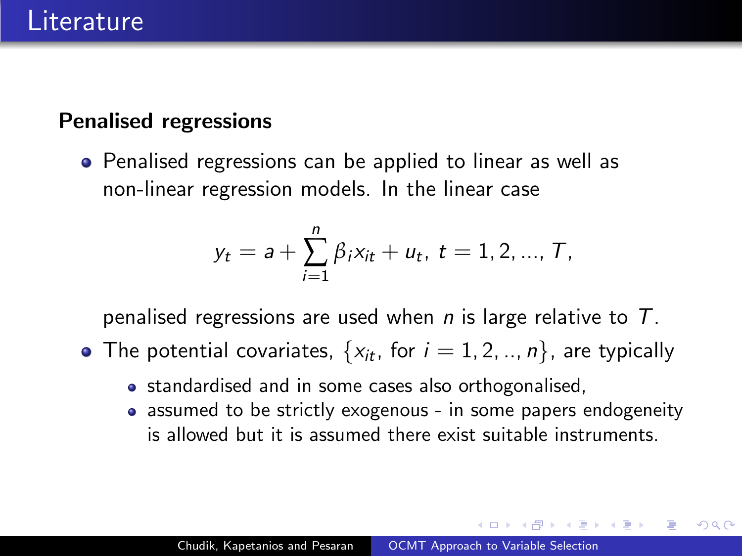# Literature

**Penalised regressions**

- Penalised regressions can be applied to linear as well as non-linear regression models. In the linear case

$$y_t = a + \sum_{i=1}^{n} \beta_i x_{it} + u_t,\ t = 1, 2, ..., T,$$

penalised regressions are used when $n$ is large relative to $T$.

- The potential covariates, $\{x_{it}$, for $i = 1, 2, .., n\}$, are typically
  - standardised and in some cases also orthogonalised,
  - assumed to be strictly exogenous - in some papers endogeneity is allowed but it is assumed there exist suitable instruments.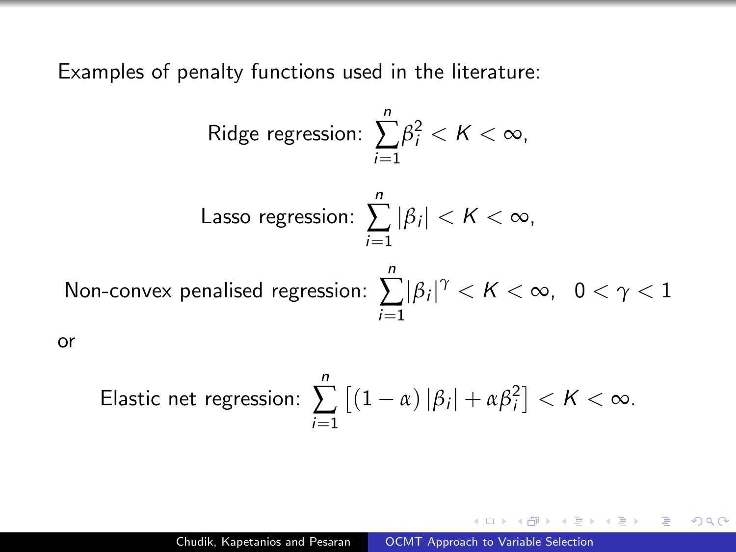Examples of penalty functions used in the literature:

$$\text{Ridge regression: } \sum_{i=1}^{n} \beta_i^2 < K < \infty,$$

$$\text{Lasso regression: } \sum_{i=1}^{n} |\beta_i| < K < \infty,$$

$$\text{Non-convex penalised regression: } \sum_{i=1}^{n} |\beta_i|^{\gamma} < K < \infty, \quad 0 < \gamma < 1$$

or

$$\text{Elastic net regression: } \sum_{i=1}^{n} \left[ (1-\alpha) |\beta_i| + \alpha \beta_i^2 \right] < K < \infty.$$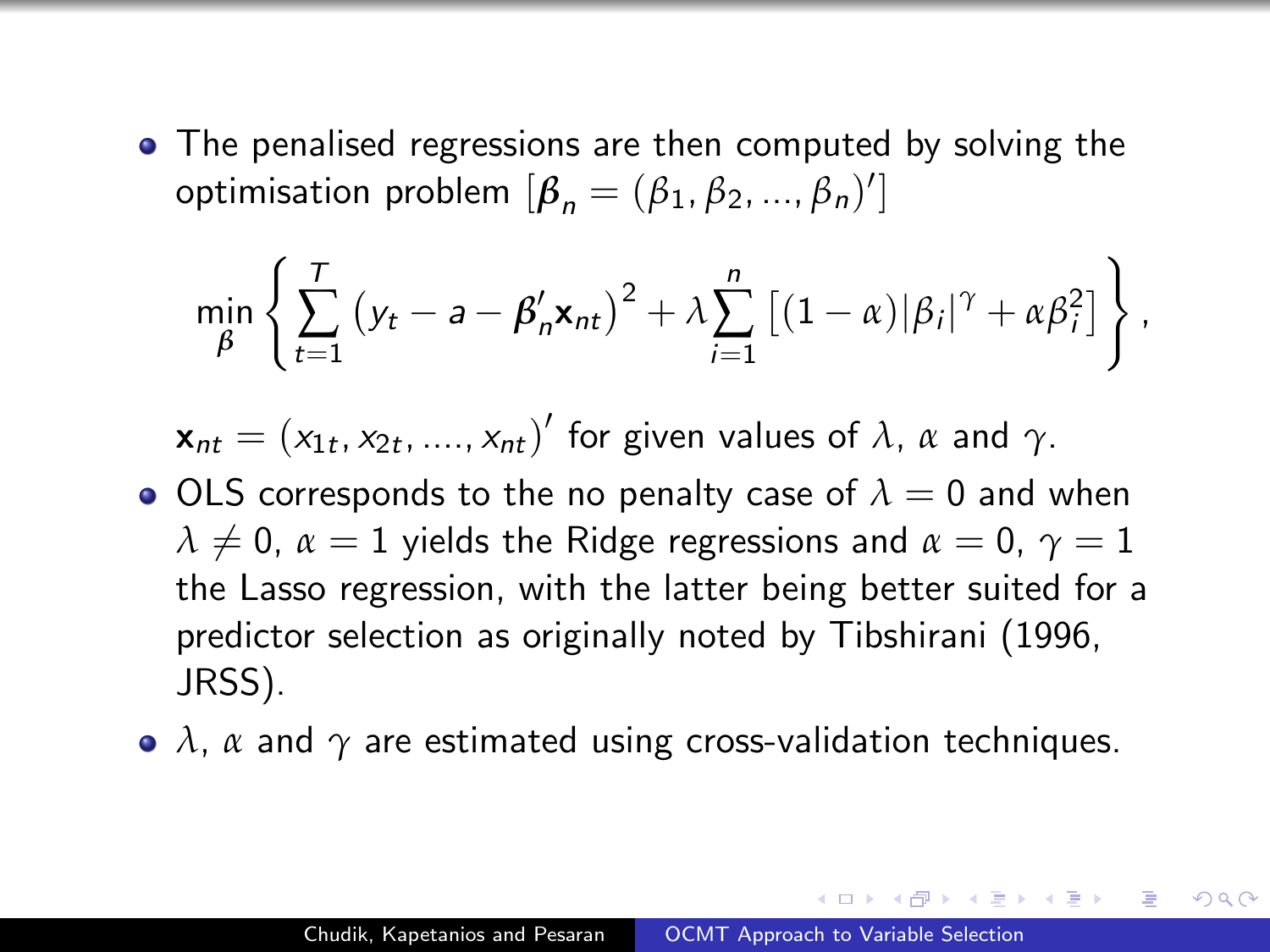- The penalised regressions are then computed by solving the optimisation problem $[\boldsymbol{\beta}_n = (\beta_1, \beta_2, ..., \beta_n)']$

$$\min_{\beta} \left\{ \sum_{t=1}^{T} \left( y_t - a - \boldsymbol{\beta}_n' \mathbf{x}_{nt} \right)^2 + \lambda \sum_{i=1}^{n} \left[ (1-\alpha)|\beta_i|^{\gamma} + \alpha \beta_i^2 \right] \right\},$$

  $\mathbf{x}_{nt} = (x_{1t}, x_{2t}, ...., x_{nt})'$ for given values of $\lambda$, $\alpha$ and $\gamma$.

- OLS corresponds to the no penalty case of $\lambda = 0$ and when $\lambda \neq 0$, $\alpha = 1$ yields the Ridge regressions and $\alpha = 0$, $\gamma = 1$ the Lasso regression, with the latter being better suited for a predictor selection as originally noted by Tibshirani (1996, JRSS).
- $\lambda$, $\alpha$ and $\gamma$ are estimated using cross-validation techniques.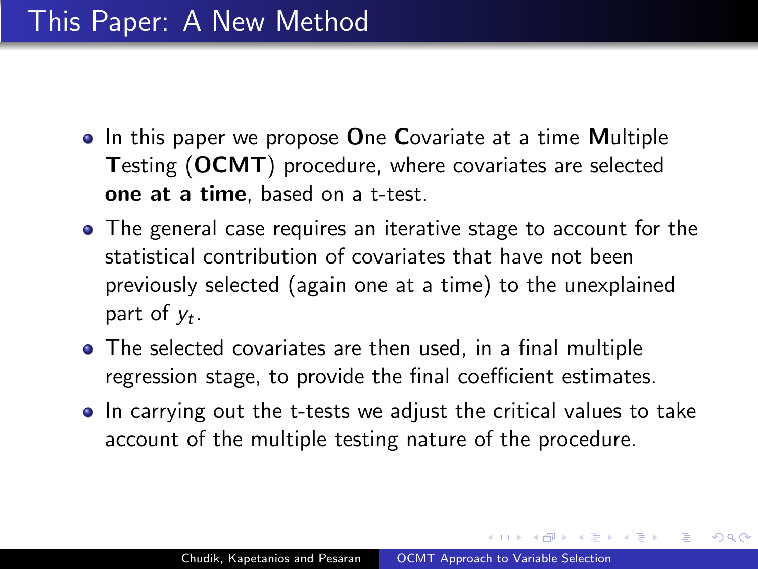# This Paper: A New Method

- In this paper we propose **O**ne **C**ovariate at a time **M**ultiple **T**esting (**OCMT**) procedure, where covariates are selected **one at a time**, based on a t-test.
- The general case requires an iterative stage to account for the statistical contribution of covariates that have not been previously selected (again one at a time) to the unexplained part of $y_t$.
- The selected covariates are then used, in a final multiple regression stage, to provide the final coefficient estimates.
- In carrying out the t-tests we adjust the critical values to take account of the multiple testing nature of the procedure.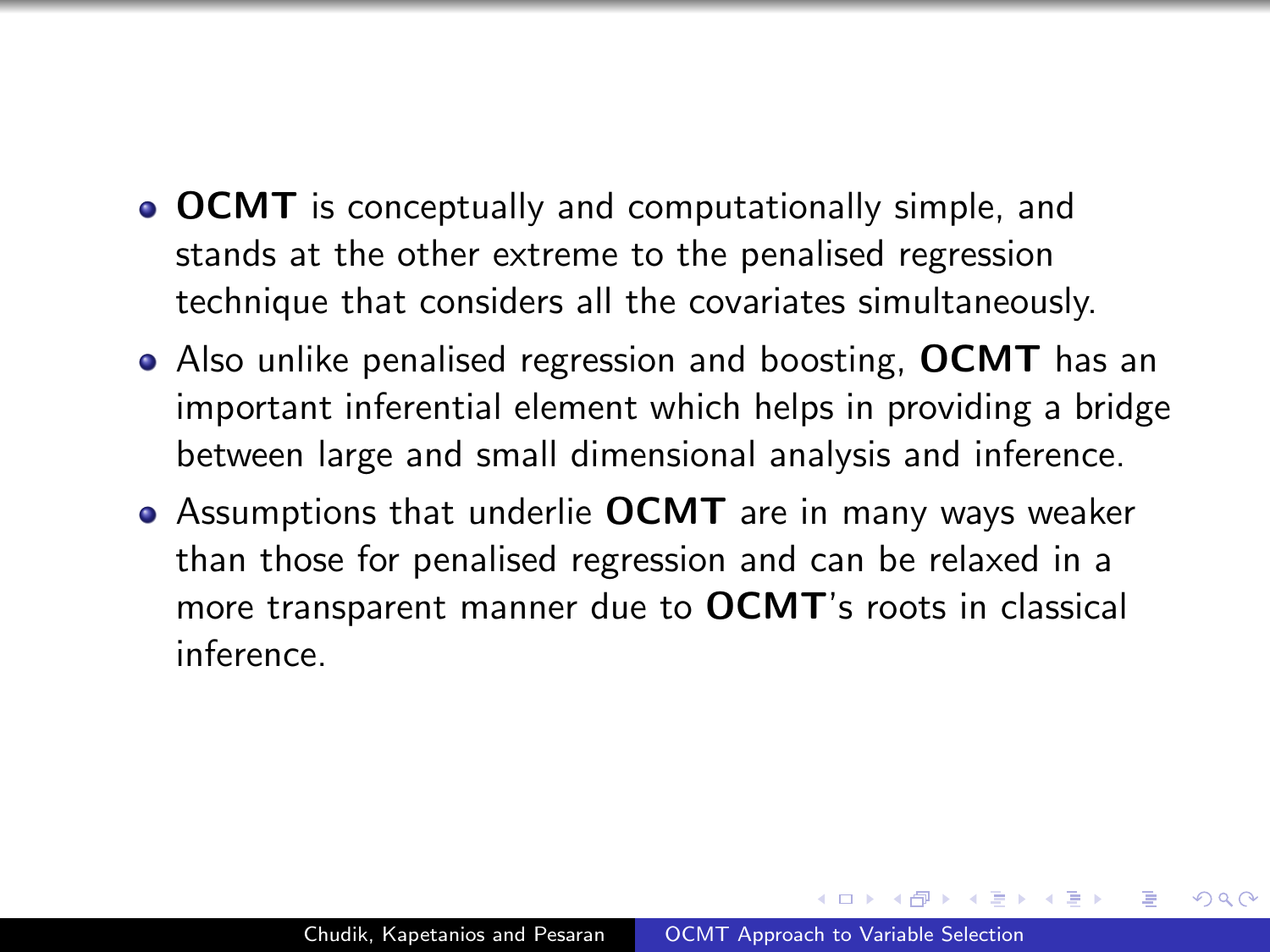- **OCMT** is conceptually and computationally simple, and stands at the other extreme to the penalised regression technique that considers all the covariates simultaneously.
- Also unlike penalised regression and boosting, **OCMT** has an important inferential element which helps in providing a bridge between large and small dimensional analysis and inference.
- Assumptions that underlie **OCMT** are in many ways weaker than those for penalised regression and can be relaxed in a more transparent manner due to **OCMT**'s roots in classical inference.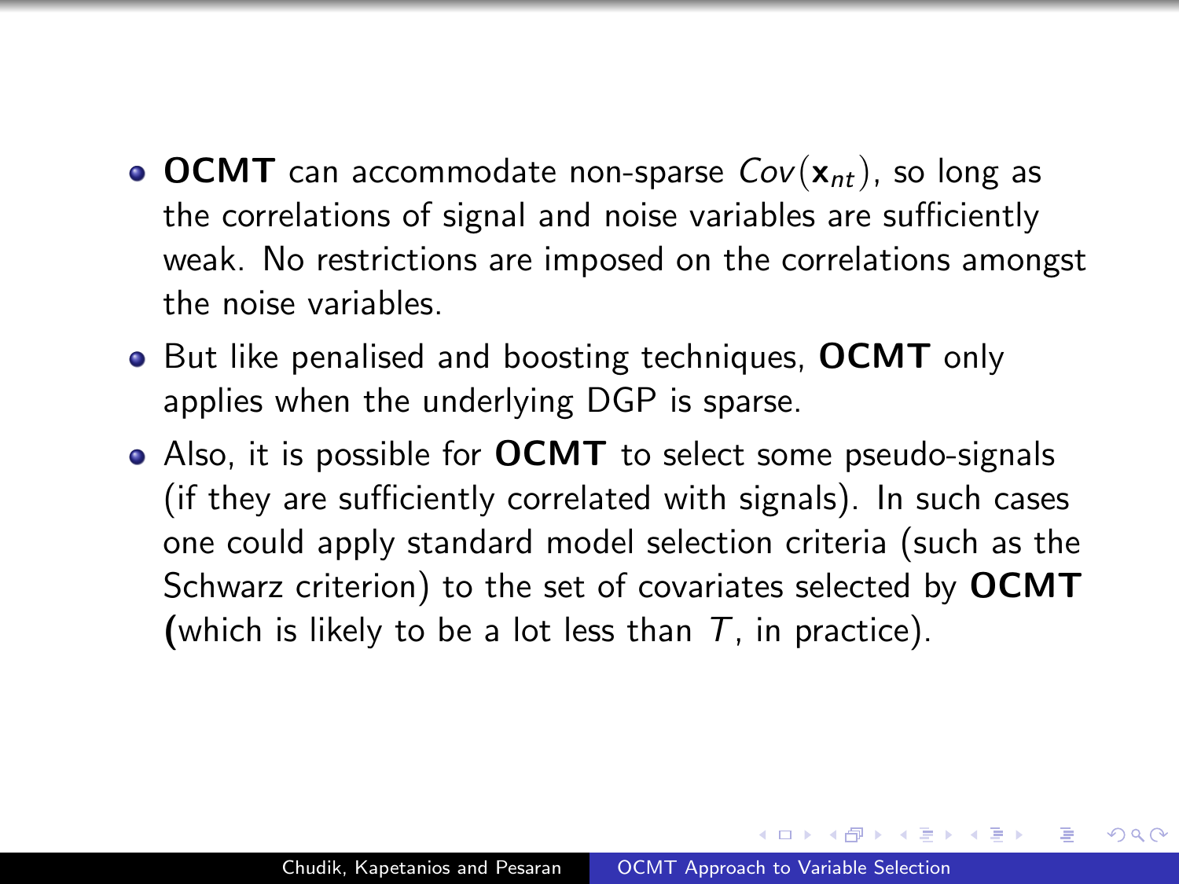- **OCMT** can accommodate non-sparse $Cov(\mathbf{x}_{nt})$, so long as the correlations of signal and noise variables are sufficiently weak. No restrictions are imposed on the correlations amongst the noise variables.
- But like penalised and boosting techniques, **OCMT** only applies when the underlying DGP is sparse.
- Also, it is possible for **OCMT** to select some pseudo-signals (if they are sufficiently correlated with signals). In such cases one could apply standard model selection criteria (such as the Schwarz criterion) to the set of covariates selected by **OCMT** (which is likely to be a lot less than $T$, in practice).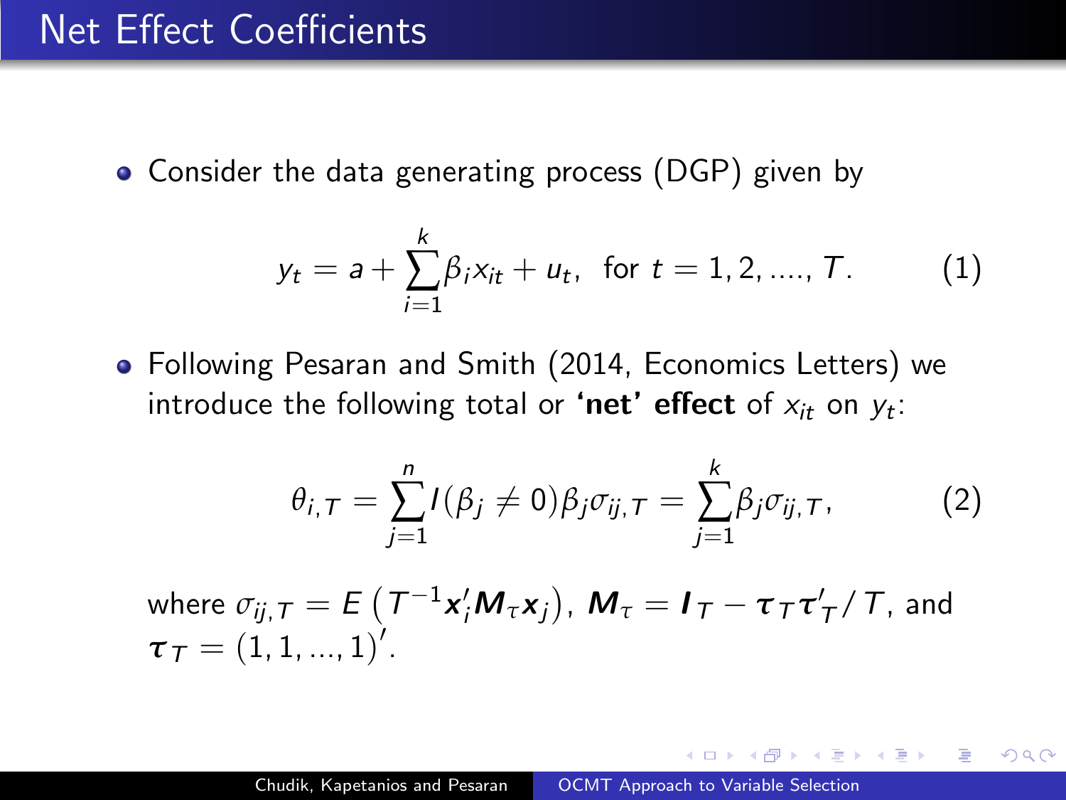# Net Effect Coefficients

- Consider the data generating process (DGP) given by

$$y_t = a + \sum_{i=1}^{k} \beta_i x_{it} + u_t, \text{ for } t = 1, 2, ...., T. \tag{1}$$

- Following Pesaran and Smith (2014, Economics Letters) we introduce the following total or **'net' effect** of $x_{it}$ on $y_t$:

$$\theta_{i,T} = \sum_{j=1}^{n} I(\beta_j \neq 0)\beta_j \sigma_{ij,T} = \sum_{j=1}^{k} \beta_j \sigma_{ij,T}, \tag{2}$$

where $\sigma_{ij,T} = E\left(T^{-1}\mathbf{x}_i' \mathbf{M}_\tau \mathbf{x}_j\right)$, $\mathbf{M}_\tau = \mathbf{I}_T - \boldsymbol{\tau}_T \boldsymbol{\tau}_T' / T$, and $\boldsymbol{\tau}_T = (1, 1, ..., 1)'$.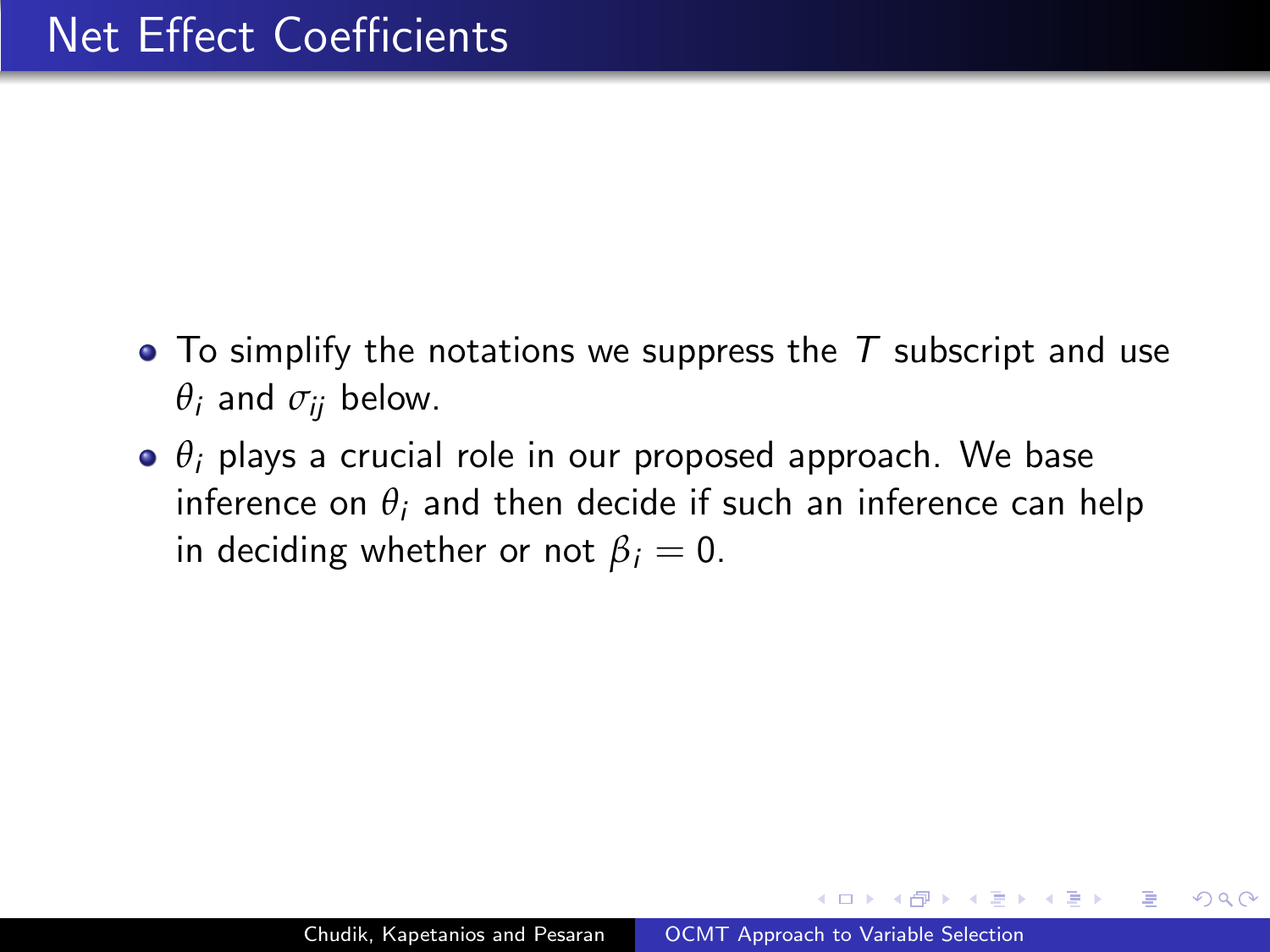# Net Effect Coefficients

- To simplify the notations we suppress the $T$ subscript and use $\theta_i$ and $\sigma_{ij}$ below.
- $\theta_i$ plays a crucial role in our proposed approach. We base inference on $\theta_i$ and then decide if such an inference can help in deciding whether or not $\beta_i = 0$.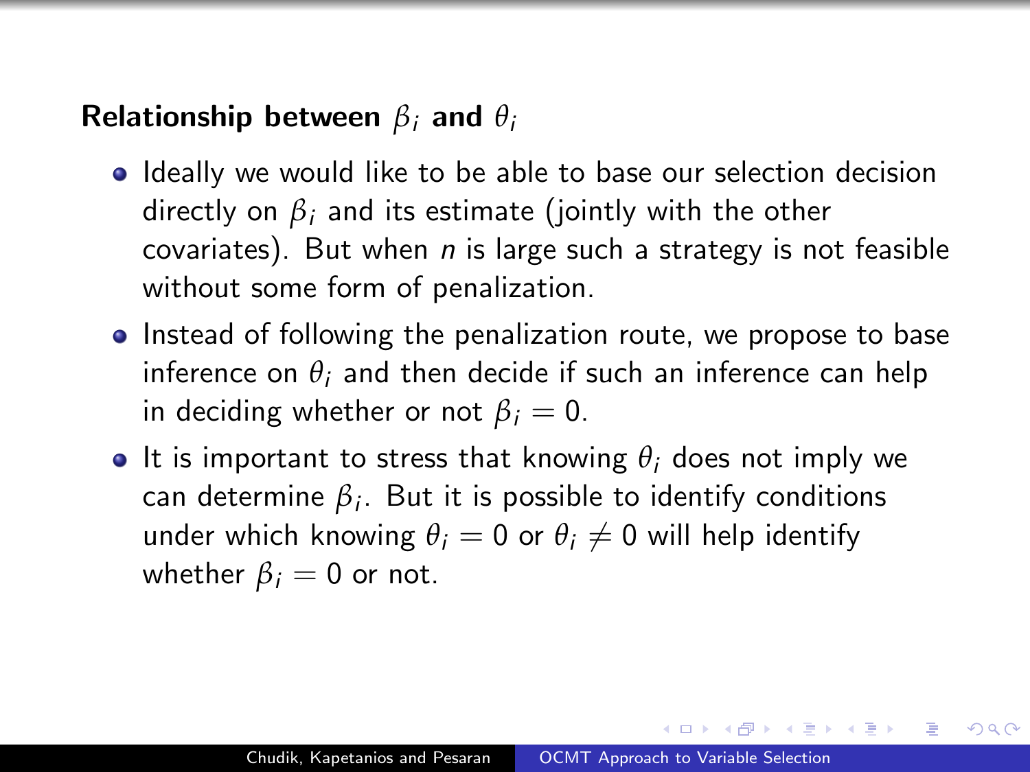## Relationship between $\beta_i$ and $\theta_i$

- Ideally we would like to be able to base our selection decision directly on $\beta_i$ and its estimate (jointly with the other covariates). But when $n$ is large such a strategy is not feasible without some form of penalization.
- Instead of following the penalization route, we propose to base inference on $\theta_i$ and then decide if such an inference can help in deciding whether or not $\beta_i = 0$.
- It is important to stress that knowing $\theta_i$ does not imply we can determine $\beta_i$. But it is possible to identify conditions under which knowing $\theta_i = 0$ or $\theta_i \neq 0$ will help identify whether $\beta_i = 0$ or not.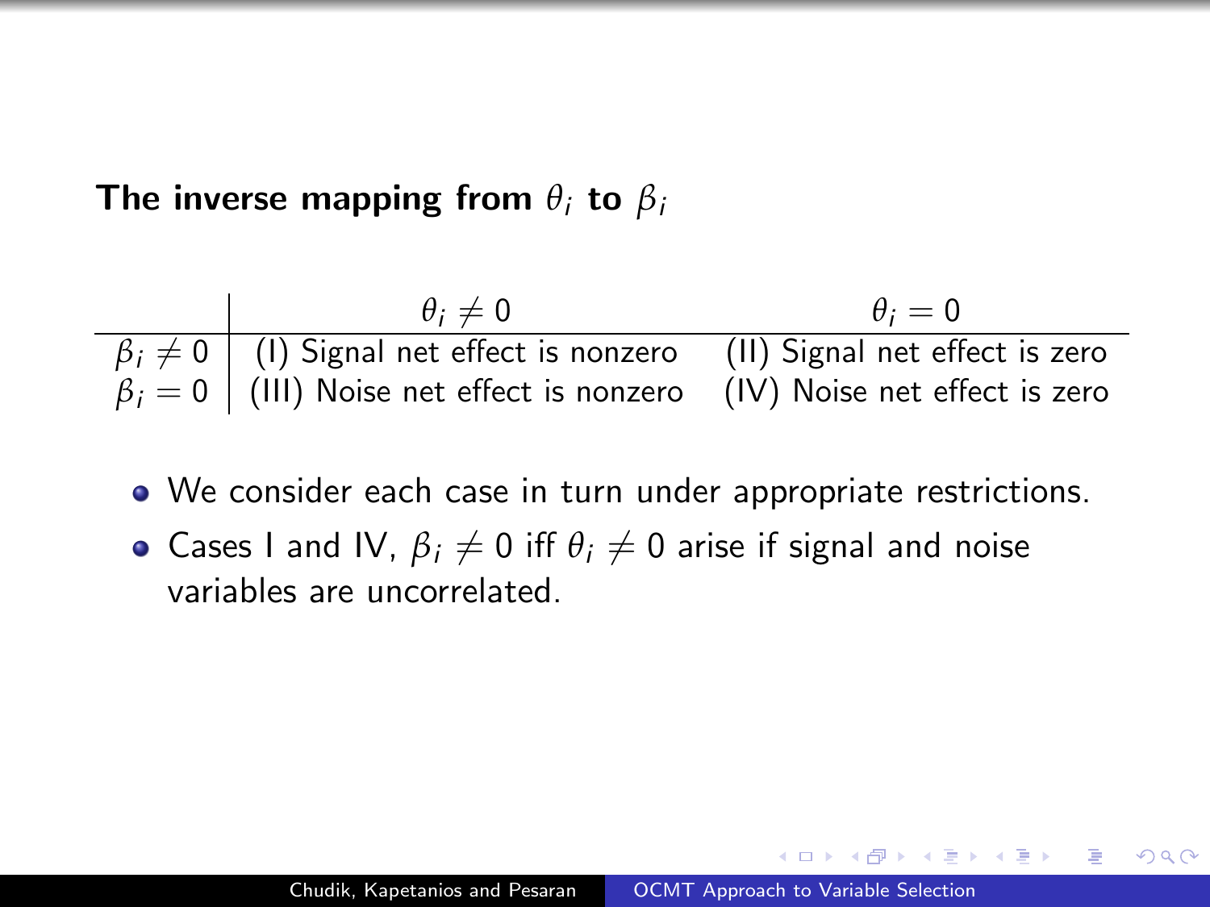## The inverse mapping from $\theta_i$ to $\beta_i$

| | $\theta_i \neq 0$ | $\theta_i = 0$ |
|---|---|---|
| $\beta_i \neq 0$ | (I) Signal net effect is nonzero | (II) Signal net effect is zero |
| $\beta_i = 0$ | (III) Noise net effect is nonzero | (IV) Noise net effect is zero |

- We consider each case in turn under appropriate restrictions.
- Cases I and IV, $\beta_i \neq 0$ iff $\theta_i \neq 0$ arise if signal and noise variables are uncorrelated.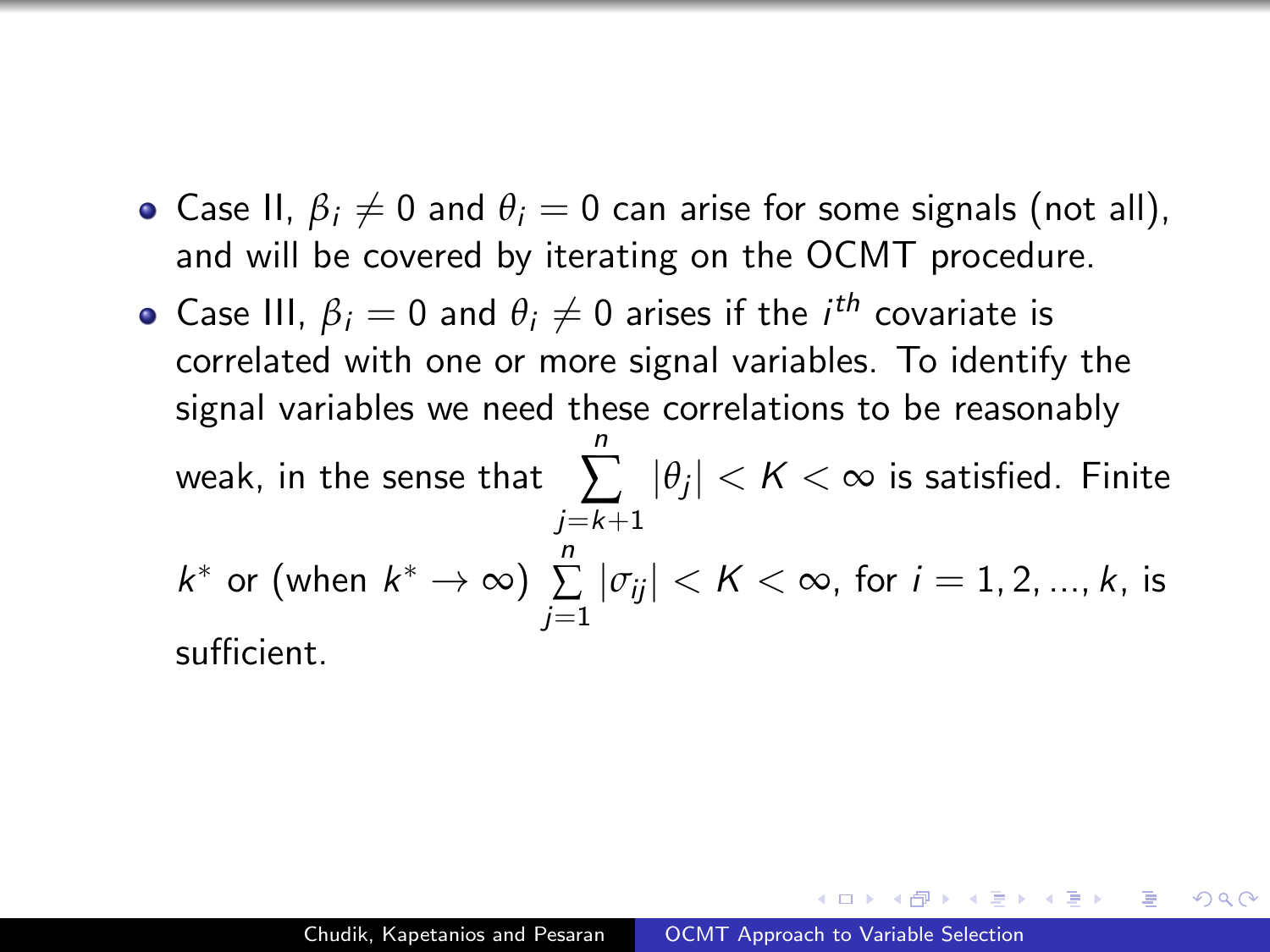- Case II, $\beta_i \neq 0$ and $\theta_i = 0$ can arise for some signals (not all), and will be covered by iterating on the OCMT procedure.
- Case III, $\beta_i = 0$ and $\theta_i \neq 0$ arises if the $i^{th}$ covariate is correlated with one or more signal variables. To identify the signal variables we need these correlations to be reasonably weak, in the sense that $\sum_{j=k+1}^{n} |\theta_j| < K < \infty$ is satisfied. Finite $k^*$ or (when $k^* \to \infty$) $\sum_{j=1}^{n} |\sigma_{ij}| < K < \infty$, for $i = 1, 2, ..., k$, is sufficient.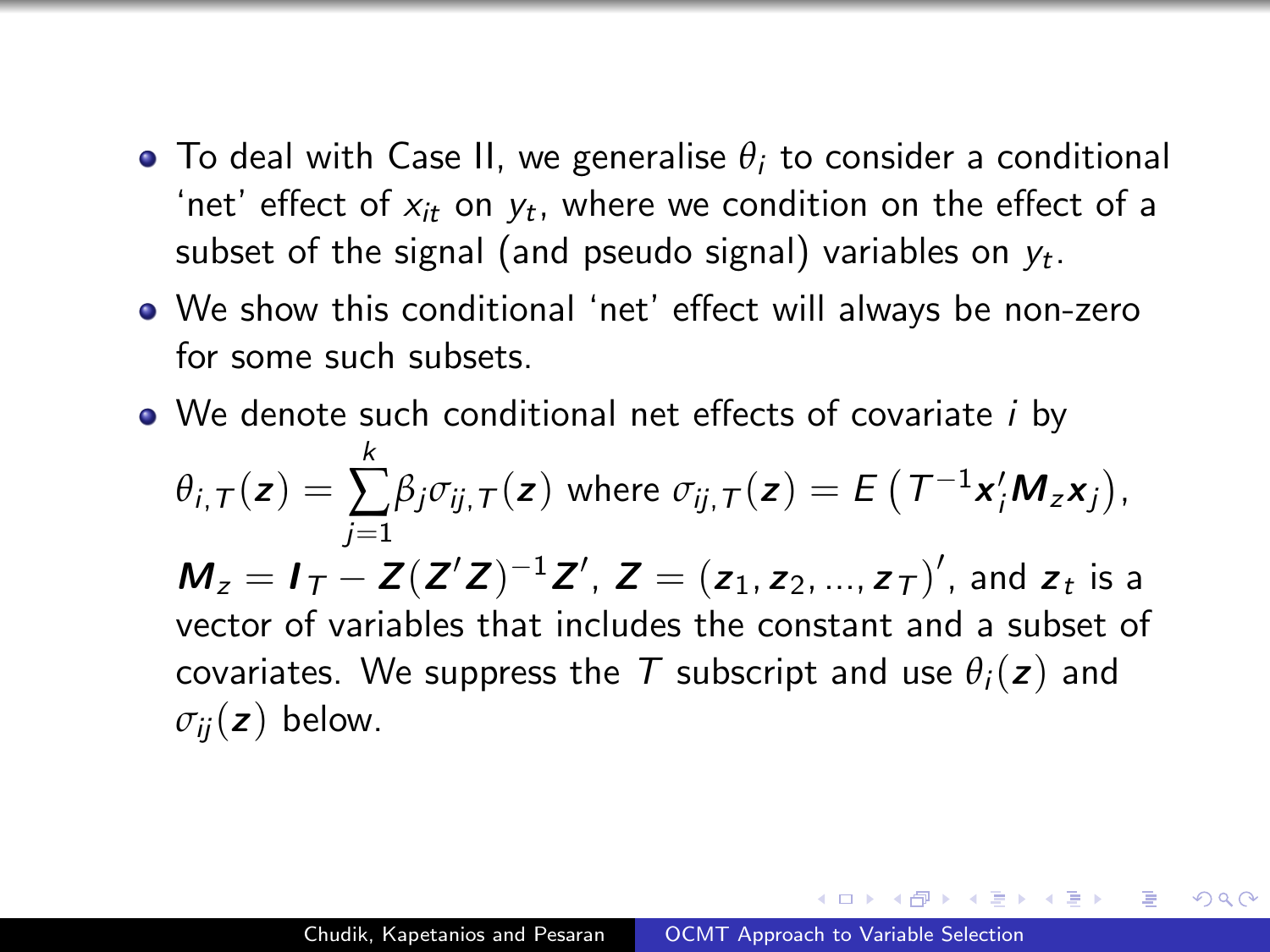- To deal with Case II, we generalise $\theta_i$ to consider a conditional 'net' effect of $x_{it}$ on $y_t$, where we condition on the effect of a subset of the signal (and pseudo signal) variables on $y_t$.
- We show this conditional 'net' effect will always be non-zero for some such subsets.
- We denote such conditional net effects of covariate $i$ by
$$\theta_{i,T}(\mathbf{z}) = \sum_{j=1}^{k} \beta_j \sigma_{ij,T}(\mathbf{z}) \text{ where } \sigma_{ij,T}(\mathbf{z}) = E\left(T^{-1}\mathbf{x}_i' \mathbf{M}_z \mathbf{x}_j\right),$$
$\mathbf{M}_z = \mathbf{I}_T - \mathbf{Z}(\mathbf{Z}'\mathbf{Z})^{-1}\mathbf{Z}'$, $\mathbf{Z} = (\mathbf{z}_1, \mathbf{z}_2, ..., \mathbf{z}_T)'$, and $\mathbf{z}_t$ is a vector of variables that includes the constant and a subset of covariates. We suppress the $T$ subscript and use $\theta_i(\mathbf{z})$ and $\sigma_{ij}(\mathbf{z})$ below.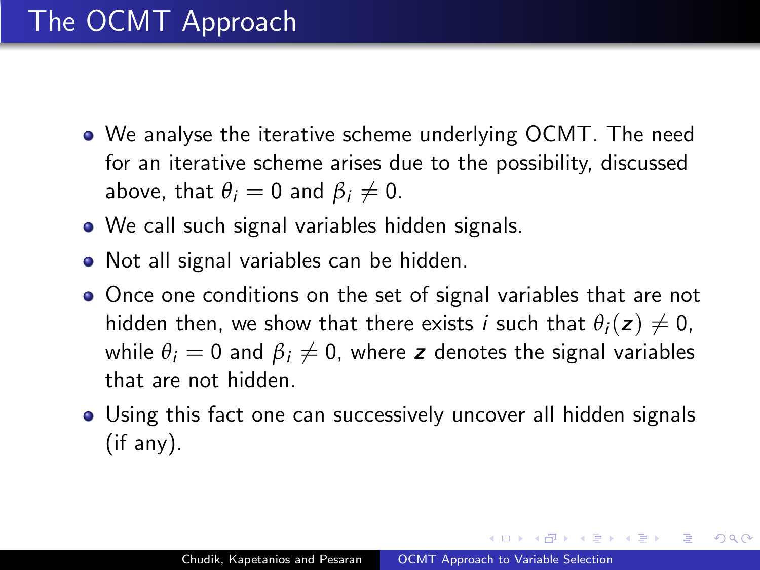# The OCMT Approach

- We analyse the iterative scheme underlying OCMT. The need for an iterative scheme arises due to the possibility, discussed above, that $\theta_i = 0$ and $\beta_i \neq 0$.
- We call such signal variables hidden signals.
- Not all signal variables can be hidden.
- Once one conditions on the set of signal variables that are not hidden then, we show that there exists $i$ such that $\theta_i(\boldsymbol{z}) \neq 0$, while $\theta_i = 0$ and $\beta_i \neq 0$, where $\boldsymbol{z}$ denotes the signal variables that are not hidden.
- Using this fact one can successively uncover all hidden signals (if any).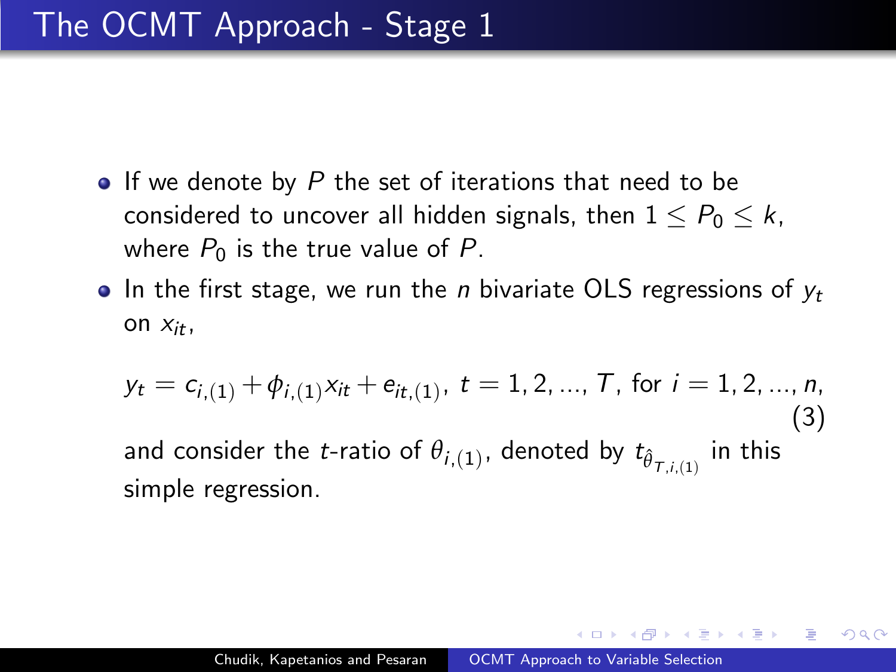# The OCMT Approach - Stage 1

- If we denote by $P$ the set of iterations that need to be considered to uncover all hidden signals, then $1 \leq P_0 \leq k$, where $P_0$ is the true value of $P$.
- In the first stage, we run the $n$ bivariate OLS regressions of $y_t$ on $x_{it}$,

$$y_t = c_{i,(1)} + \phi_{i,(1)} x_{it} + e_{it,(1)},\ t = 1, 2, ..., T, \text{ for } i = 1, 2, ..., n, \tag{3}$$

and consider the $t$-ratio of $\theta_{i,(1)}$, denoted by $t_{\hat{\theta}_{T,i,(1)}}$ in this simple regression.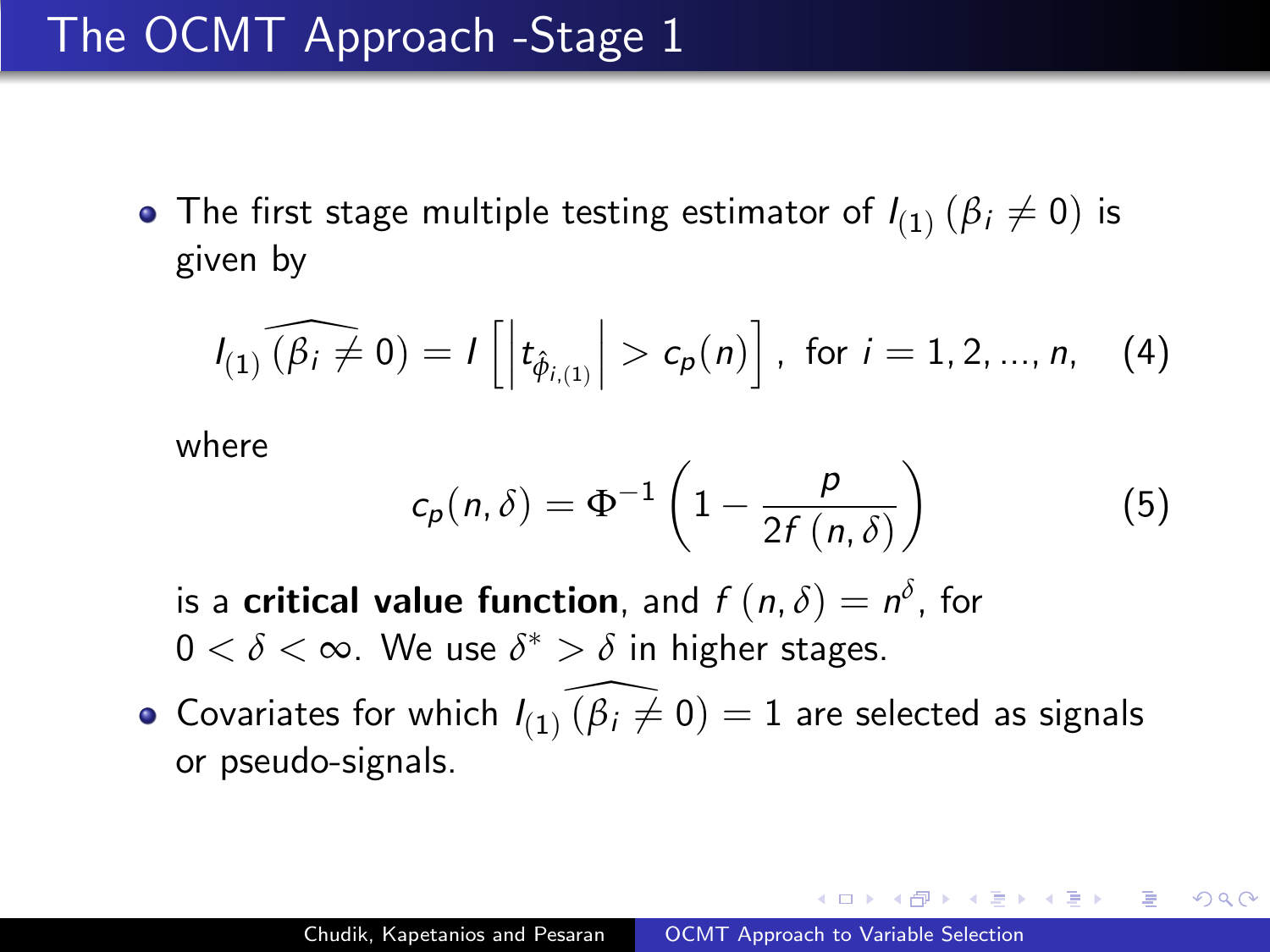# The OCMT Approach -Stage 1

- The first stage multiple testing estimator of $I_{(1)}\left(\beta_i \neq 0\right)$ is given by

$$I_{(1)}\widehat{\left(\beta_i \neq 0\right)} = I\left[\left|t_{\hat{\phi}_{i,(1)}}\right| > c_p(n)\right], \text{ for } i = 1, 2, ..., n, \quad (4)$$

  where

$$c_p(n, \delta) = \Phi^{-1}\left(1 - \frac{p}{2f\left(n, \delta\right)}\right) \quad (5)$$

  is a **critical value function**, and $f\left(n, \delta\right) = n^{\delta}$, for $0 < \delta < \infty$. We use $\delta^* > \delta$ in higher stages.

- Covariates for which $I_{(1)}\widehat{\left(\beta_i \neq 0\right)} = 1$ are selected as signals or pseudo-signals.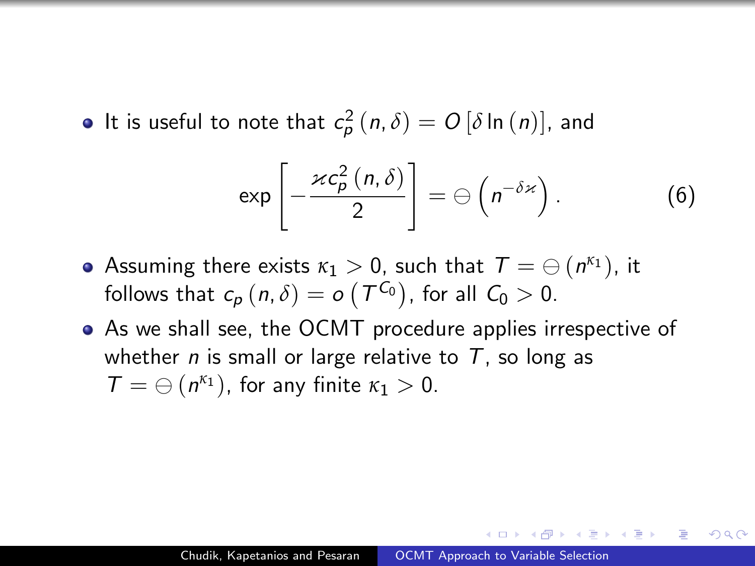- It is useful to note that $c_p^2(n,\delta) = O[\delta \ln(n)]$, and

$$\exp\left[-\frac{\varkappa c_p^2(n,\delta)}{2}\right] = \ominus\left(n^{-\delta\varkappa}\right). \tag{6}$$

- Assuming there exists $\kappa_1 > 0$, such that $T = \ominus(n^{\kappa_1})$, it follows that $c_p(n,\delta) = o\left(T^{C_0}\right)$, for all $C_0 > 0$.
- As we shall see, the OCMT procedure applies irrespective of whether $n$ is small or large relative to $T$, so long as $T = \ominus(n^{\kappa_1})$, for any finite $\kappa_1 > 0$.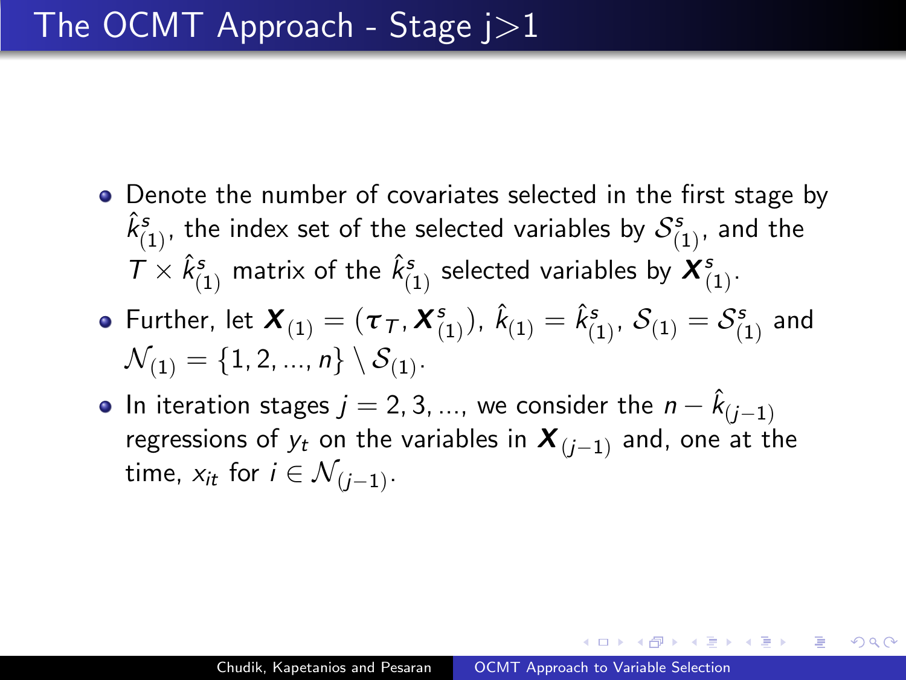# The OCMT Approach - Stage j>1

- Denote the number of covariates selected in the first stage by $\hat{k}^s_{(1)}$, the index set of the selected variables by $\mathcal{S}^s_{(1)}$, and the $T \times \hat{k}^s_{(1)}$ matrix of the $\hat{k}^s_{(1)}$ selected variables by $\boldsymbol{X}^s_{(1)}$.
- Further, let $\boldsymbol{X}_{(1)} = (\boldsymbol{\tau}_T, \boldsymbol{X}^s_{(1)})$, $\hat{k}_{(1)} = \hat{k}^s_{(1)}$, $\mathcal{S}_{(1)} = \mathcal{S}^s_{(1)}$ and $\mathcal{N}_{(1)} = \{1, 2, ..., n\} \setminus \mathcal{S}_{(1)}$.
- In iteration stages $j = 2, 3, ...$, we consider the $n - \hat{k}_{(j-1)}$ regressions of $y_t$ on the variables in $\boldsymbol{X}_{(j-1)}$ and, one at the time, $x_{it}$ for $i \in \mathcal{N}_{(j-1)}$.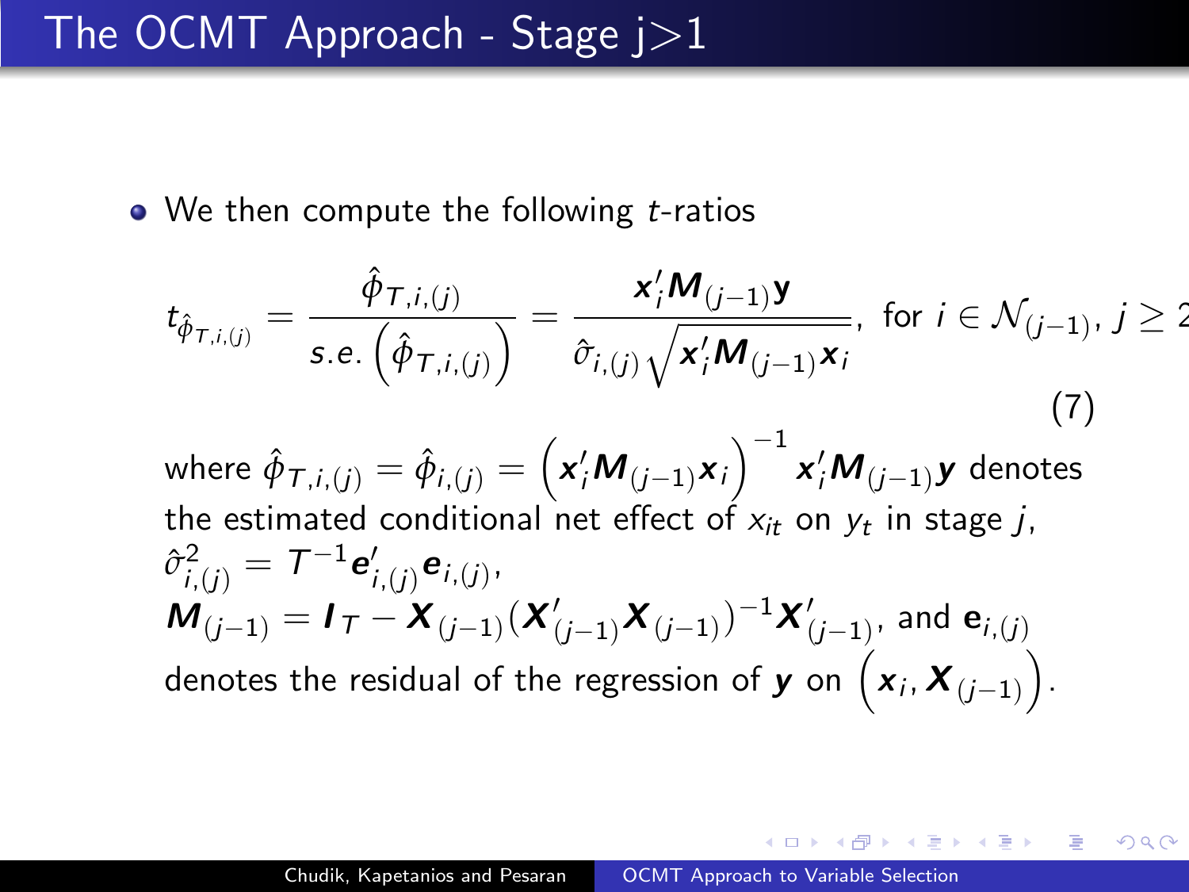# The OCMT Approach - Stage j>1

- We then compute the following $t$-ratios

$$t_{\hat{\phi}_{T,i,(j)}} = \frac{\hat{\phi}_{T,i,(j)}}{s.e.\left(\hat{\phi}_{T,i,(j)}\right)} = \frac{\boldsymbol{x}_i'\boldsymbol{M}_{(j-1)}\boldsymbol{y}}{\hat{\sigma}_{i,(j)}\sqrt{\boldsymbol{x}_i'\boldsymbol{M}_{(j-1)}\boldsymbol{x}_i}}, \text{ for } i \in \mathcal{N}_{(j-1)}, j \geq 2 \tag{7}$$

where $\hat{\phi}_{T,i,(j)} = \hat{\phi}_{i,(j)} = \left(\boldsymbol{x}_i'\boldsymbol{M}_{(j-1)}\boldsymbol{x}_i\right)^{-1}\boldsymbol{x}_i'\boldsymbol{M}_{(j-1)}\boldsymbol{y}$ denotes the estimated conditional net effect of $x_{it}$ on $y_t$ in stage $j$,
$\hat{\sigma}^2_{i,(j)} = T^{-1}\boldsymbol{e}'_{i,(j)}\boldsymbol{e}_{i,(j)}$,
$\boldsymbol{M}_{(j-1)} = \boldsymbol{I}_T - \boldsymbol{X}_{(j-1)}(\boldsymbol{X}'_{(j-1)}\boldsymbol{X}_{(j-1)})^{-1}\boldsymbol{X}'_{(j-1)}$, and $\mathbf{e}_{i,(j)}$ denotes the residual of the regression of $\boldsymbol{y}$ on $\left(\boldsymbol{x}_i, \boldsymbol{X}_{(j-1)}\right)$.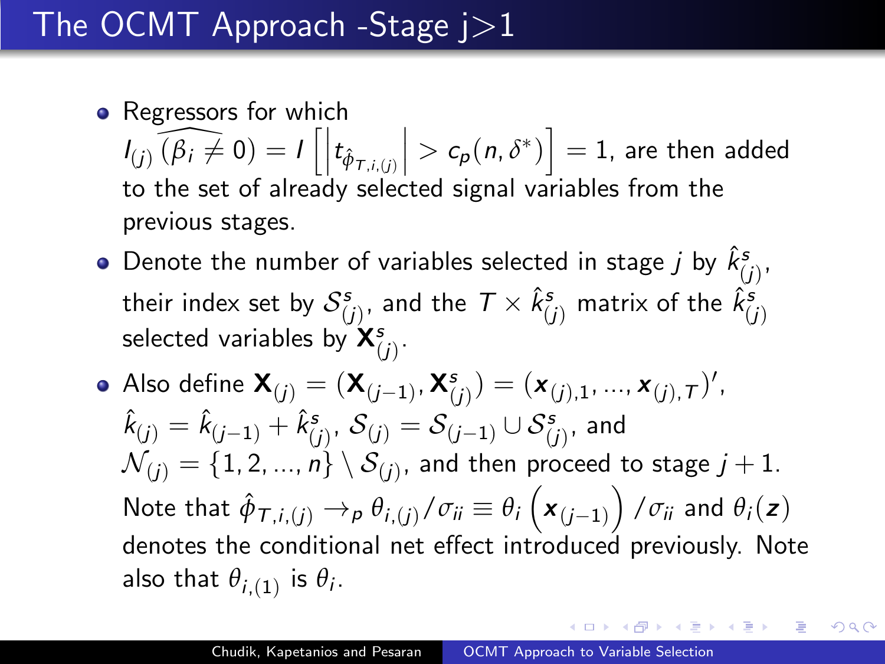# The OCMT Approach -Stage j>1

- Regressors for which $I_{(j)}\,\widehat{(\beta_i \neq 0)} = I\left[\left|t_{\hat{\phi}_{T,i,(j)}}\right| > c_p(n, \delta^*)\right] = 1$, are then added to the set of already selected signal variables from the previous stages.
- Denote the number of variables selected in stage $j$ by $\hat{k}^s_{(j)}$, their index set by $\mathcal{S}^s_{(j)}$, and the $T \times \hat{k}^s_{(j)}$ matrix of the $\hat{k}^s_{(j)}$ selected variables by $\mathbf{X}^s_{(j)}$.
- Also define $\mathbf{X}_{(j)} = (\mathbf{X}_{(j-1)}, \mathbf{X}^s_{(j)}) = (\boldsymbol{x}_{(j),1}, ..., \boldsymbol{x}_{(j),T})'$, $\hat{k}_{(j)} = \hat{k}_{(j-1)} + \hat{k}^s_{(j)}$, $\mathcal{S}_{(j)} = \mathcal{S}_{(j-1)} \cup \mathcal{S}^s_{(j)}$, and $\mathcal{N}_{(j)} = \{1, 2, ..., n\} \setminus \mathcal{S}_{(j)}$, and then proceed to stage $j+1$. Note that $\hat{\phi}_{T,i,(j)} \rightarrow_p \theta_{i,(j)}/\sigma_{ii} \equiv \theta_i\left(\boldsymbol{x}_{(j-1)}\right)/\sigma_{ii}$ and $\theta_i(\boldsymbol{z})$ denotes the conditional net effect introduced previously. Note also that $\theta_{i,(1)}$ is $\theta_i$.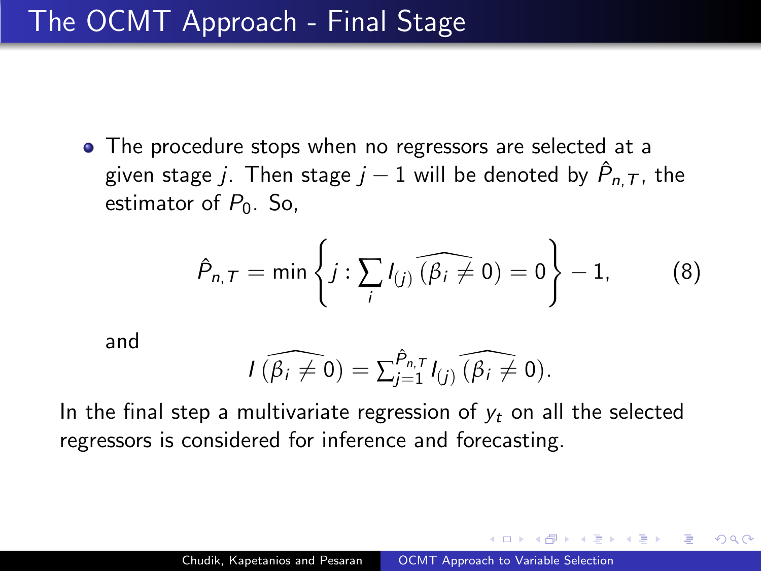# The OCMT Approach - Final Stage

- The procedure stops when no regressors are selected at a given stage $j$. Then stage $j-1$ will be denoted by $\hat{P}_{n,T}$, the estimator of $P_0$. So,

$$\hat{P}_{n,T} = \min\left\{ j : \sum_i I_{(j)}\,\widehat{(\beta_i \neq 0)} = 0 \right\} - 1, \tag{8}$$

and

$$I\,\widehat{(\beta_i \neq 0)} = \sum_{j=1}^{\hat{P}_{n,T}} I_{(j)}\,\widehat{(\beta_i \neq 0)}.$$

In the final step a multivariate regression of $y_t$ on all the selected regressors is considered for inference and forecasting.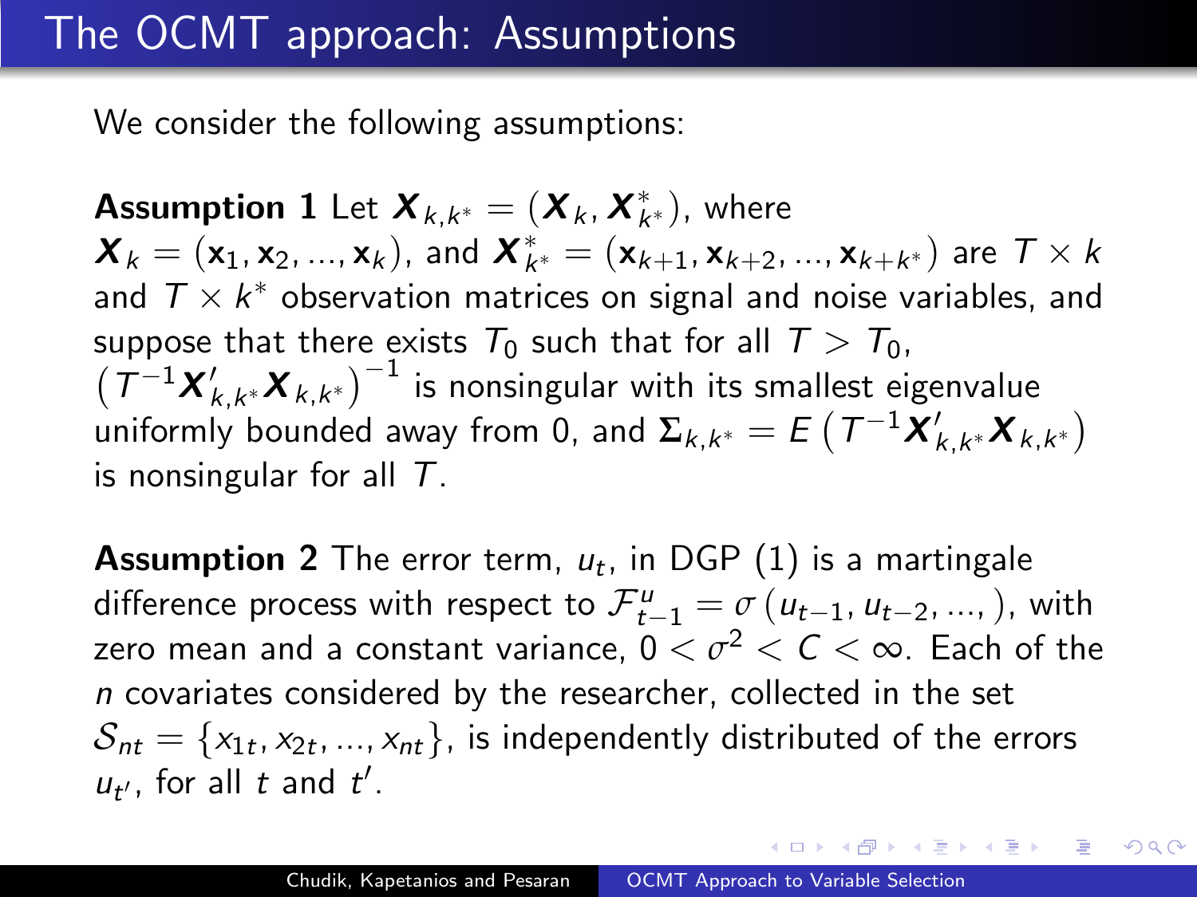# The OCMT approach: Assumptions

We consider the following assumptions:

**Assumption 1** Let $\boldsymbol{X}_{k,k^*} = (\boldsymbol{X}_k, \boldsymbol{X}^*_{k^*})$, where $\boldsymbol{X}_k = (\mathbf{x}_1, \mathbf{x}_2, ..., \mathbf{x}_k)$, and $\boldsymbol{X}^*_{k^*} = (\mathbf{x}_{k+1}, \mathbf{x}_{k+2}, ..., \mathbf{x}_{k+k^*})$ are $T \times k$ and $T \times k^*$ observation matrices on signal and noise variables, and suppose that there exists $T_0$ such that for all $T > T_0$, $\left(T^{-1}\boldsymbol{X}'_{k,k^*}\boldsymbol{X}_{k,k^*}\right)^{-1}$ is nonsingular with its smallest eigenvalue uniformly bounded away from 0, and $\boldsymbol{\Sigma}_{k,k^*} = E\left(T^{-1}\boldsymbol{X}'_{k,k^*}\boldsymbol{X}_{k,k^*}\right)$ is nonsingular for all $T$.

**Assumption 2** The error term, $u_t$, in DGP (1) is a martingale difference process with respect to $\mathcal{F}^u_{t-1} = \sigma\left(u_{t-1}, u_{t-2}, ..., \right)$, with zero mean and a constant variance, $0 < \sigma^2 < C < \infty$. Each of the $n$ covariates considered by the researcher, collected in the set $\mathcal{S}_{nt} = \{x_{1t}, x_{2t}, ..., x_{nt}\}$, is independently distributed of the errors $u_{t'}$, for all $t$ and $t'$.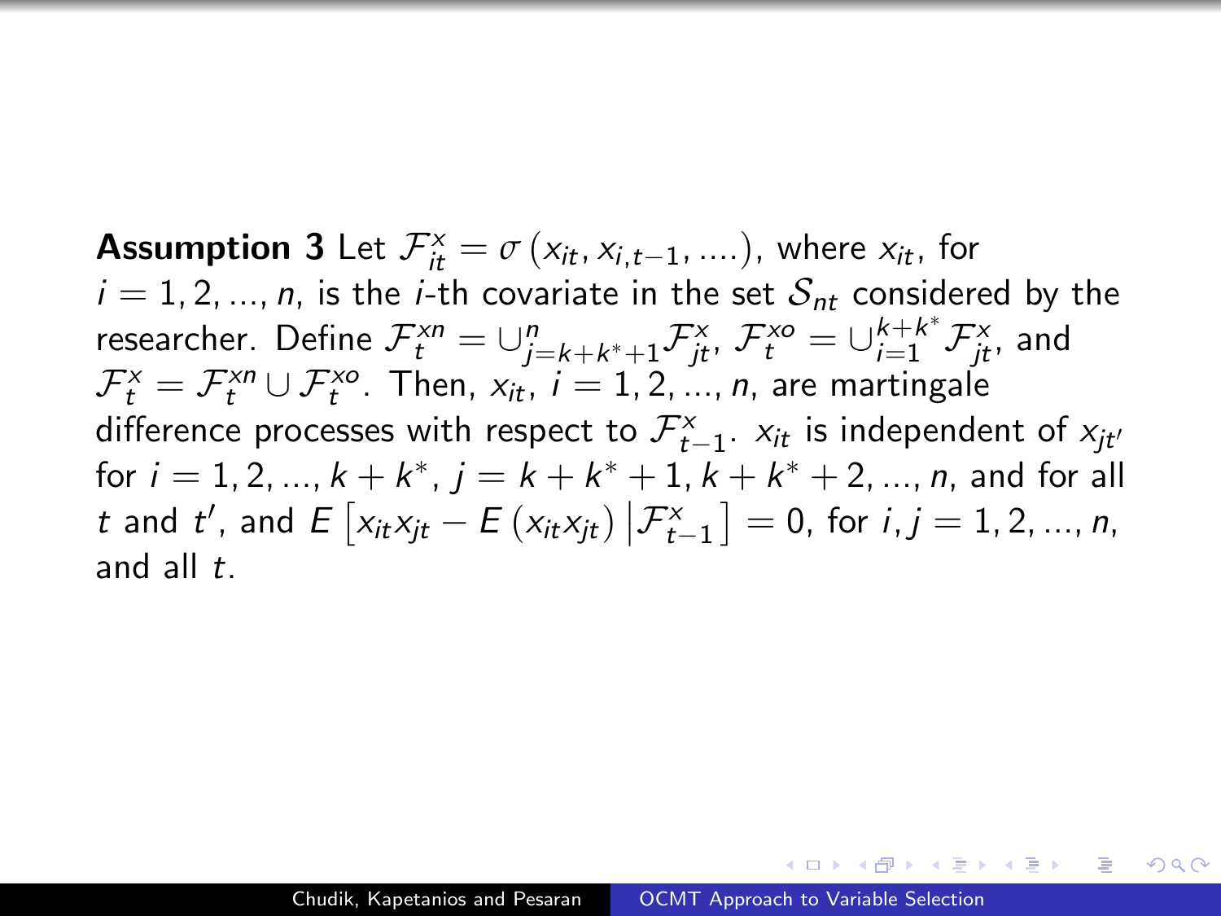**Assumption 3** Let $\mathcal{F}_{it}^{x} = \sigma\left(x_{it}, x_{i,t-1}, ....\right)$, where $x_{it}$, for $i = 1, 2, ..., n$, is the $i$-th covariate in the set $\mathcal{S}_{nt}$ considered by the researcher. Define $\mathcal{F}_{t}^{xn} = \cup_{j=k+k^{*}+1}^{n} \mathcal{F}_{jt}^{x}$, $\mathcal{F}_{t}^{xo} = \cup_{i=1}^{k+k^{*}} \mathcal{F}_{jt}^{x}$, and $\mathcal{F}_{t}^{x} = \mathcal{F}_{t}^{xn} \cup \mathcal{F}_{t}^{xo}$. Then, $x_{it}$, $i = 1, 2, ..., n$, are martingale difference processes with respect to $\mathcal{F}_{t-1}^{x}$. $x_{it}$ is independent of $x_{jt'}$ for $i = 1, 2, ..., k + k^{*}$, $j = k + k^{*} + 1, k + k^{*} + 2, ..., n$, and for all $t$ and $t'$, and $E\left[x_{it}x_{jt} - E\left(x_{it}x_{jt}\right) \middle| \mathcal{F}_{t-1}^{x}\right] = 0$, for $i, j = 1, 2, ..., n$, and all $t$.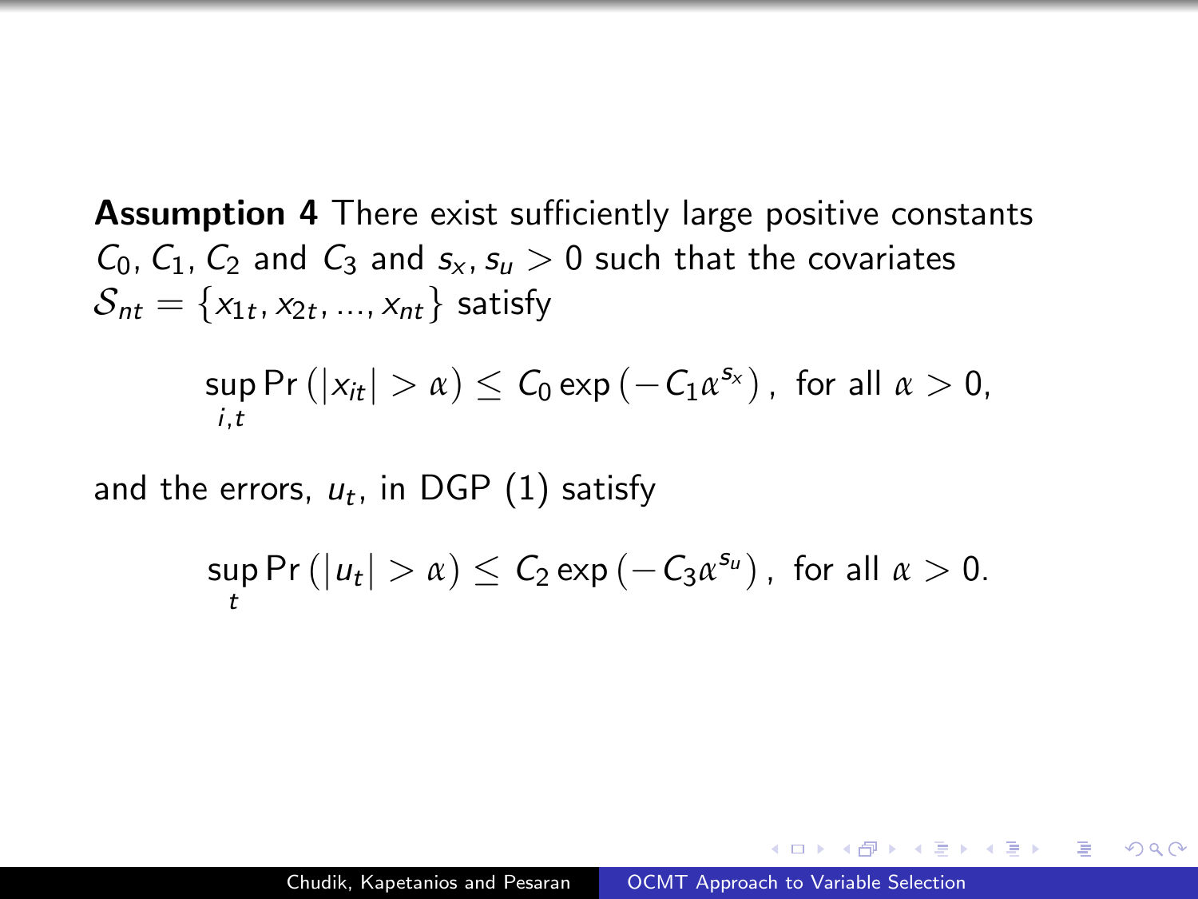**Assumption 4** There exist sufficiently large positive constants $C_0$, $C_1$, $C_2$ and $C_3$ and $s_x, s_u > 0$ such that the covariates $\mathcal{S}_{nt} = \{x_{1t}, x_{2t}, ..., x_{nt}\}$ satisfy

$$\sup_{i,t} \Pr\left(|x_{it}| > \alpha\right) \leq C_0 \exp\left(-C_1 \alpha^{s_x}\right), \text{ for all } \alpha > 0,$$

and the errors, $u_t$, in DGP (1) satisfy

$$\sup_{t} \Pr\left(|u_t| > \alpha\right) \leq C_2 \exp\left(-C_3 \alpha^{s_u}\right), \text{ for all } \alpha > 0.$$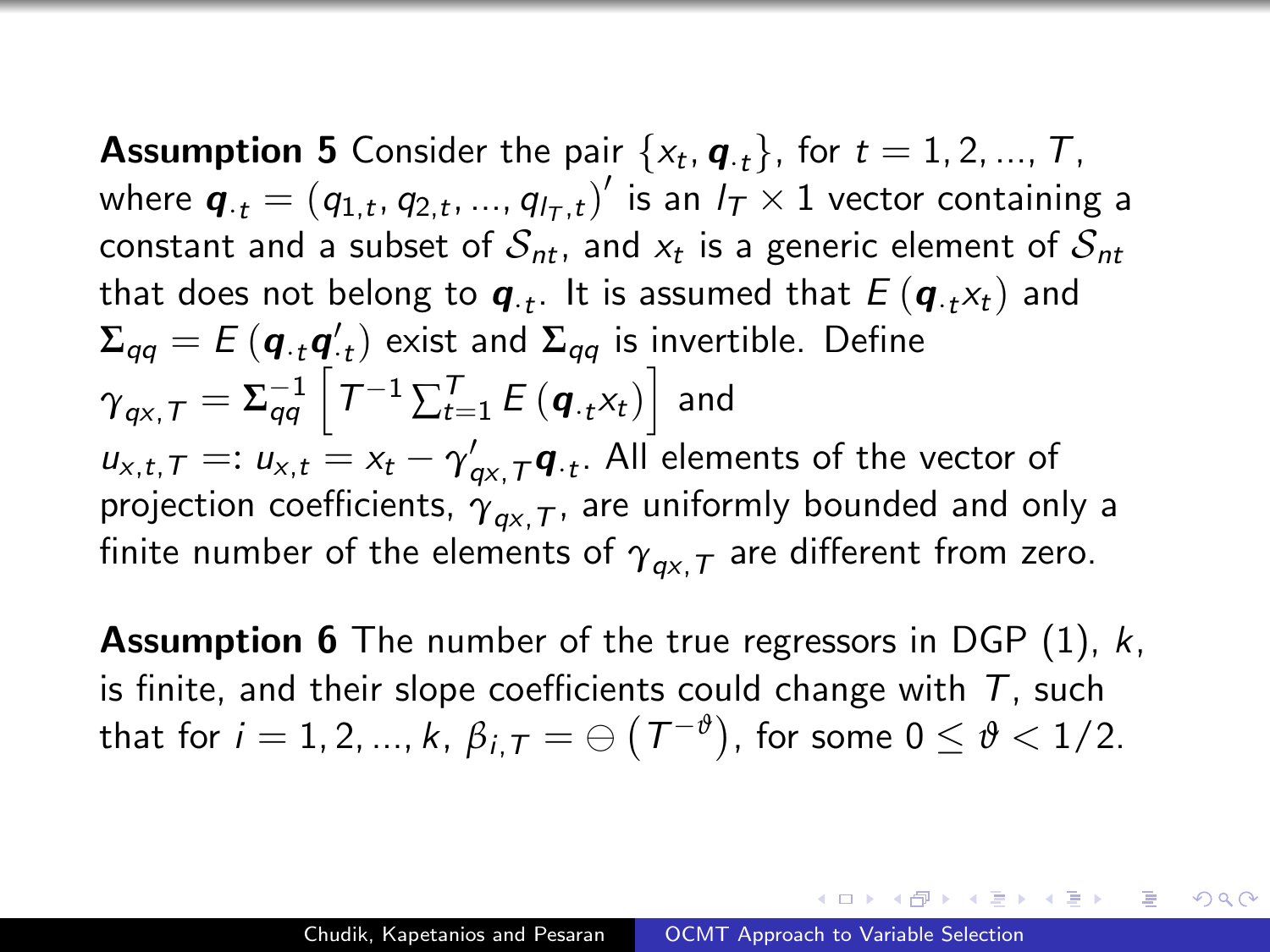**Assumption 5** Consider the pair $\{x_t, \mathbf{q}_{\cdot t}\}$, for $t = 1, 2, ..., T$, where $\mathbf{q}_{\cdot t} = (q_{1,t}, q_{2,t}, ..., q_{l_T,t})'$ is an $l_T \times 1$ vector containing a constant and a subset of $\mathcal{S}_{nt}$, and $x_t$ is a generic element of $\mathcal{S}_{nt}$ that does not belong to $\mathbf{q}_{\cdot t}$. It is assumed that $E(\mathbf{q}_{\cdot t} x_t)$ and $\mathbf{\Sigma}_{qq} = E(\mathbf{q}_{\cdot t}\mathbf{q}'_{\cdot t})$ exist and $\mathbf{\Sigma}_{qq}$ is invertible. Define $\gamma_{qx,T} = \mathbf{\Sigma}_{qq}^{-1}\left[T^{-1}\sum_{t=1}^{T} E(\mathbf{q}_{\cdot t} x_t)\right]$ and $u_{x,t,T} =: u_{x,t} = x_t - \gamma'_{qx,T}\mathbf{q}_{\cdot t}$. All elements of the vector of projection coefficients, $\gamma_{qx,T}$, are uniformly bounded and only a finite number of the elements of $\gamma_{qx,T}$ are different from zero.

**Assumption 6** The number of the true regressors in DGP (1), $k$, is finite, and their slope coefficients could change with $T$, such that for $i = 1, 2, ..., k$, $\beta_{i,T} = \ominus(T^{-\vartheta})$, for some $0 \leq \vartheta < 1/2$.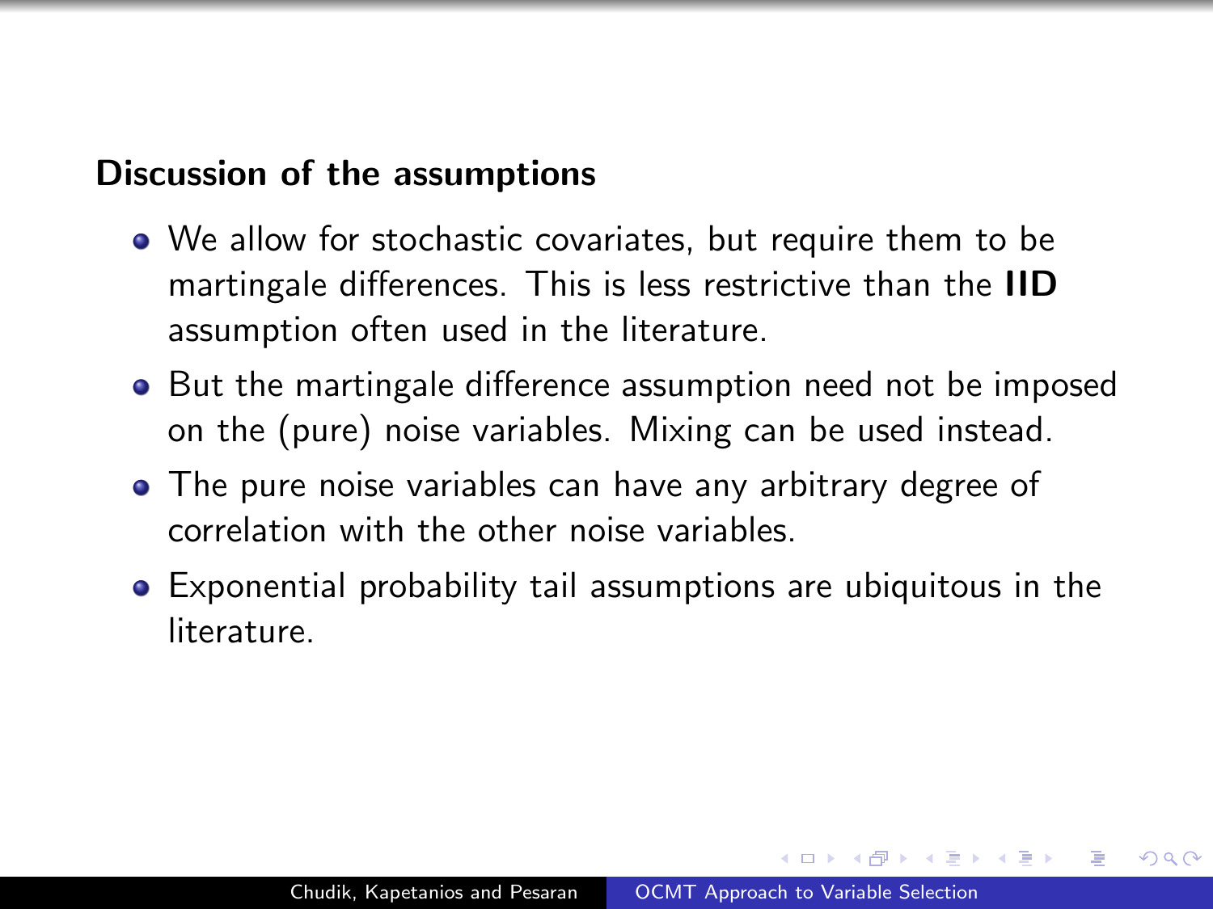### Discussion of the assumptions

- We allow for stochastic covariates, but require them to be martingale differences. This is less restrictive than the **IID** assumption often used in the literature.
- But the martingale difference assumption need not be imposed on the (pure) noise variables. Mixing can be used instead.
- The pure noise variables can have any arbitrary degree of correlation with the other noise variables.
- Exponential probability tail assumptions are ubiquitous in the literature.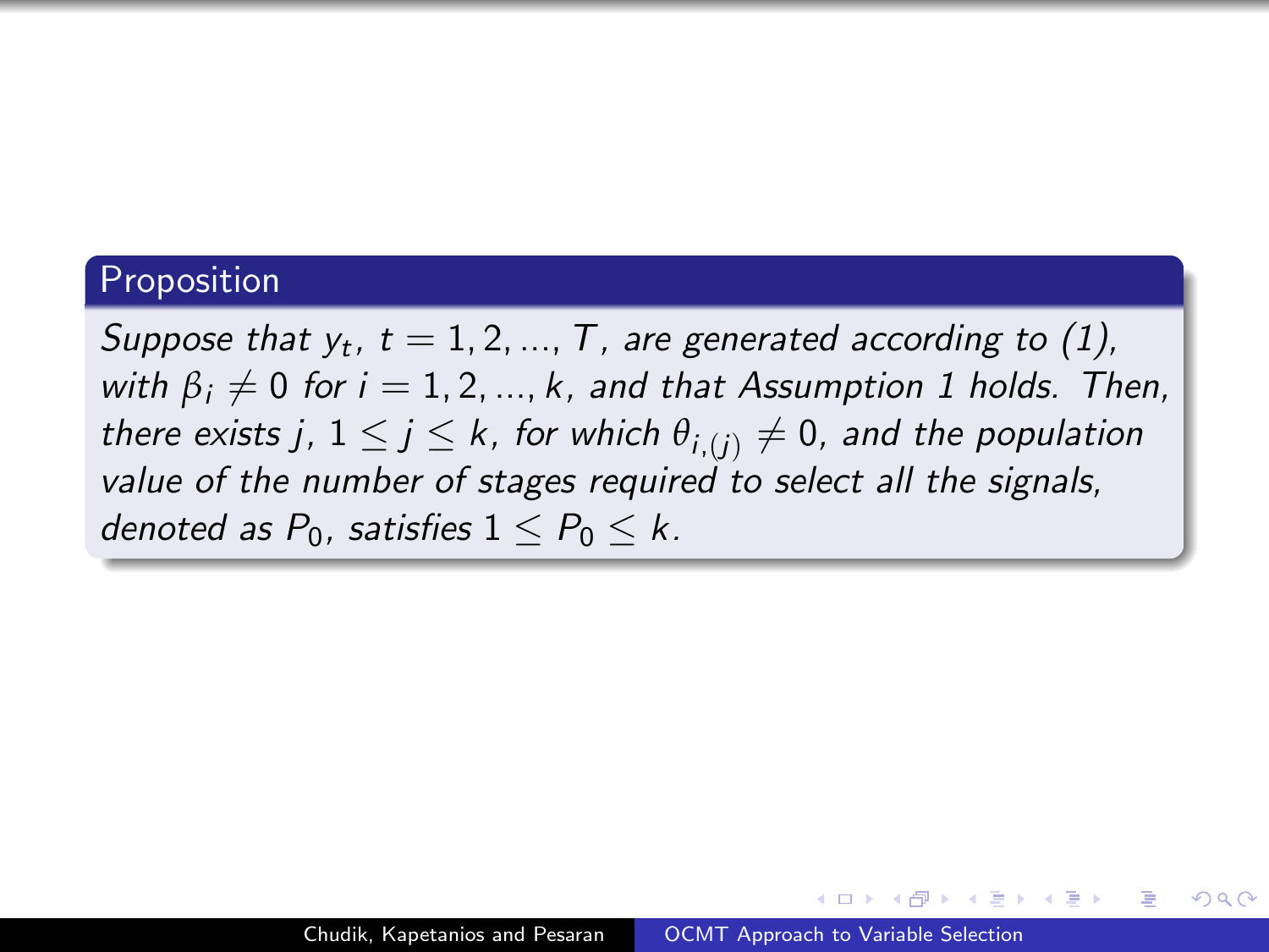### Proposition

*Suppose that $y_t$, $t = 1, 2, ..., T$, are generated according to (1), with $\beta_i \neq 0$ for $i = 1, 2, ..., k$, and that Assumption 1 holds. Then, there exists $j$, $1 \leq j \leq k$, for which $\theta_{i,(j)} \neq 0$, and the population value of the number of stages required to select all the signals, denoted as $P_0$, satisfies $1 \leq P_0 \leq k$.*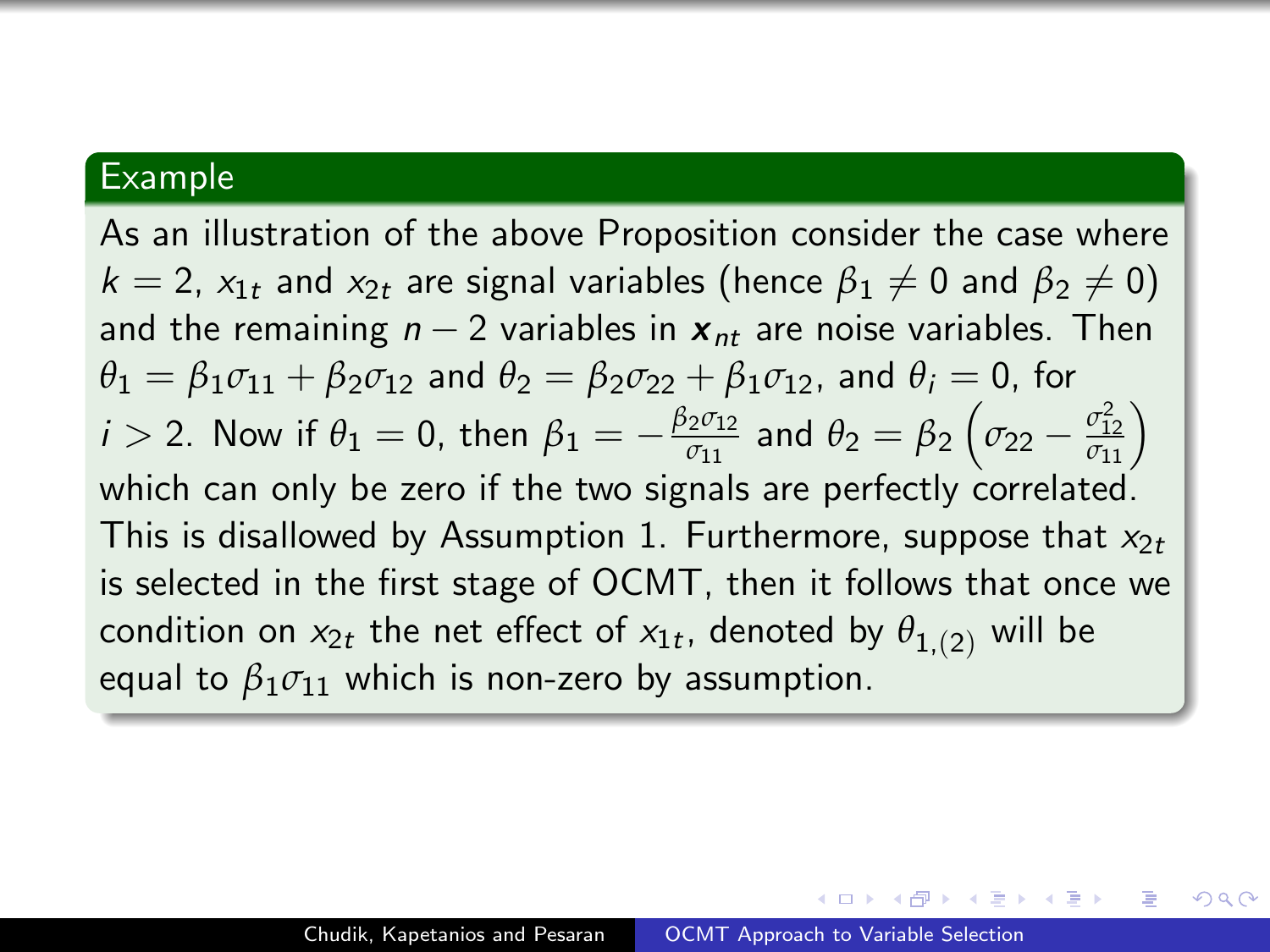### Example

As an illustration of the above Proposition consider the case where $k = 2$, $x_{1t}$ and $x_{2t}$ are signal variables (hence $\beta_1 \neq 0$ and $\beta_2 \neq 0$) and the remaining $n - 2$ variables in $\boldsymbol{x}_{nt}$ are noise variables. Then $\theta_1 = \beta_1\sigma_{11} + \beta_2\sigma_{12}$ and $\theta_2 = \beta_2\sigma_{22} + \beta_1\sigma_{12}$, and $\theta_i = 0$, for $i > 2$. Now if $\theta_1 = 0$, then $\beta_1 = -\frac{\beta_2\sigma_{12}}{\sigma_{11}}$ and $\theta_2 = \beta_2\left(\sigma_{22} - \frac{\sigma_{12}^2}{\sigma_{11}}\right)$ which can only be zero if the two signals are perfectly correlated. This is disallowed by Assumption 1. Furthermore, suppose that $x_{2t}$ is selected in the first stage of OCMT, then it follows that once we condition on $x_{2t}$ the net effect of $x_{1t}$, denoted by $\theta_{1,(2)}$ will be equal to $\beta_1\sigma_{11}$ which is non-zero by assumption.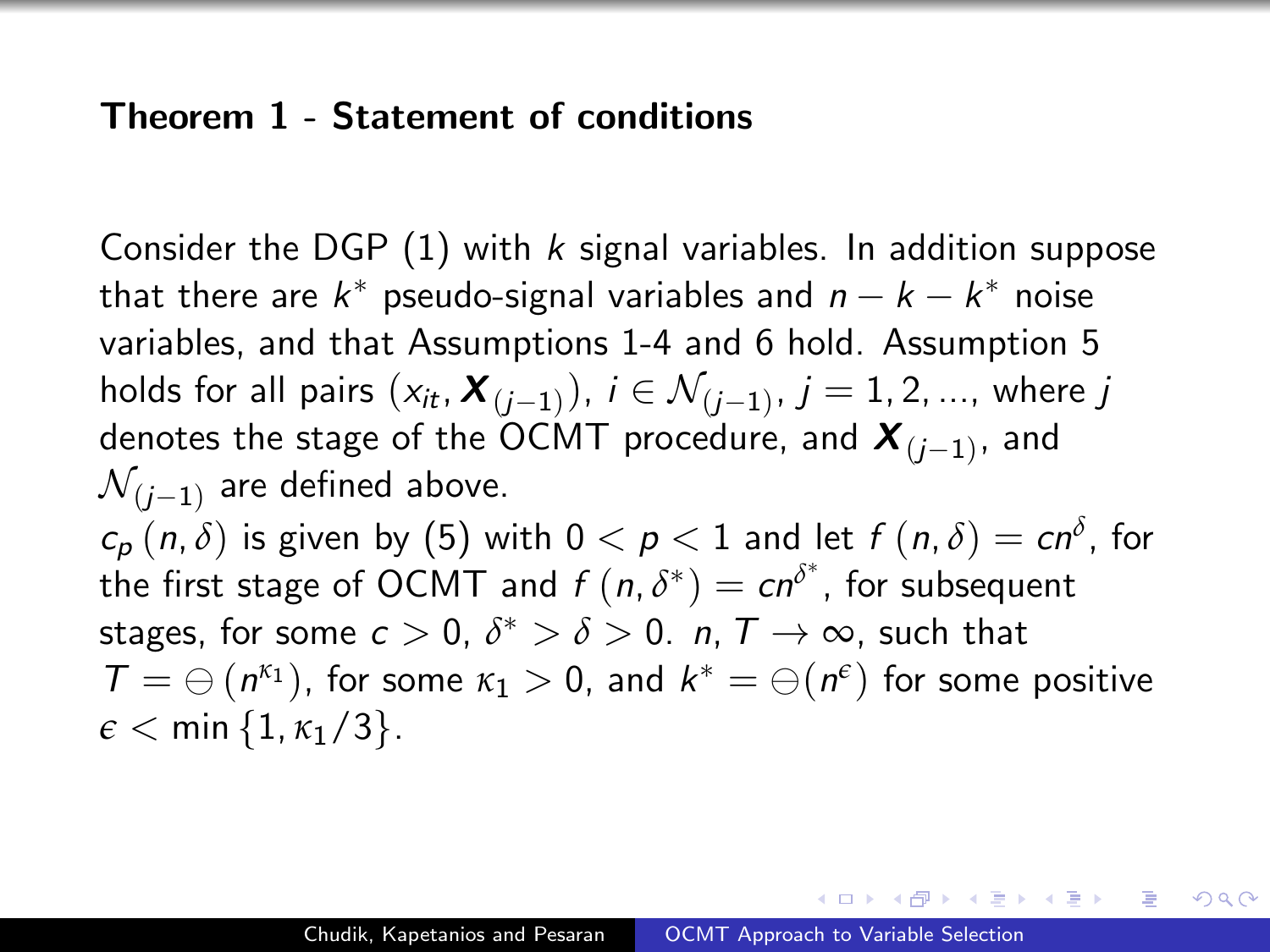## Theorem 1 - Statement of conditions

Consider the DGP (1) with $k$ signal variables. In addition suppose that there are $k^*$ pseudo-signal variables and $n-k-k^*$ noise variables, and that Assumptions 1-4 and 6 hold. Assumption 5 holds for all pairs $(x_{it}, \boldsymbol{X}_{(j-1)})$, $i \in \mathcal{N}_{(j-1)}$, $j = 1, 2, ...$, where $j$ denotes the stage of the OCMT procedure, and $\boldsymbol{X}_{(j-1)}$, and $\mathcal{N}_{(j-1)}$ are defined above.

$c_p(n, \delta)$ is given by (5) with $0 < p < 1$ and let $f(n, \delta) = cn^{\delta}$, for the first stage of OCMT and $f(n, \delta^*) = cn^{\delta^*}$, for subsequent stages, for some $c > 0$, $\delta^* > \delta > 0$. $n, T \to \infty$, such that $T = \ominus(n^{\kappa_1})$, for some $\kappa_1 > 0$, and $k^* = \ominus(n^{\epsilon})$ for some positive $\epsilon < \min\{1, \kappa_1/3\}$.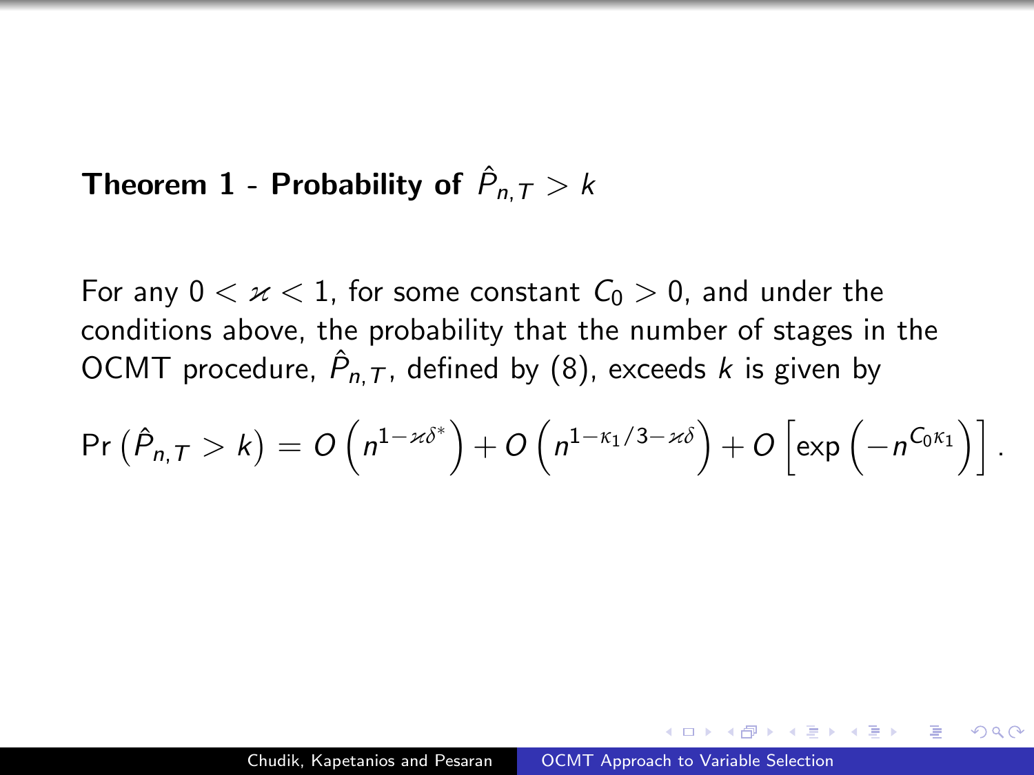**Theorem 1 - Probability of $\hat{P}_{n,T} > k$**

For any $0 < \varkappa < 1$, for some constant $C_0 > 0$, and under the conditions above, the probability that the number of stages in the OCMT procedure, $\hat{P}_{n,T}$, defined by (8), exceeds $k$ is given by

$$\Pr\left(\hat{P}_{n,T} > k\right) = O\left(n^{1-\varkappa\delta^*}\right) + O\left(n^{1-\kappa_1/3-\varkappa\delta}\right) + O\left[\exp\left(-n^{C_0\kappa_1}\right)\right].$$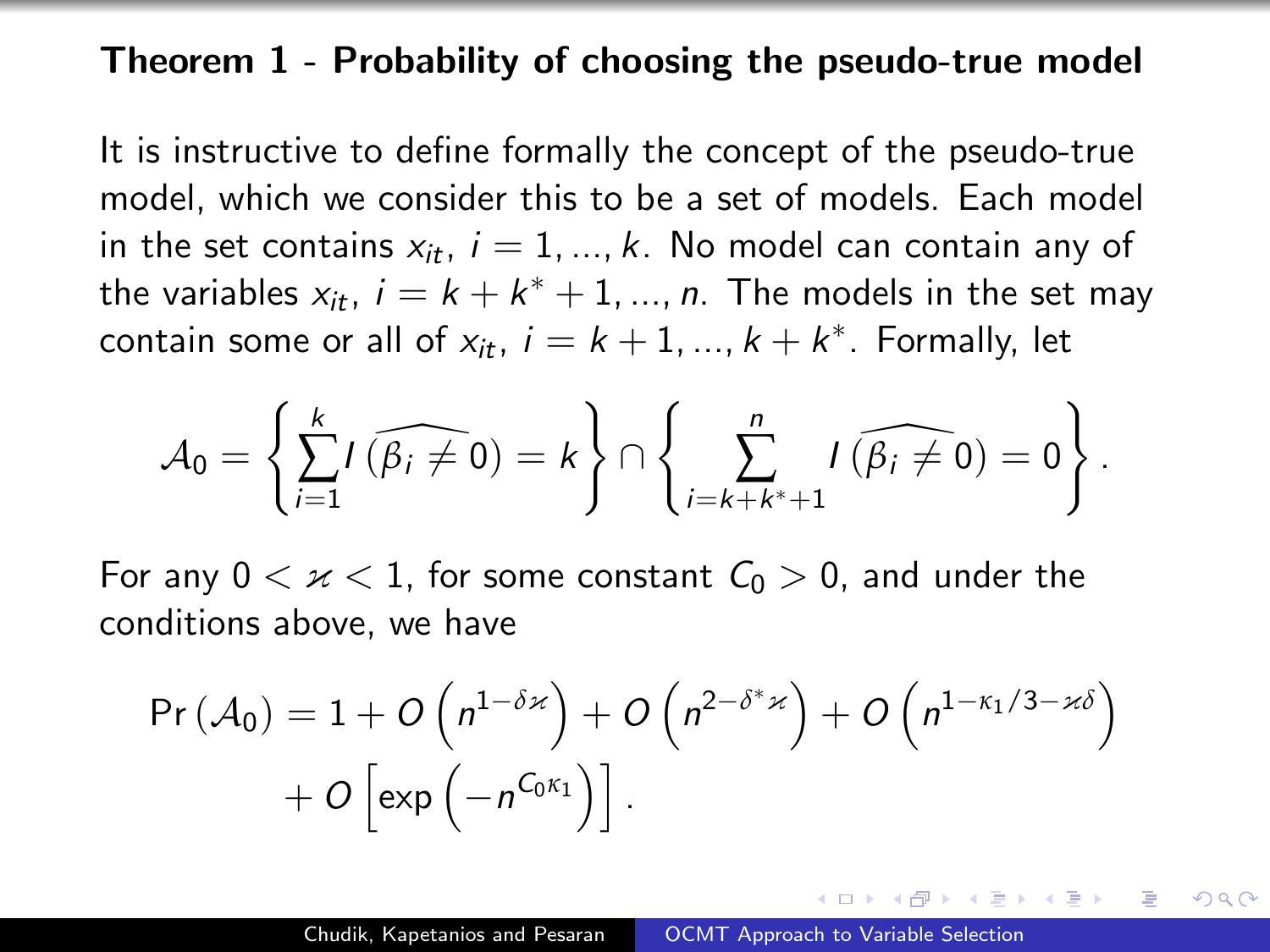## Theorem 1 - Probability of choosing the pseudo-true model

It is instructive to define formally the concept of the pseudo-true model, which we consider this to be a set of models. Each model in the set contains $x_{it}$, $i = 1, ..., k$. No model can contain any of the variables $x_{it}$, $i = k + k^* + 1, ..., n$. The models in the set may contain some or all of $x_{it}$, $i = k + 1, ..., k + k^*$. Formally, let

$$\mathcal{A}_0 = \left\{ \sum_{i=1}^{k} I\left(\widehat{\beta_i \neq 0}\right) = k \right\} \cap \left\{ \sum_{i=k+k^*+1}^{n} I\left(\widehat{\beta_i \neq 0}\right) = 0 \right\}.$$

For any $0 < \varkappa < 1$, for some constant $C_0 > 0$, and under the conditions above, we have

$$\Pr\left(\mathcal{A}_0\right) = 1 + O\left(n^{1-\delta\varkappa}\right) + O\left(n^{2-\delta^*\varkappa}\right) + O\left(n^{1-\kappa_1/3-\varkappa\delta}\right) + O\left[\exp\left(-n^{C_0\kappa_1}\right)\right].$$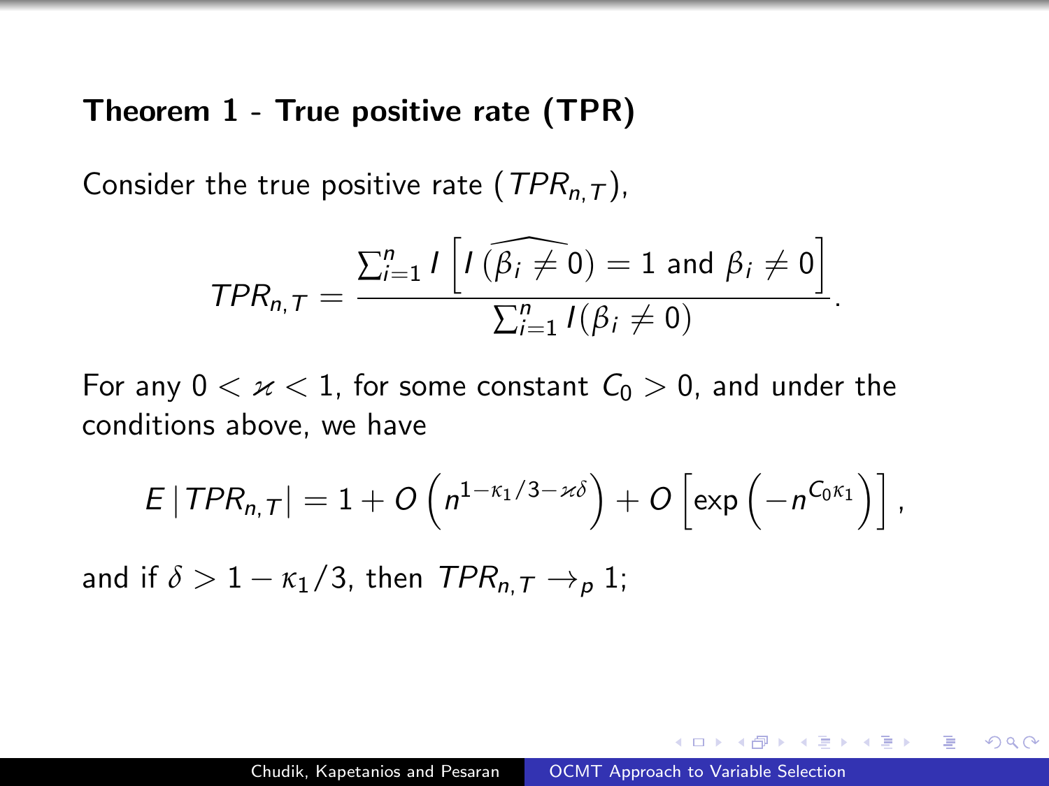**Theorem 1 - True positive rate (TPR)**

Consider the true positive rate ($TPR_{n,T}$),

$$TPR_{n,T} = \frac{\sum_{i=1}^{n} I\left[I\left(\widehat{\beta_i \neq 0}\right) = 1 \text{ and } \beta_i \neq 0\right]}{\sum_{i=1}^{n} I(\beta_i \neq 0)}.$$

For any $0 < \varkappa < 1$, for some constant $C_0 > 0$, and under the conditions above, we have

$$E\left|TPR_{n,T}\right| = 1 + O\left(n^{1-\kappa_1/3-\varkappa\delta}\right) + O\left[\exp\left(-n^{C_0\kappa_1}\right)\right],$$

and if $\delta > 1 - \kappa_1/3$, then $TPR_{n,T} \to_p 1$;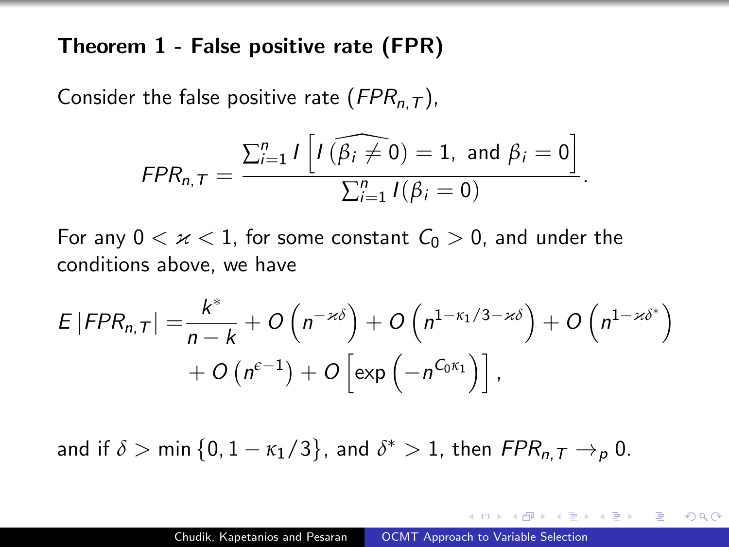## Theorem 1 - False positive rate (FPR)

Consider the false positive rate ($FPR_{n,T}$),

$$FPR_{n,T} = \frac{\sum_{i=1}^{n} I\left[I\left(\widehat{\beta_i \neq 0}\right) = 1, \text{ and } \beta_i = 0\right]}{\sum_{i=1}^{n} I(\beta_i = 0)}.$$

For any $0 < \varkappa < 1$, for some constant $C_0 > 0$, and under the conditions above, we have

$$E\left|FPR_{n,T}\right| = \frac{k^*}{n-k} + O\left(n^{-\varkappa\delta}\right) + O\left(n^{1-\kappa_1/3-\varkappa\delta}\right) + O\left(n^{1-\varkappa\delta^*}\right) + O\left(n^{\epsilon-1}\right) + O\left[\exp\left(-n^{C_0\kappa_1}\right)\right],$$

and if $\delta > \min\left\{0, 1-\kappa_1/3\right\}$, and $\delta^* > 1$, then $FPR_{n,T} \rightarrow_p 0$.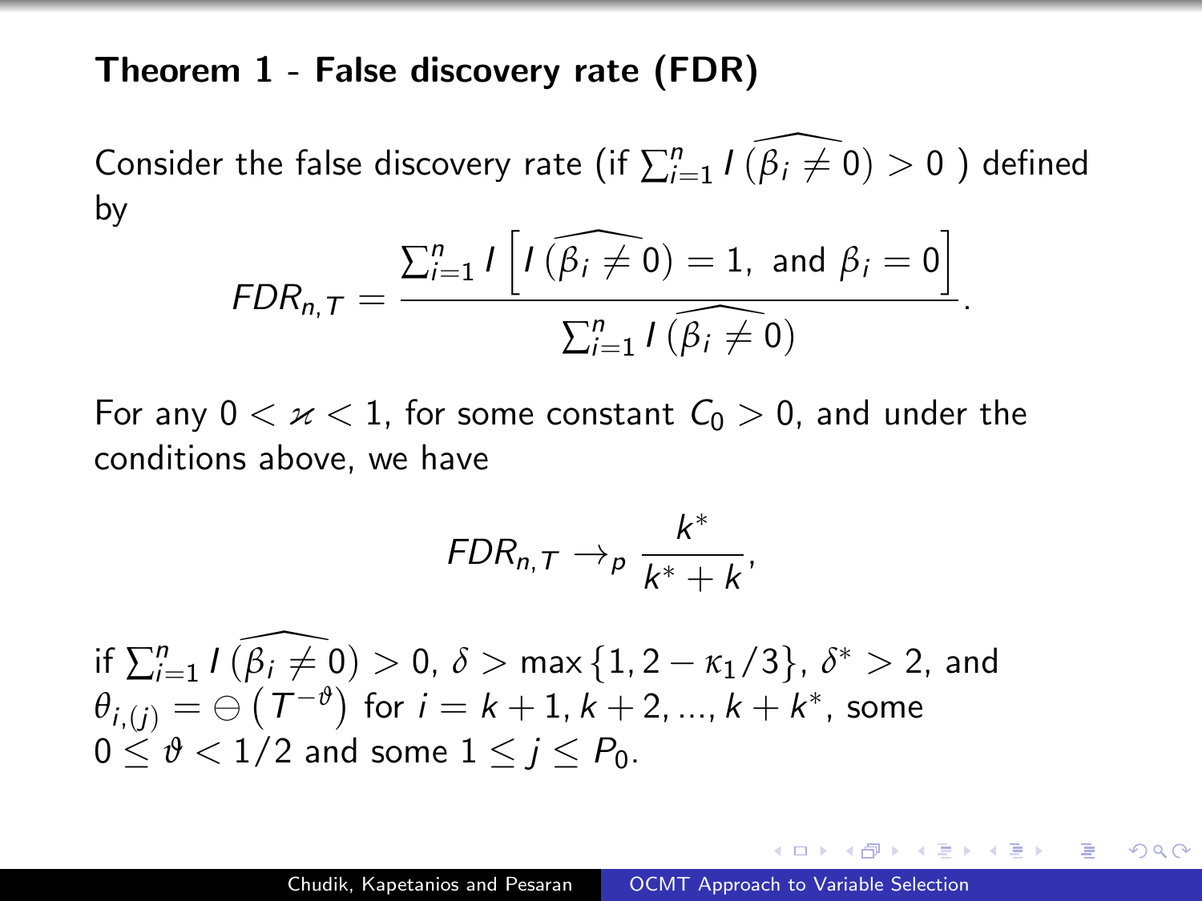**Theorem 1 - False discovery rate (FDR)**

Consider the false discovery rate (if $\sum_{i=1}^{n} I\left(\widehat{\beta_i \neq 0}\right) > 0$ ) defined by

$$FDR_{n,T} = \frac{\sum_{i=1}^{n} I\left[I\left(\widehat{\beta_i \neq 0}\right) = 1, \text{ and } \beta_i = 0\right]}{\sum_{i=1}^{n} I\left(\widehat{\beta_i \neq 0}\right)}.$$

For any $0 < \varkappa < 1$, for some constant $C_0 > 0$, and under the conditions above, we have

$$FDR_{n,T} \rightarrow_p \frac{k^*}{k^* + k},$$

if $\sum_{i=1}^{n} I\left(\widehat{\beta_i \neq 0}\right) > 0$, $\delta > \max\{1, 2 - \kappa_1/3\}$, $\delta^* > 2$, and $\theta_{i,(j)} = \ominus\left(T^{-\vartheta}\right)$ for $i = k+1, k+2, ..., k+k^*$, some $0 \leq \vartheta < 1/2$ and some $1 \leq j \leq P_0$.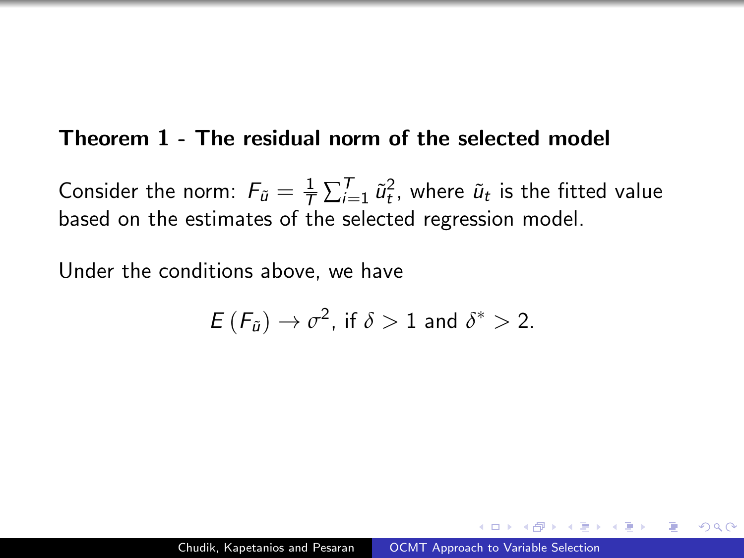**Theorem 1 - The residual norm of the selected model**

Consider the norm: $F_{\tilde{u}} = \frac{1}{T}\sum_{i=1}^{T} \tilde{u}_t^2$, where $\tilde{u}_t$ is the fitted value based on the estimates of the selected regression model.

Under the conditions above, we have

$$E\left(F_{\tilde{u}}\right) \to \sigma^2, \text{ if } \delta > 1 \text{ and } \delta^* > 2.$$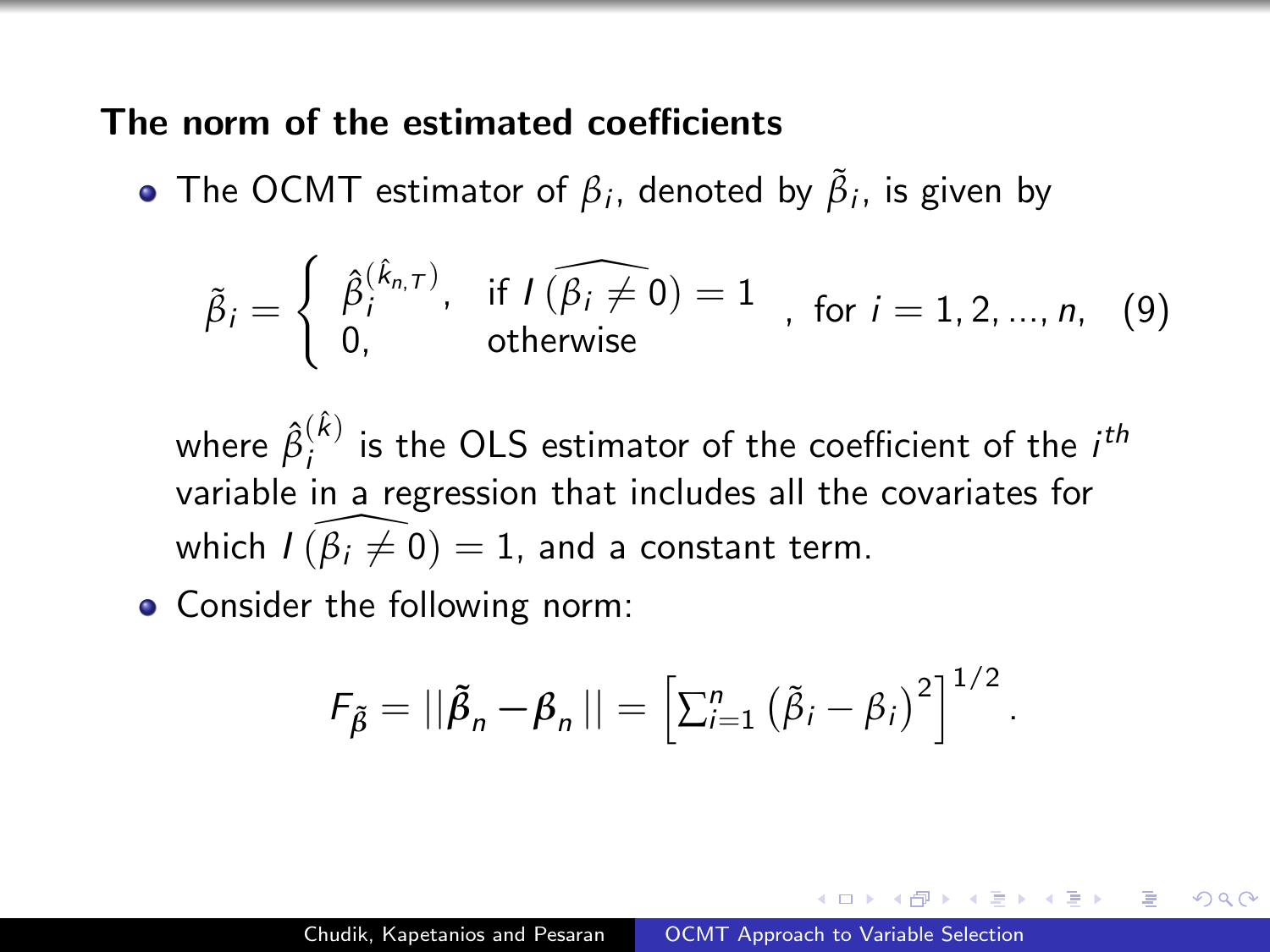**The norm of the estimated coefficients**

- The OCMT estimator of $\beta_i$, denoted by $\tilde{\beta}_i$, is given by

$$\tilde{\beta}_i = \begin{cases} \hat{\beta}_i^{(\hat{k}_{n,T})}, & \text{if } I\left(\widehat{\beta_i \neq 0}\right) = 1 \\ 0, & \text{otherwise} \end{cases}, \text{ for } i = 1, 2, ..., n, \quad (9)$$

  where $\hat{\beta}_i^{(\hat{k})}$ is the OLS estimator of the coefficient of the $i^{th}$ variable in a regression that includes all the covariates for which $I\left(\widehat{\beta_i \neq 0}\right) = 1$, and a constant term.

- Consider the following norm:

$$F_{\tilde{\beta}} = ||\tilde{\boldsymbol{\beta}}_n - \boldsymbol{\beta}_n|| = \left[\sum_{i=1}^{n} \left(\tilde{\beta}_i - \beta_i\right)^2\right]^{1/2}.$$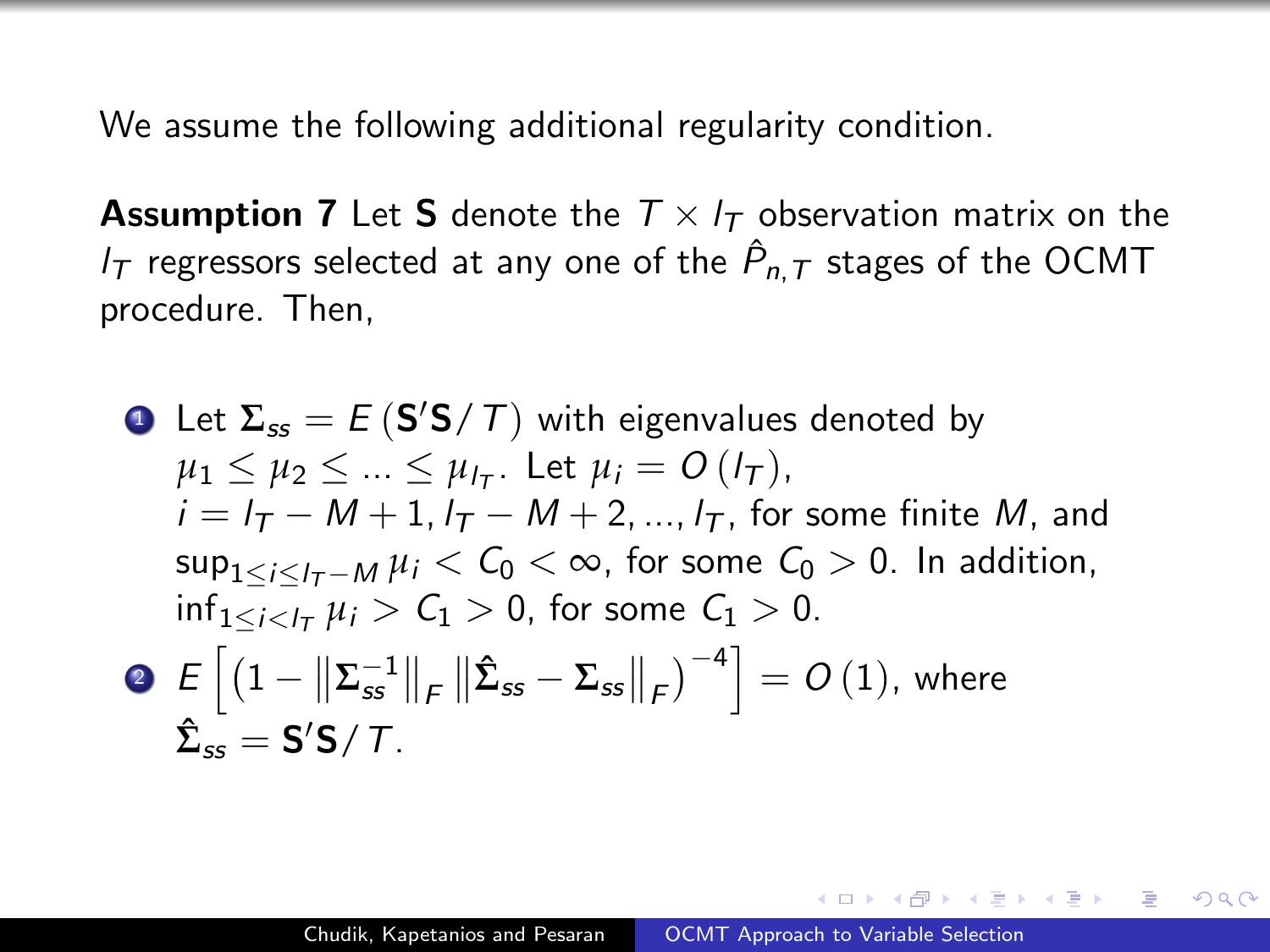We assume the following additional regularity condition.

**Assumption 7** Let $\mathbf{S}$ denote the $T \times l_T$ observation matrix on the $l_T$ regressors selected at any one of the $\hat{P}_{n,T}$ stages of the OCMT procedure. Then,

1. Let $\boldsymbol{\Sigma}_{ss} = E\left(\mathbf{S}'\mathbf{S}/T\right)$ with eigenvalues denoted by $\mu_1 \leq \mu_2 \leq ... \leq \mu_{l_T}$. Let $\mu_i = O\left(l_T\right)$, $i = l_T - M + 1, l_T - M + 2, ..., l_T$, for some finite $M$, and $\sup_{1 \leq i \leq l_T - M} \mu_i < C_0 < \infty$, for some $C_0 > 0$. In addition, $\inf_{1 \leq i < l_T} \mu_i > C_1 > 0$, for some $C_1 > 0$.
2. $E\left[\left(1 - \left\|\boldsymbol{\Sigma}_{ss}^{-1}\right\|_F \left\|\hat{\boldsymbol{\Sigma}}_{ss} - \boldsymbol{\Sigma}_{ss}\right\|_F\right)^{-4}\right] = O\left(1\right)$, where $\hat{\boldsymbol{\Sigma}}_{ss} = \mathbf{S}'\mathbf{S}/T$.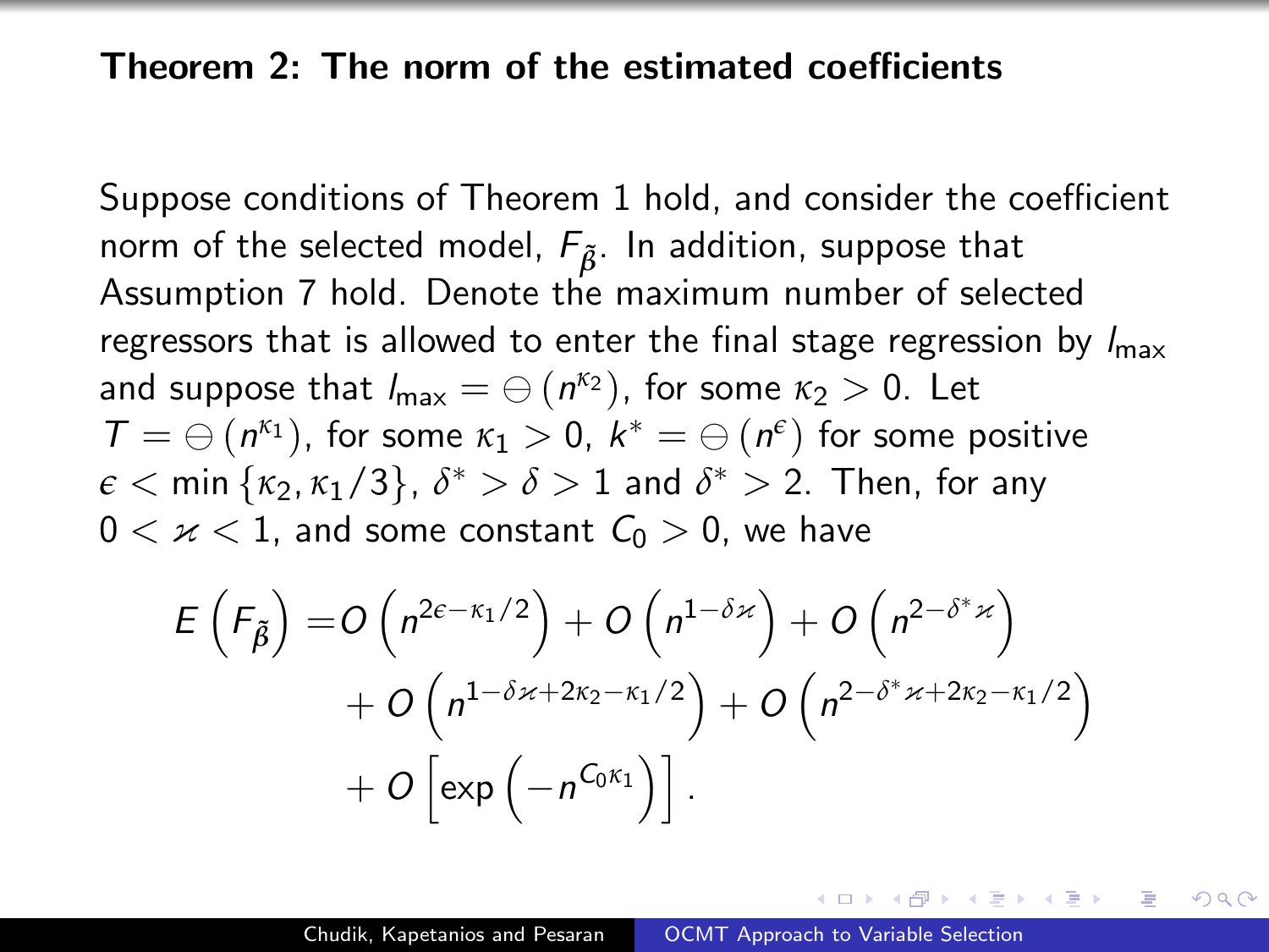## Theorem 2: The norm of the estimated coefficients

Suppose conditions of Theorem 1 hold, and consider the coefficient norm of the selected model, $F_{\tilde{\beta}}$. In addition, suppose that Assumption 7 hold. Denote the maximum number of selected regressors that is allowed to enter the final stage regression by $l_{\max}$ and suppose that $l_{\max} = \ominus(n^{\kappa_2})$, for some $\kappa_2 > 0$. Let $T = \ominus(n^{\kappa_1})$, for some $\kappa_1 > 0$, $k^* = \ominus(n^{\epsilon})$ for some positive $\epsilon < \min\{\kappa_2, \kappa_1/3\}$, $\delta^* > \delta > 1$ and $\delta^* > 2$. Then, for any $0 < \varkappa < 1$, and some constant $C_0 > 0$, we have

$$
\begin{aligned}
E\left(F_{\tilde{\beta}}\right) = & O\left(n^{2\epsilon - \kappa_1/2}\right) + O\left(n^{1-\delta\varkappa}\right) + O\left(n^{2-\delta^*\varkappa}\right) \\
& + O\left(n^{1-\delta\varkappa+2\kappa_2-\kappa_1/2}\right) + O\left(n^{2-\delta^*\varkappa+2\kappa_2-\kappa_1/2}\right) \\
& + O\left[\exp\left(-n^{C_0\kappa_1}\right)\right].
\end{aligned}
$$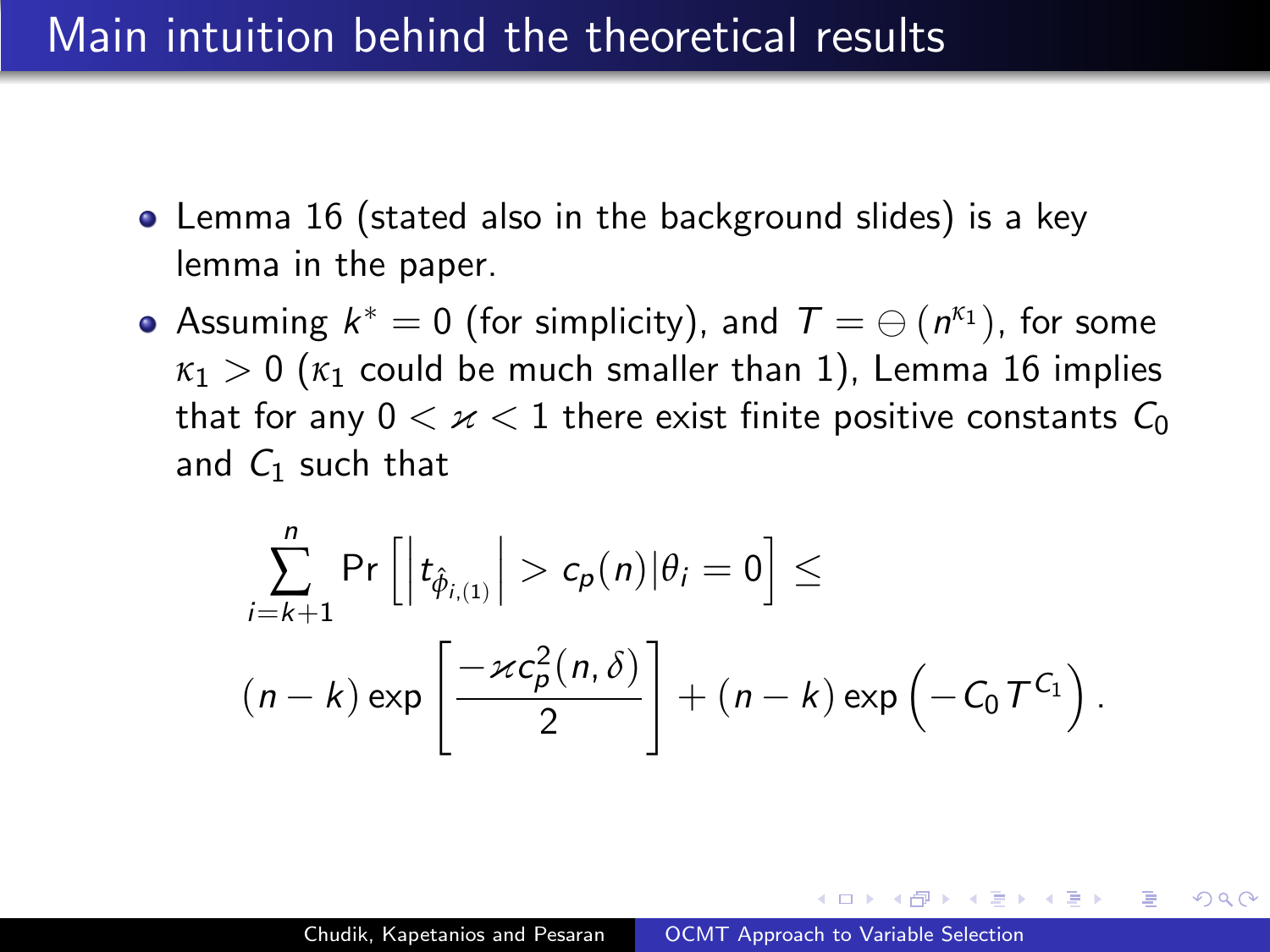# Main intuition behind the theoretical results

- Lemma 16 (stated also in the background slides) is a key lemma in the paper.
- Assuming $k^* = 0$ (for simplicity), and $T = \ominus\left(n^{\kappa_1}\right)$, for some $\kappa_1 > 0$ ($\kappa_1$ could be much smaller than 1), Lemma 16 implies that for any $0 < \varkappa < 1$ there exist finite positive constants $C_0$ and $C_1$ such that

$$
\sum_{i=k+1}^{n} \Pr\left[\left|t_{\hat{\phi}_{i,(1)}}\right| > c_p(n) | \theta_i = 0\right] \leq
$$

$$
(n-k)\exp\left[\frac{-\varkappa c_p^2(n,\delta)}{2}\right] + (n-k)\exp\left(-C_0 T^{C_1}\right).
$$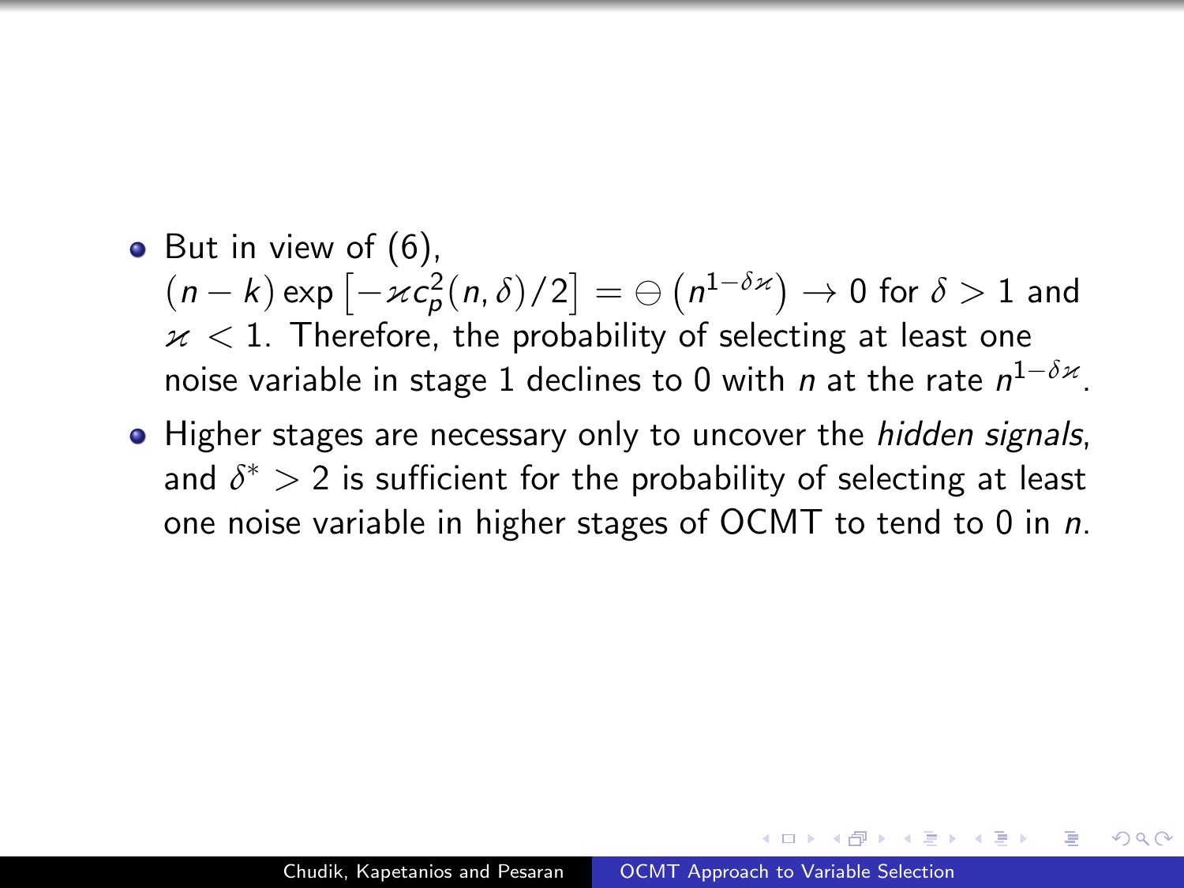- But in view of (6), $(n-k)\exp\left[-\varkappa c_p^2(n,\delta)/2\right] = \ominus\left(n^{1-\delta\varkappa}\right) \to 0$ for $\delta > 1$ and $\varkappa < 1$. Therefore, the probability of selecting at least one noise variable in stage 1 declines to 0 with $n$ at the rate $n^{1-\delta\varkappa}$.
- Higher stages are necessary only to uncover the *hidden signals*, and $\delta^* > 2$ is sufficient for the probability of selecting at least one noise variable in higher stages of OCMT to tend to 0 in $n$.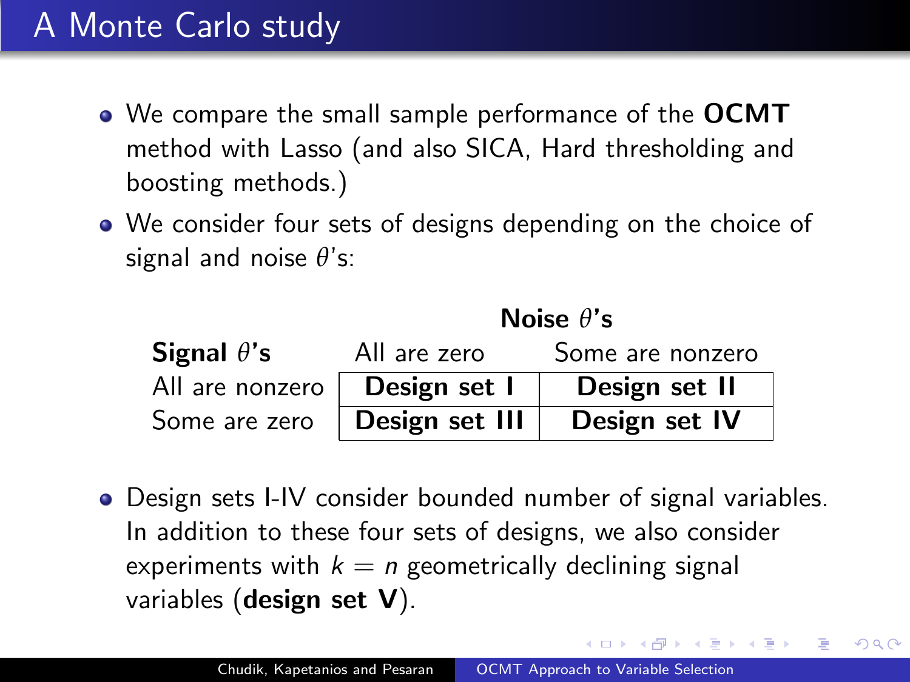# A Monte Carlo study

- We compare the small sample performance of the **OCMT** method with Lasso (and also SICA, Hard thresholding and boosting methods.)
- We consider four sets of designs depending on the choice of signal and noise $\theta$'s:

| | **Noise $\theta$'s** | |
|---|---|---|
| **Signal $\theta$'s** | All are zero | Some are nonzero |
| All are nonzero | **Design set I** | **Design set II** |
| Some are zero | **Design set III** | **Design set IV** |

- Design sets I-IV consider bounded number of signal variables. In addition to these four sets of designs, we also consider experiments with $k = n$ geometrically declining signal variables (**design set V**).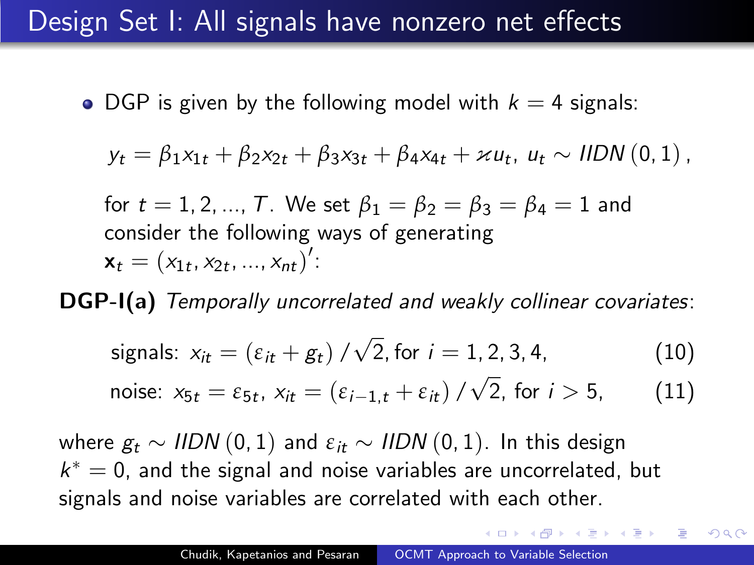# Design Set I: All signals have nonzero net effects

- DGP is given by the following model with $k = 4$ signals:

$$y_t = \beta_1 x_{1t} + \beta_2 x_{2t} + \beta_3 x_{3t} + \beta_4 x_{4t} + \varkappa u_t, \; u_t \sim IIDN(0, 1),$$

for $t = 1, 2, ..., T$. We set $\beta_1 = \beta_2 = \beta_3 = \beta_4 = 1$ and consider the following ways of generating $\mathbf{x}_t = (x_{1t}, x_{2t}, ..., x_{nt})'$:

**DGP-I(a)** *Temporally uncorrelated and weakly collinear covariates*:

$$\text{signals: } x_{it} = (\varepsilon_{it} + g_t) / \sqrt{2}, \text{ for } i = 1, 2, 3, 4, \tag{10}$$

$$\text{noise: } x_{5t} = \varepsilon_{5t}, \; x_{it} = (\varepsilon_{i-1,t} + \varepsilon_{it}) / \sqrt{2}, \text{ for } i > 5, \tag{11}$$

where $g_t \sim IIDN(0, 1)$ and $\varepsilon_{it} \sim IIDN(0, 1)$. In this design $k^* = 0$, and the signal and noise variables are uncorrelated, but signals and noise variables are correlated with each other.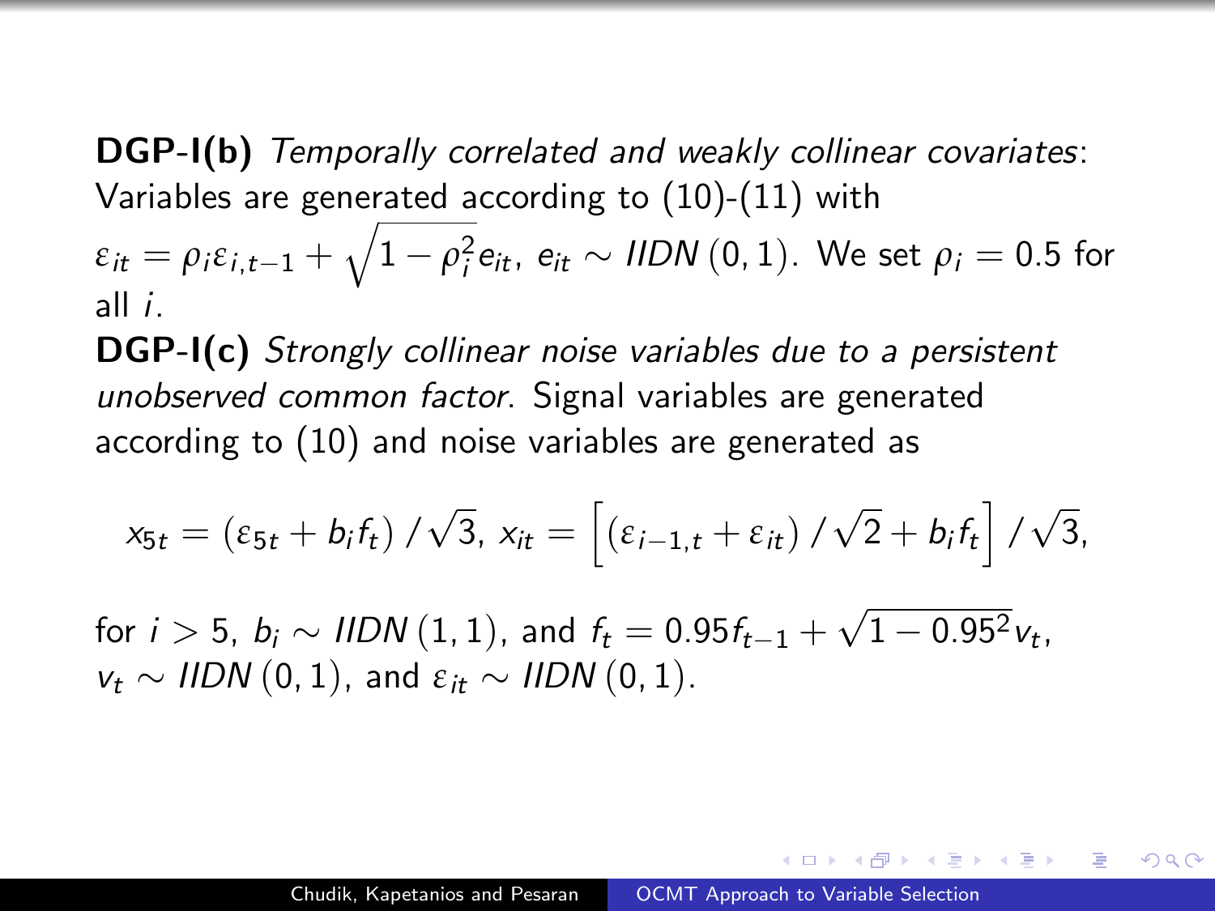**DGP-I(b)** *Temporally correlated and weakly collinear covariates*: Variables are generated according to (10)-(11) with $\varepsilon_{it} = \rho_i \varepsilon_{i,t-1} + \sqrt{1-\rho_i^2} e_{it}$, $e_{it} \sim IIDN(0,1)$. We set $\rho_i = 0.5$ for all $i$.

**DGP-I(c)** *Strongly collinear noise variables due to a persistent unobserved common factor*. Signal variables are generated according to (10) and noise variables are generated as

$$x_{5t} = (\varepsilon_{5t} + b_i f_t)/\sqrt{3},\; x_{it} = \left[(\varepsilon_{i-1,t} + \varepsilon_{it})/\sqrt{2} + b_i f_t\right]/\sqrt{3},$$

for $i > 5$, $b_i \sim IIDN(1,1)$, and $f_t = 0.95 f_{t-1} + \sqrt{1-0.95^2} v_t$, $v_t \sim IIDN(0,1)$, and $\varepsilon_{it} \sim IIDN(0,1)$.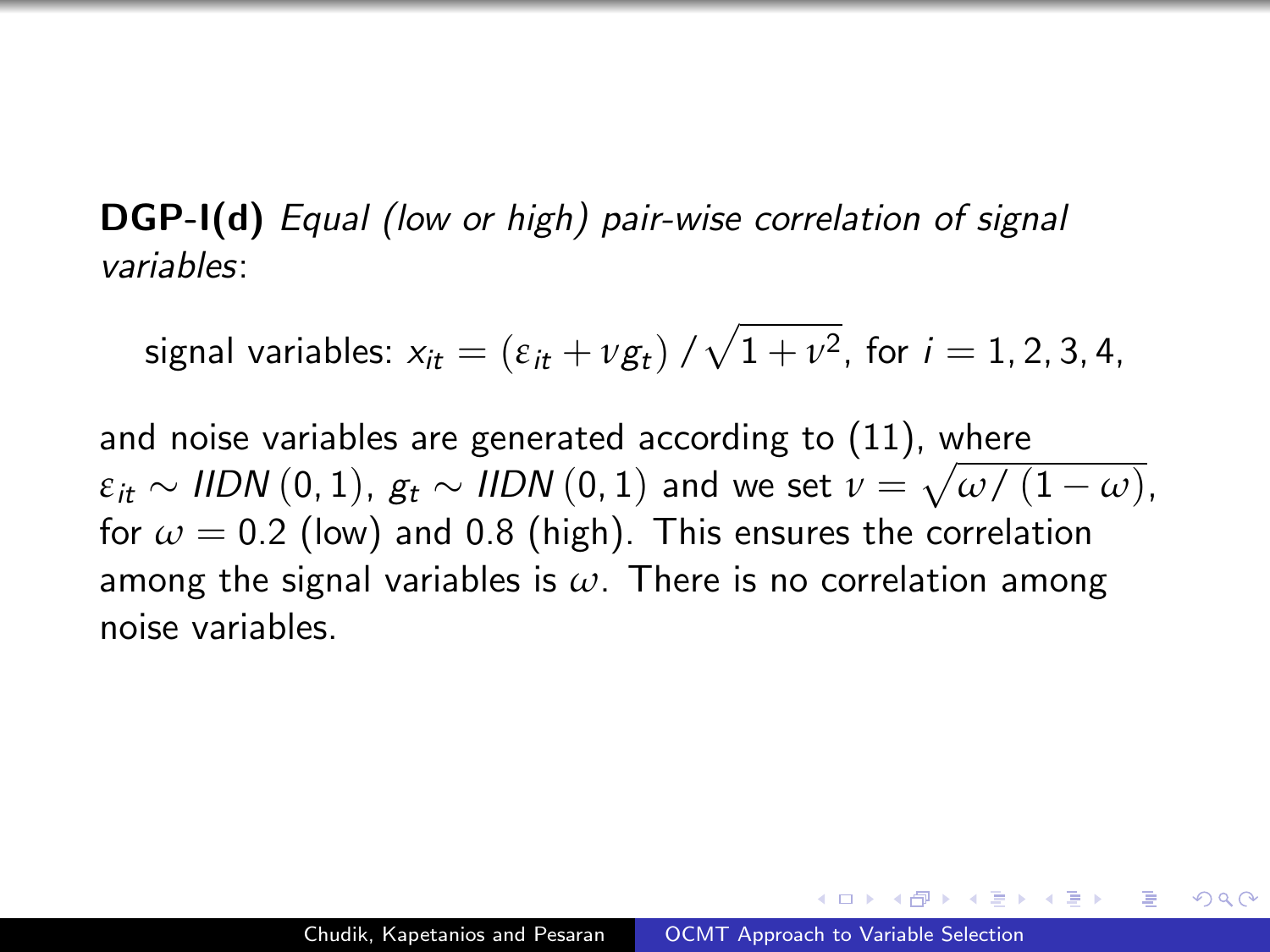**DGP-I(d)** *Equal (low or high) pair-wise correlation of signal variables*:

$$\text{signal variables: } x_{it} = \left(\varepsilon_{it} + \nu g_t\right) / \sqrt{1+\nu^2}, \text{ for } i = 1, 2, 3, 4,$$

and noise variables are generated according to (11), where $\varepsilon_{it} \sim IIDN\left(0,1\right)$, $g_t \sim IIDN\left(0,1\right)$ and we set $\nu = \sqrt{\omega / \left(1-\omega\right)}$, for $\omega = 0.2$ (low) and 0.8 (high). This ensures the correlation among the signal variables is $\omega$. There is no correlation among noise variables.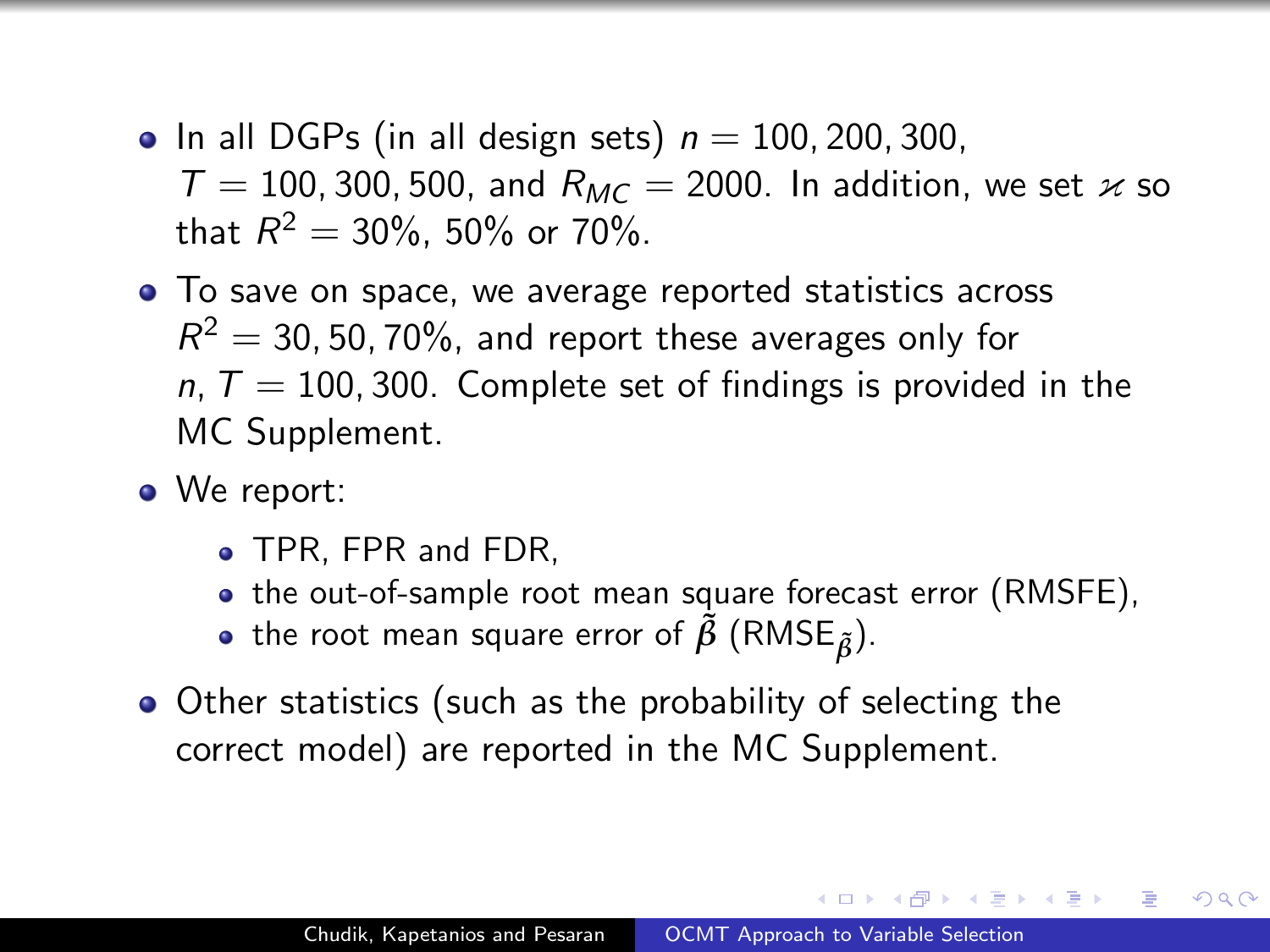- In all DGPs (in all design sets) $n = 100, 200, 300$, $T = 100, 300, 500$, and $R_{MC} = 2000$. In addition, we set $\varkappa$ so that $R^2 = 30\%$, $50\%$ or $70\%$.
- To save on space, we average reported statistics across $R^2 = 30, 50, 70\%$, and report these averages only for $n$, $T = 100, 300$. Complete set of findings is provided in the MC Supplement.
- We report:
  - TPR, FPR and FDR,
  - the out-of-sample root mean square forecast error (RMSFE),
  - the root mean square error of $\tilde{\boldsymbol{\beta}}$ (RMSE$_{\tilde{\boldsymbol{\beta}}}$).
- Other statistics (such as the probability of selecting the correct model) are reported in the MC Supplement.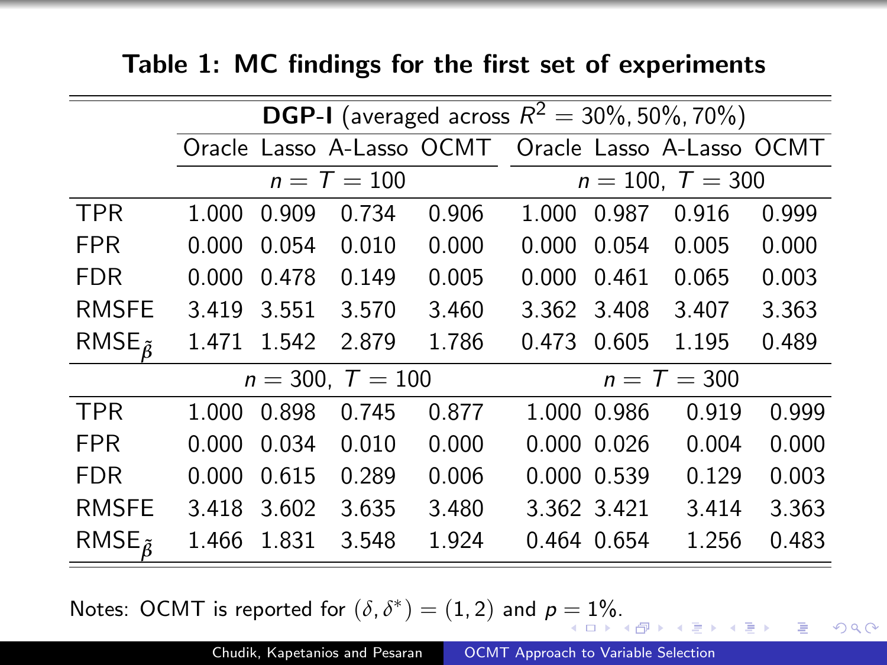# Table 1: MC findings for the first set of experiments

| | **DGP-I** (averaged across $R^2 = 30\%, 50\%, 70\%$) | | | | | | | |
|---|---|---|---|---|---|---|---|---|
| | Oracle | Lasso | A-Lasso | OCMT | Oracle | Lasso | A-Lasso | OCMT |
| | $n = T = 100$ | | | | $n = 100,\ T = 300$ | | | |
| TPR | 1.000 | 0.909 | 0.734 | 0.906 | 1.000 | 0.987 | 0.916 | 0.999 |
| FPR | 0.000 | 0.054 | 0.010 | 0.000 | 0.000 | 0.054 | 0.005 | 0.000 |
| FDR | 0.000 | 0.478 | 0.149 | 0.005 | 0.000 | 0.461 | 0.065 | 0.003 |
| RMSFE | 3.419 | 3.551 | 3.570 | 3.460 | 3.362 | 3.408 | 3.407 | 3.363 |
| $\text{RMSE}_{\tilde{\beta}}$ | 1.471 | 1.542 | 2.879 | 1.786 | 0.473 | 0.605 | 1.195 | 0.489 |
| | $n = 300,\ T = 100$ | | | | $n = T = 300$ | | | |
| TPR | 1.000 | 0.898 | 0.745 | 0.877 | 1.000 | 0.986 | 0.919 | 0.999 |
| FPR | 0.000 | 0.034 | 0.010 | 0.000 | 0.000 | 0.026 | 0.004 | 0.000 |
| FDR | 0.000 | 0.615 | 0.289 | 0.006 | 0.000 | 0.539 | 0.129 | 0.003 |
| RMSFE | 3.418 | 3.602 | 3.635 | 3.480 | 3.362 | 3.421 | 3.414 | 3.363 |
| $\text{RMSE}_{\tilde{\beta}}$ | 1.466 | 1.831 | 3.548 | 1.924 | 0.464 | 0.654 | 1.256 | 0.483 |

Notes: OCMT is reported for $(\delta, \delta^*) = (1, 2)$ and $p = 1\%$.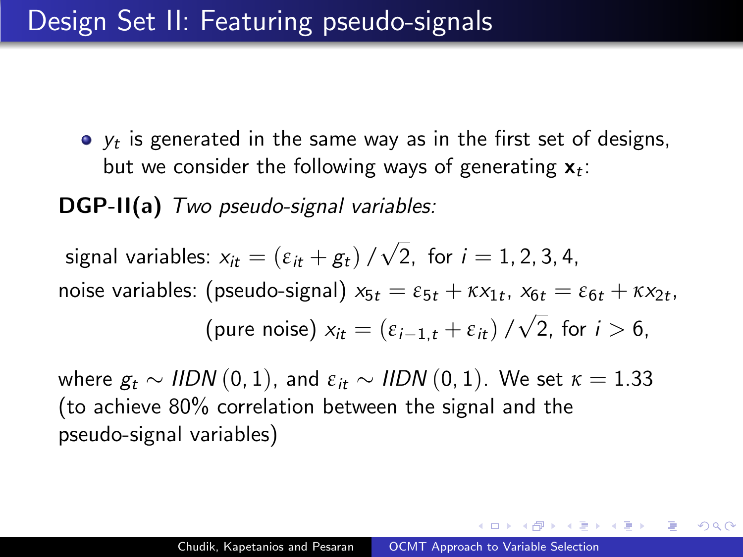# Design Set II: Featuring pseudo-signals

- $y_t$ is generated in the same way as in the first set of designs, but we consider the following ways of generating $\mathbf{x}_t$:

**DGP-II(a)** *Two pseudo-signal variables:*

signal variables: $x_{it} = (\varepsilon_{it} + g_t) / \sqrt{2}$, for $i = 1, 2, 3, 4$,

noise variables: (pseudo-signal) $x_{5t} = \varepsilon_{5t} + \kappa x_{1t}$, $x_{6t} = \varepsilon_{6t} + \kappa x_{2t}$,

(pure noise) $x_{it} = (\varepsilon_{i-1,t} + \varepsilon_{it}) / \sqrt{2}$, for $i > 6$,

where $g_t \sim IIDN(0, 1)$, and $\varepsilon_{it} \sim IIDN(0, 1)$. We set $\kappa = 1.33$ (to achieve 80% correlation between the signal and the pseudo-signal variables)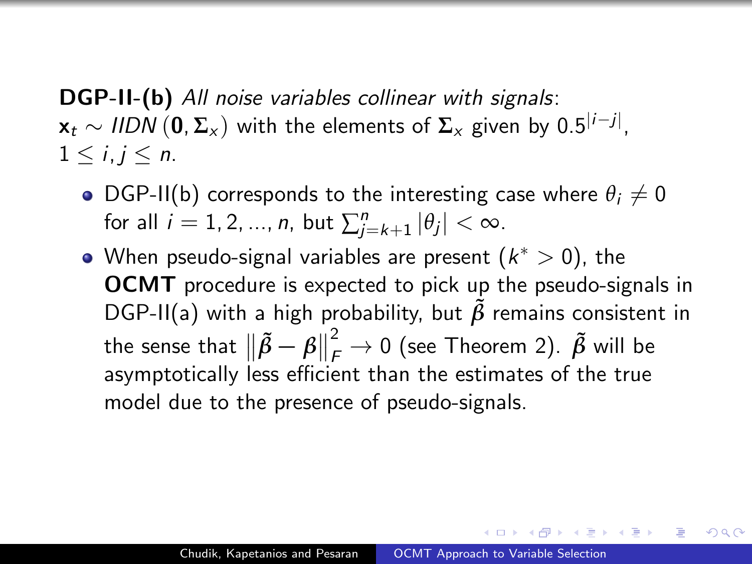**DGP-II-(b)** *All noise variables collinear with signals*: $\mathbf{x}_t \sim IIDN(\mathbf{0}, \mathbf{\Sigma}_x)$ with the elements of $\mathbf{\Sigma}_x$ given by $0.5^{|i-j|}$, $1 \leq i, j \leq n$.

- DGP-II(b) corresponds to the interesting case where $\theta_i \neq 0$ for all $i = 1, 2, ..., n$, but $\sum_{j=k+1}^{n} |\theta_j| < \infty$.
- When pseudo-signal variables are present $(k^* > 0)$, the **OCMT** procedure is expected to pick up the pseudo-signals in DGP-II(a) with a high probability, but $\tilde{\boldsymbol{\beta}}$ remains consistent in the sense that $\left\|\tilde{\boldsymbol{\beta}} - \boldsymbol{\beta}\right\|_F^2 \to 0$ (see Theorem 2). $\tilde{\boldsymbol{\beta}}$ will be asymptotically less efficient than the estimates of the true model due to the presence of pseudo-signals.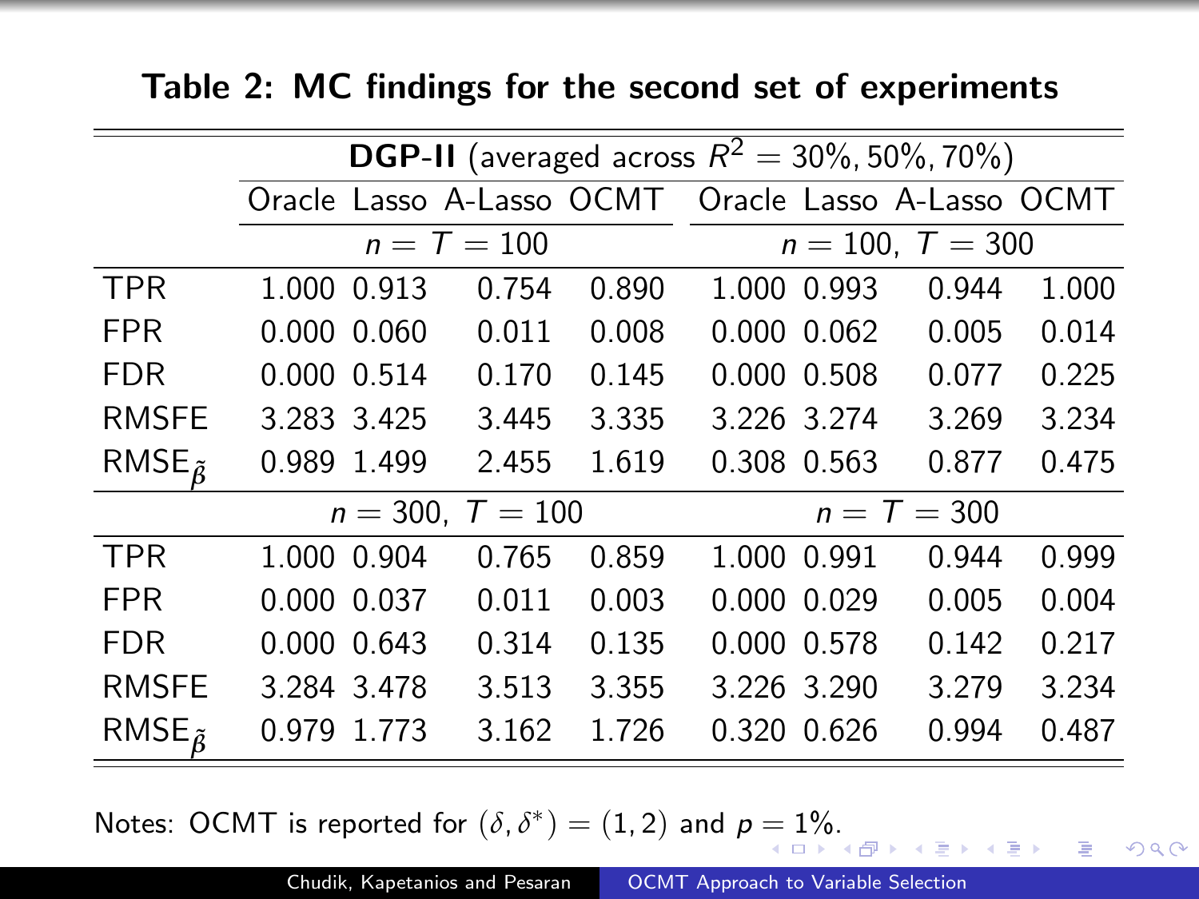# Table 2: MC findings for the second set of experiments

| | **DGP-II** (averaged across $R^2 = 30\%, 50\%, 70\%$) | | | | | | | |
|---|---|---|---|---|---|---|---|---|
| | Oracle | Lasso | A-Lasso | OCMT | Oracle | Lasso | A-Lasso | OCMT |
| | $n = T = 100$ | | | | $n = 100,\ T = 300$ | | | |
| TPR | 1.000 | 0.913 | 0.754 | 0.890 | 1.000 | 0.993 | 0.944 | 1.000 |
| FPR | 0.000 | 0.060 | 0.011 | 0.008 | 0.000 | 0.062 | 0.005 | 0.014 |
| FDR | 0.000 | 0.514 | 0.170 | 0.145 | 0.000 | 0.508 | 0.077 | 0.225 |
| RMSFE | 3.283 | 3.425 | 3.445 | 3.335 | 3.226 | 3.274 | 3.269 | 3.234 |
| $\text{RMSE}_{\tilde{\beta}}$ | 0.989 | 1.499 | 2.455 | 1.619 | 0.308 | 0.563 | 0.877 | 0.475 |
| | $n = 300,\ T = 100$ | | | | $n = T = 300$ | | | |
| TPR | 1.000 | 0.904 | 0.765 | 0.859 | 1.000 | 0.991 | 0.944 | 0.999 |
| FPR | 0.000 | 0.037 | 0.011 | 0.003 | 0.000 | 0.029 | 0.005 | 0.004 |
| FDR | 0.000 | 0.643 | 0.314 | 0.135 | 0.000 | 0.578 | 0.142 | 0.217 |
| RMSFE | 3.284 | 3.478 | 3.513 | 3.355 | 3.226 | 3.290 | 3.279 | 3.234 |
| $\text{RMSE}_{\tilde{\beta}}$ | 0.979 | 1.773 | 3.162 | 1.726 | 0.320 | 0.626 | 0.994 | 0.487 |

Notes: OCMT is reported for $(\delta, \delta^*) = (1, 2)$ and $p = 1\%$.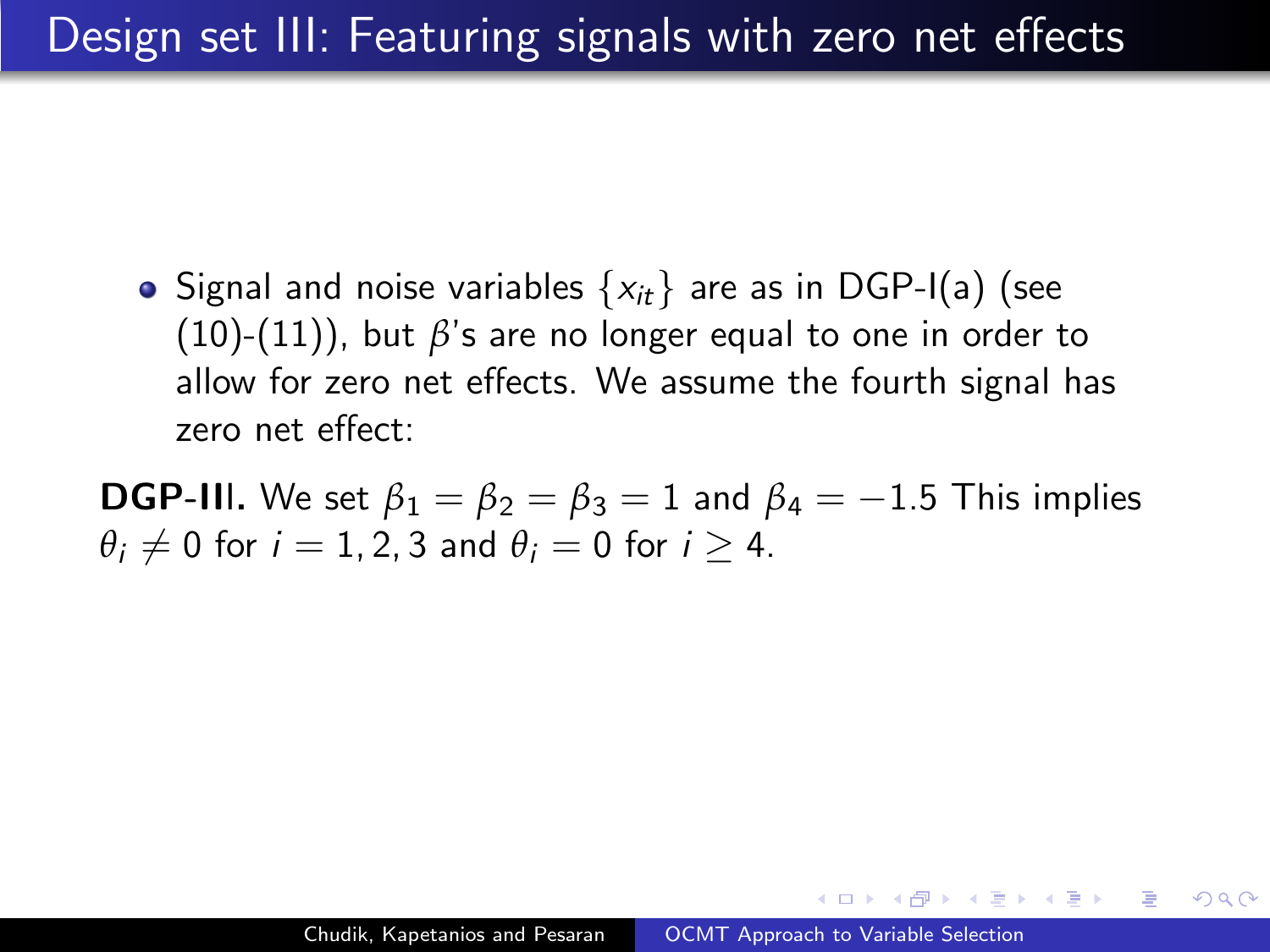# Design set III: Featuring signals with zero net effects

- Signal and noise variables $\{x_{it}\}$ are as in DGP-I(a) (see (10)-(11)), but $\beta$'s are no longer equal to one in order to allow for zero net effects. We assume the fourth signal has zero net effect:

**DGP-III.** We set $\beta_1 = \beta_2 = \beta_3 = 1$ and $\beta_4 = -1.5$ This implies $\theta_i \neq 0$ for $i = 1, 2, 3$ and $\theta_i = 0$ for $i \geq 4$.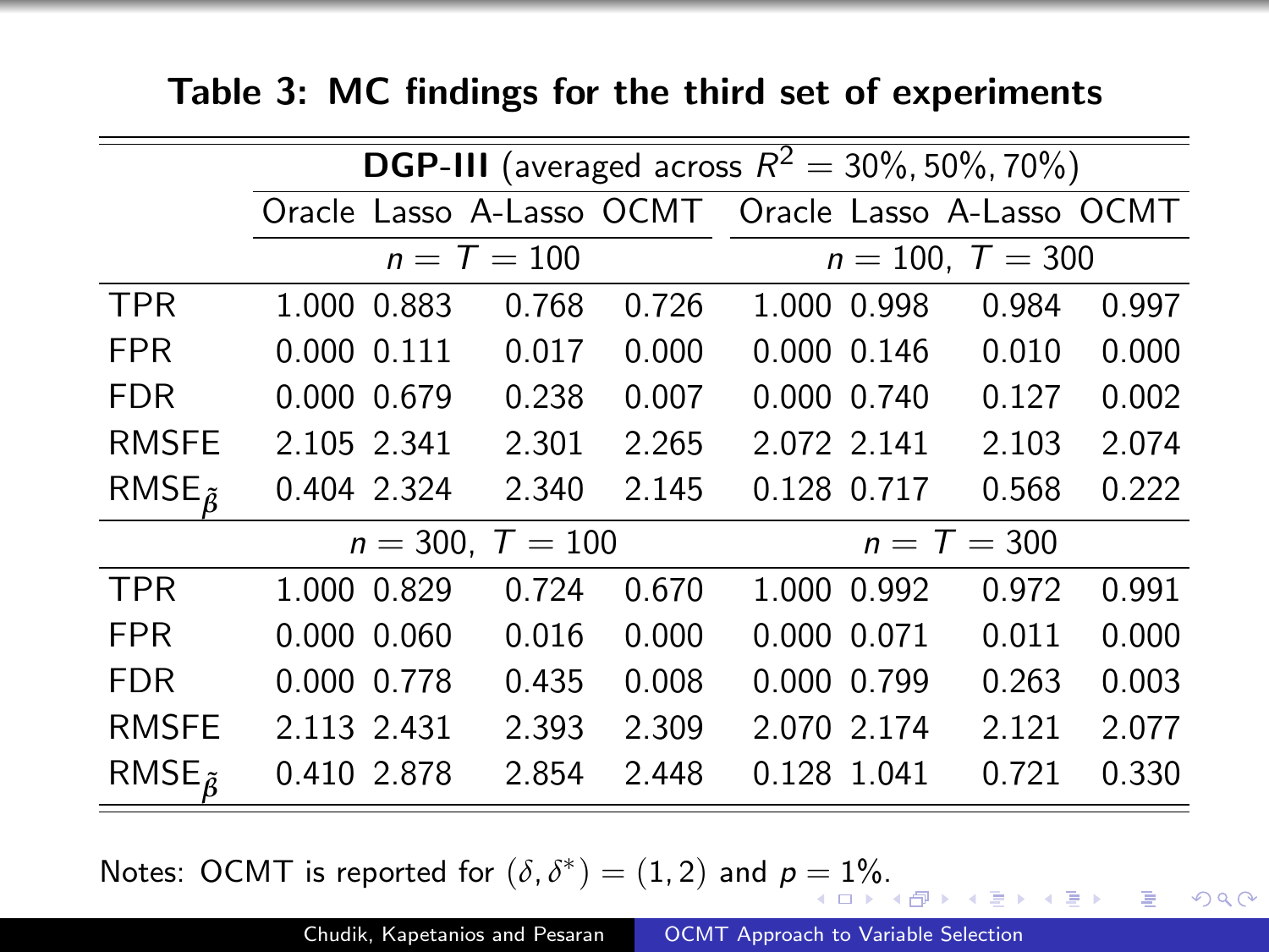# Table 3: MC findings for the third set of experiments

| | DGP-III (averaged across $R^2 = 30\%, 50\%, 70\%$) | | | | | | | |
|---|---|---|---|---|---|---|---|---|
| | Oracle | Lasso | A-Lasso | OCMT | Oracle | Lasso | A-Lasso | OCMT |
| | $n = T = 100$ | | | | $n = 100,\ T = 300$ | | | |
| TPR | 1.000 | 0.883 | 0.768 | 0.726 | 1.000 | 0.998 | 0.984 | 0.997 |
| FPR | 0.000 | 0.111 | 0.017 | 0.000 | 0.000 | 0.146 | 0.010 | 0.000 |
| FDR | 0.000 | 0.679 | 0.238 | 0.007 | 0.000 | 0.740 | 0.127 | 0.002 |
| RMSFE | 2.105 | 2.341 | 2.301 | 2.265 | 2.072 | 2.141 | 2.103 | 2.074 |
| $\text{RMSE}_{\tilde{\beta}}$ | 0.404 | 2.324 | 2.340 | 2.145 | 0.128 | 0.717 | 0.568 | 0.222 |
| | $n = 300,\ T = 100$ | | | | $n = T = 300$ | | | |
| TPR | 1.000 | 0.829 | 0.724 | 0.670 | 1.000 | 0.992 | 0.972 | 0.991 |
| FPR | 0.000 | 0.060 | 0.016 | 0.000 | 0.000 | 0.071 | 0.011 | 0.000 |
| FDR | 0.000 | 0.778 | 0.435 | 0.008 | 0.000 | 0.799 | 0.263 | 0.003 |
| RMSFE | 2.113 | 2.431 | 2.393 | 2.309 | 2.070 | 2.174 | 2.121 | 2.077 |
| $\text{RMSE}_{\tilde{\beta}}$ | 0.410 | 2.878 | 2.854 | 2.448 | 0.128 | 1.041 | 0.721 | 0.330 |

Notes: OCMT is reported for $(\delta, \delta^*) = (1, 2)$ and $p = 1\%$.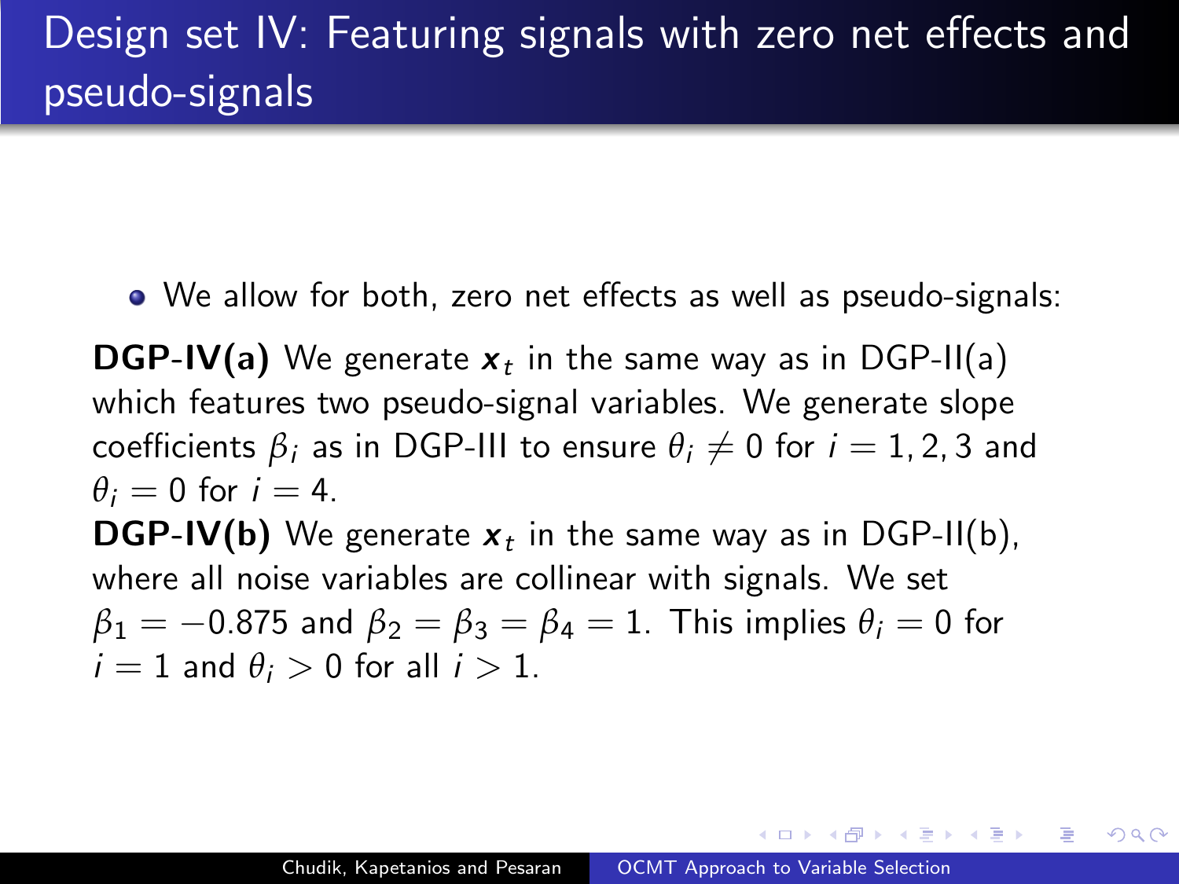# Design set IV: Featuring signals with zero net effects and pseudo-signals

- We allow for both, zero net effects as well as pseudo-signals:

**DGP-IV(a)** We generate $\boldsymbol{x}_t$ in the same way as in DGP-II(a) which features two pseudo-signal variables. We generate slope coefficients $\beta_i$ as in DGP-III to ensure $\theta_i \neq 0$ for $i = 1, 2, 3$ and $\theta_i = 0$ for $i = 4$.

**DGP-IV(b)** We generate $\boldsymbol{x}_t$ in the same way as in DGP-II(b), where all noise variables are collinear with signals. We set $\beta_1 = -0.875$ and $\beta_2 = \beta_3 = \beta_4 = 1$. This implies $\theta_i = 0$ for $i = 1$ and $\theta_i > 0$ for all $i > 1$.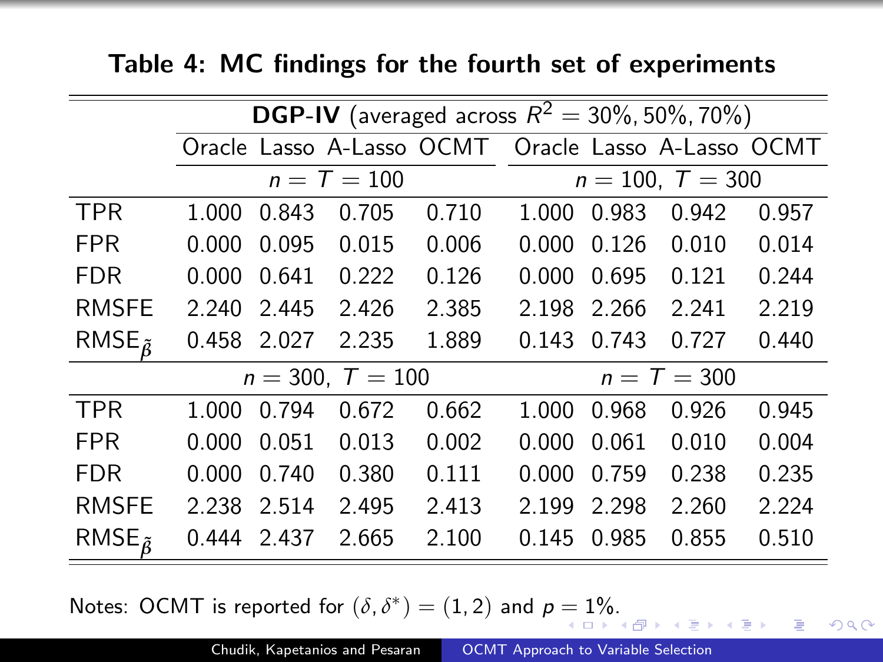## Table 4: MC findings for the fourth set of experiments

| | **DGP-IV** (averaged across $R^2 = 30\%, 50\%, 70\%$) | | | | | | | |
|---|---|---|---|---|---|---|---|---|
| | Oracle | Lasso | A-Lasso | OCMT | Oracle | Lasso | A-Lasso | OCMT |
| | $n = T = 100$ | | | | $n = 100,\ T = 300$ | | | |
| TPR | 1.000 | 0.843 | 0.705 | 0.710 | 1.000 | 0.983 | 0.942 | 0.957 |
| FPR | 0.000 | 0.095 | 0.015 | 0.006 | 0.000 | 0.126 | 0.010 | 0.014 |
| FDR | 0.000 | 0.641 | 0.222 | 0.126 | 0.000 | 0.695 | 0.121 | 0.244 |
| RMSFE | 2.240 | 2.445 | 2.426 | 2.385 | 2.198 | 2.266 | 2.241 | 2.219 |
| $\text{RMSE}_{\tilde{\beta}}$ | 0.458 | 2.027 | 2.235 | 1.889 | 0.143 | 0.743 | 0.727 | 0.440 |
| | $n = 300,\ T = 100$ | | | | $n = T = 300$ | | | |
| TPR | 1.000 | 0.794 | 0.672 | 0.662 | 1.000 | 0.968 | 0.926 | 0.945 |
| FPR | 0.000 | 0.051 | 0.013 | 0.002 | 0.000 | 0.061 | 0.010 | 0.004 |
| FDR | 0.000 | 0.740 | 0.380 | 0.111 | 0.000 | 0.759 | 0.238 | 0.235 |
| RMSFE | 2.238 | 2.514 | 2.495 | 2.413 | 2.199 | 2.298 | 2.260 | 2.224 |
| $\text{RMSE}_{\tilde{\beta}}$ | 0.444 | 2.437 | 2.665 | 2.100 | 0.145 | 0.985 | 0.855 | 0.510 |

Notes: OCMT is reported for $(\delta, \delta^*) = (1, 2)$ and $p = 1\%$.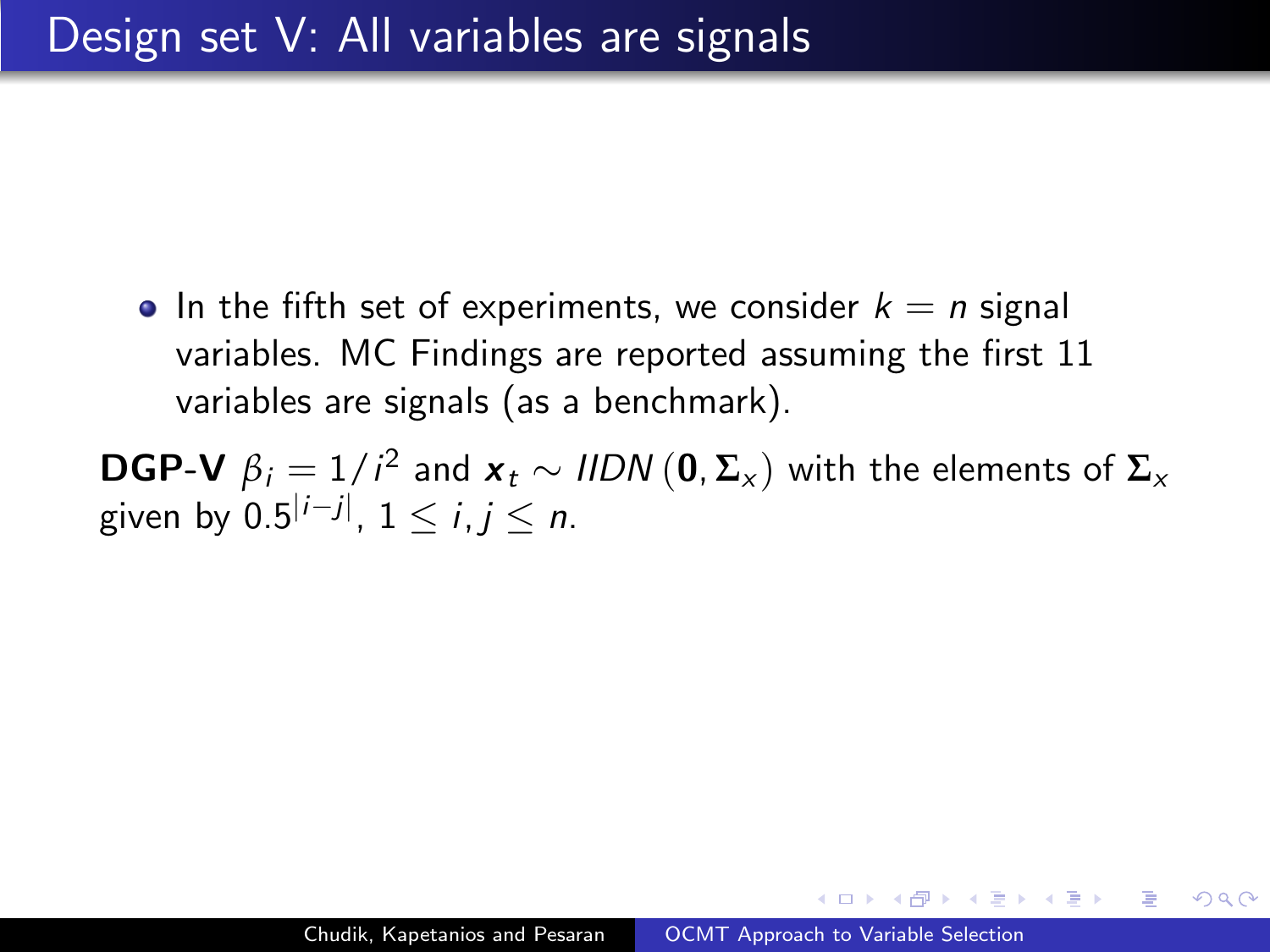# Design set V: All variables are signals

- In the fifth set of experiments, we consider $k = n$ signal variables. MC Findings are reported assuming the first 11 variables are signals (as a benchmark).

**DGP-V** $\beta_i = 1/i^2$ and $\boldsymbol{x}_t \sim IIDN\left(\boldsymbol{0}, \boldsymbol{\Sigma}_x\right)$ with the elements of $\boldsymbol{\Sigma}_x$ given by $0.5^{|i-j|}$, $1 \leq i, j \leq n$.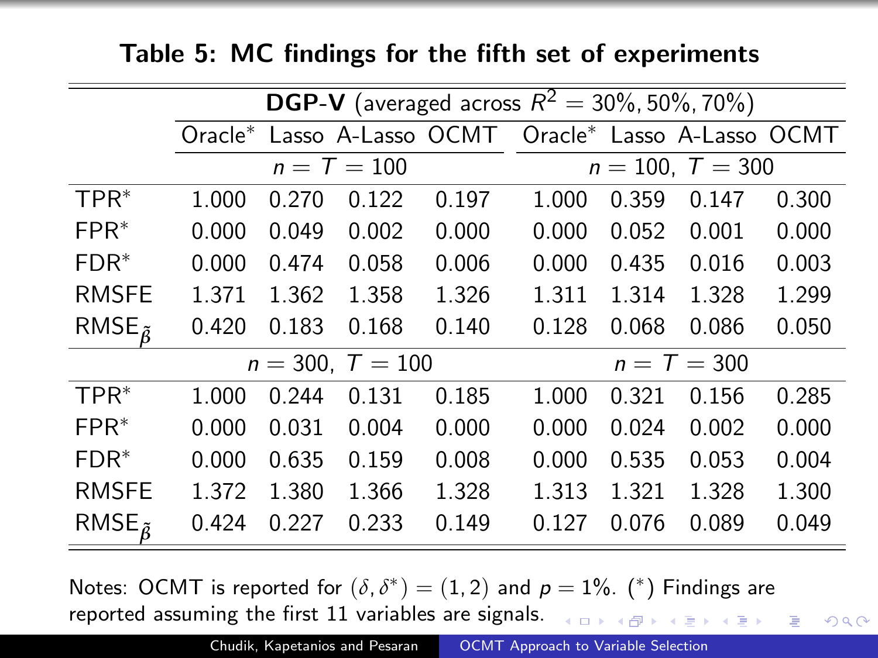## Table 5: MC findings for the fifth set of experiments

| | **DGP-V** (averaged across $R^2 = 30\%, 50\%, 70\%$) | | | | | | | |
|---|---|---|---|---|---|---|---|---|
| | Oracle* | Lasso | A-Lasso | OCMT | Oracle* | Lasso | A-Lasso | OCMT |
| | $n = T = 100$ | | | | $n = 100,\ T = 300$ | | | |
| TPR* | 1.000 | 0.270 | 0.122 | 0.197 | 1.000 | 0.359 | 0.147 | 0.300 |
| FPR* | 0.000 | 0.049 | 0.002 | 0.000 | 0.000 | 0.052 | 0.001 | 0.000 |
| FDR* | 0.000 | 0.474 | 0.058 | 0.006 | 0.000 | 0.435 | 0.016 | 0.003 |
| RMSFE | 1.371 | 1.362 | 1.358 | 1.326 | 1.311 | 1.314 | 1.328 | 1.299 |
| $\text{RMSE}_{\tilde{\beta}}$ | 0.420 | 0.183 | 0.168 | 0.140 | 0.128 | 0.068 | 0.086 | 0.050 |
| | $n = 300,\ T = 100$ | | | | $n = T = 300$ | | | |
| TPR* | 1.000 | 0.244 | 0.131 | 0.185 | 1.000 | 0.321 | 0.156 | 0.285 |
| FPR* | 0.000 | 0.031 | 0.004 | 0.000 | 0.000 | 0.024 | 0.002 | 0.000 |
| FDR* | 0.000 | 0.635 | 0.159 | 0.008 | 0.000 | 0.535 | 0.053 | 0.004 |
| RMSFE | 1.372 | 1.380 | 1.366 | 1.328 | 1.313 | 1.321 | 1.328 | 1.300 |
| $\text{RMSE}_{\tilde{\beta}}$ | 0.424 | 0.227 | 0.233 | 0.149 | 0.127 | 0.076 | 0.089 | 0.049 |

Notes: OCMT is reported for $(\delta, \delta^*) = (1, 2)$ and $p = 1\%$. (*) Findings are reported assuming the first 11 variables are signals.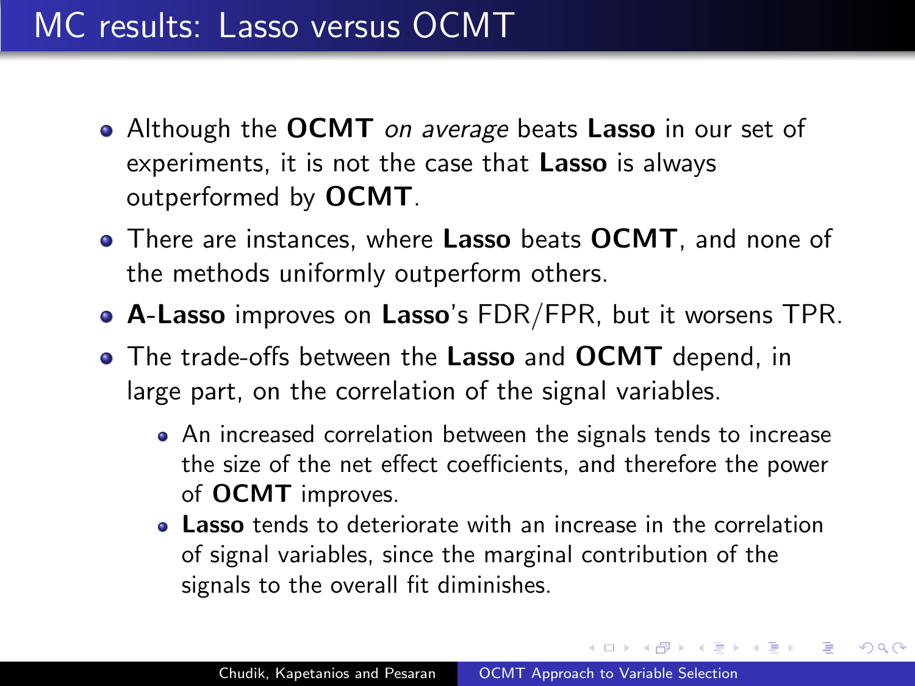# MC results: Lasso versus OCMT

- Although the **OCMT** *on average* beats **Lasso** in our set of experiments, it is not the case that **Lasso** is always outperformed by **OCMT**.
- There are instances, where **Lasso** beats **OCMT**, and none of the methods uniformly outperform others.
- **A-Lasso** improves on **Lasso**'s FDR/FPR, but it worsens TPR.
- The trade-offs between the **Lasso** and **OCMT** depend, in large part, on the correlation of the signal variables.
  - An increased correlation between the signals tends to increase the size of the net effect coefficients, and therefore the power of **OCMT** improves.
  - **Lasso** tends to deteriorate with an increase in the correlation of signal variables, since the marginal contribution of the signals to the overall fit diminishes.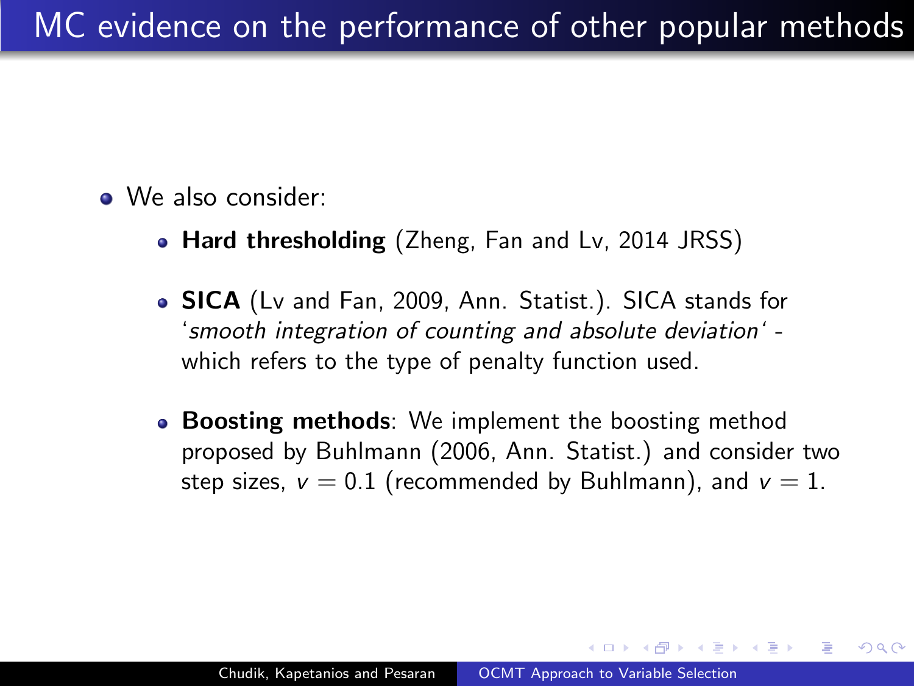# MC evidence on the performance of other popular methods

- We also consider:
  - **Hard thresholding** (Zheng, Fan and Lv, 2014 JRSS)
  - **SICA** (Lv and Fan, 2009, Ann. Statist.). SICA stands for '*smooth integration of counting and absolute deviation*' - which refers to the type of penalty function used.
  - **Boosting methods**: We implement the boosting method proposed by Buhlmann (2006, Ann. Statist.) and consider two step sizes, $v = 0.1$ (recommended by Buhlmann), and $v = 1$.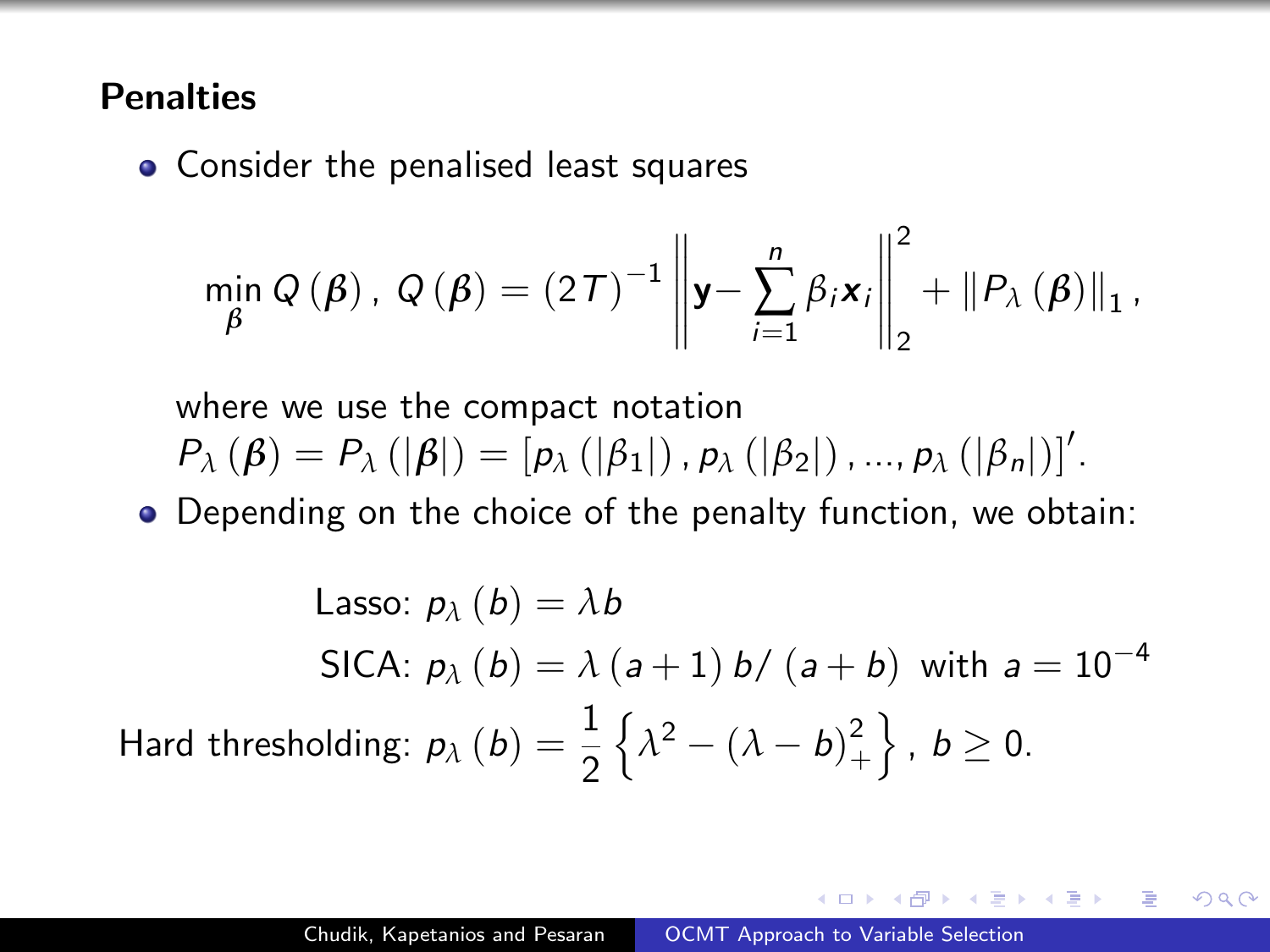## Penalties

- Consider the penalised least squares

$$\min_{\boldsymbol{\beta}} Q\left(\boldsymbol{\beta}\right),\ Q\left(\boldsymbol{\beta}\right) = \left(2T\right)^{-1}\left\|\mathbf{y} - \sum_{i=1}^{n}\beta_i \boldsymbol{x}_i\right\|_2^2 + \left\|P_\lambda\left(\boldsymbol{\beta}\right)\right\|_1,$$

  where we use the compact notation $P_\lambda\left(\boldsymbol{\beta}\right) = P_\lambda\left(\left|\boldsymbol{\beta}\right|\right) = \left[p_\lambda\left(\left|\beta_1\right|\right), p_\lambda\left(\left|\beta_2\right|\right), ..., p_\lambda\left(\left|\beta_n\right|\right)\right]'$.

- Depending on the choice of the penalty function, we obtain:

$$\text{Lasso: } p_\lambda\left(b\right) = \lambda b$$

$$\text{SICA: } p_\lambda\left(b\right) = \lambda\left(a+1\right)b/\left(a+b\right) \text{ with } a = 10^{-4}$$

$$\text{Hard thresholding: } p_\lambda\left(b\right) = \frac{1}{2}\left\{\lambda^2 - \left(\lambda - b\right)_+^2\right\},\ b \geq 0.$$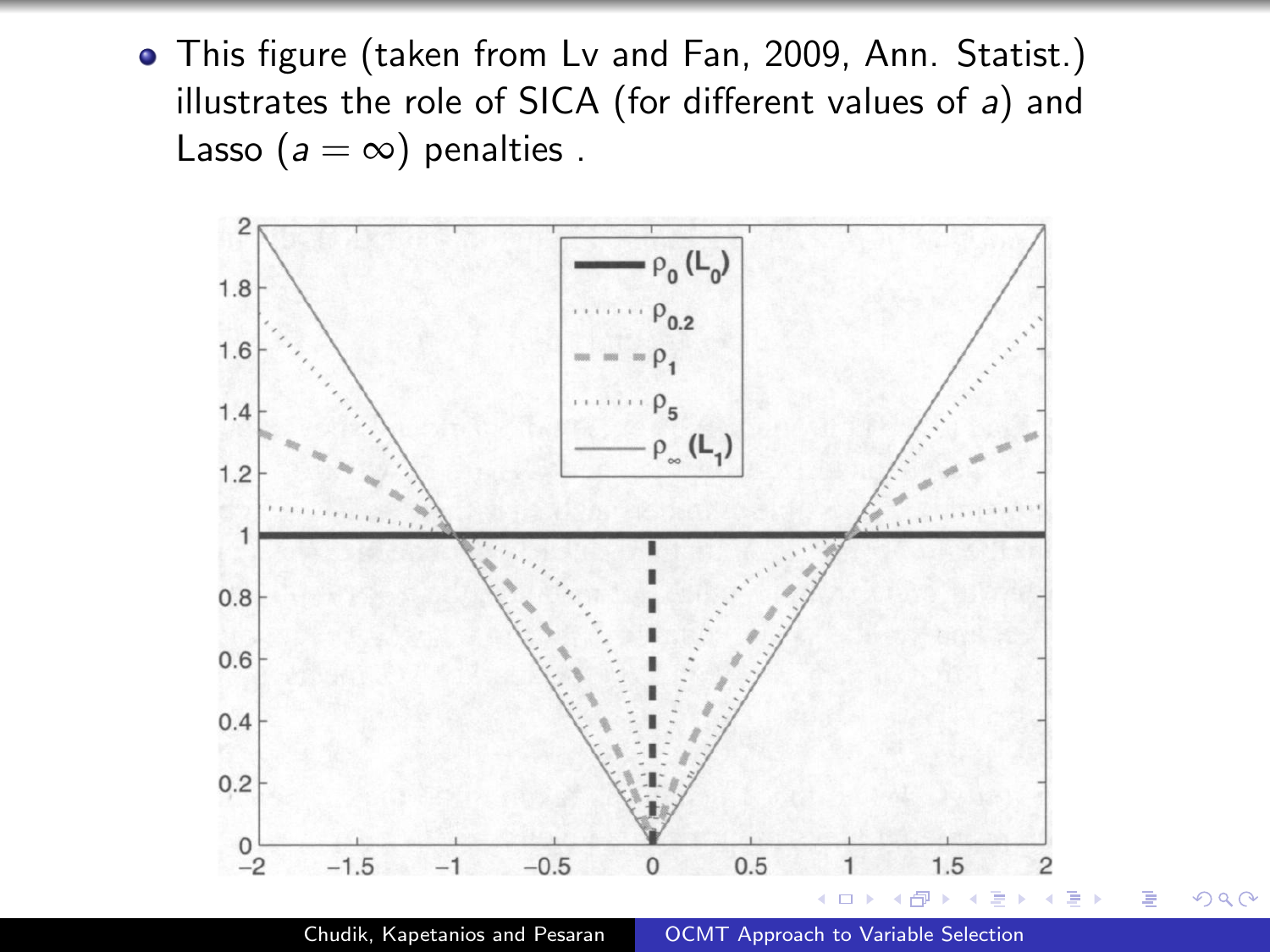- This figure (taken from Lv and Fan, 2009, Ann. Statist.) illustrates the role of SICA (for different values of $a$) and Lasso ($a = \infty$) penalties .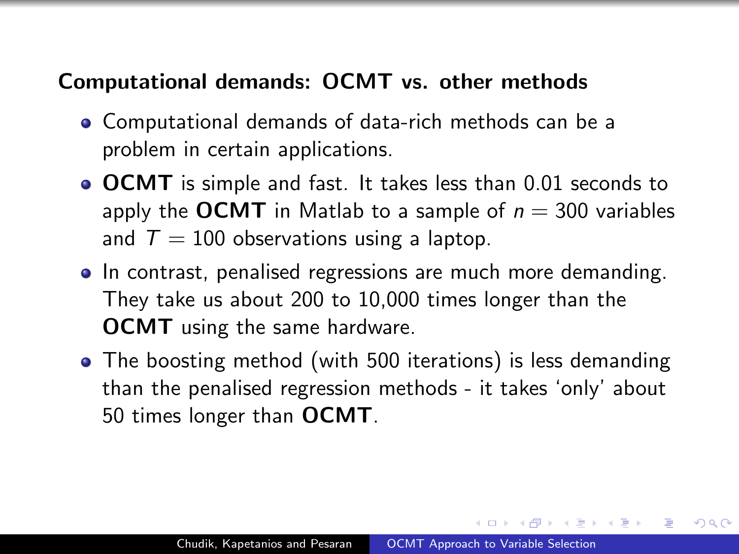## Computational demands: OCMT vs. other methods

- Computational demands of data-rich methods can be a problem in certain applications.
- **OCMT** is simple and fast. It takes less than 0.01 seconds to apply the **OCMT** in Matlab to a sample of $n = 300$ variables and $T = 100$ observations using a laptop.
- In contrast, penalised regressions are much more demanding. They take us about 200 to 10,000 times longer than the **OCMT** using the same hardware.
- The boosting method (with 500 iterations) is less demanding than the penalised regression methods - it takes 'only' about 50 times longer than **OCMT**.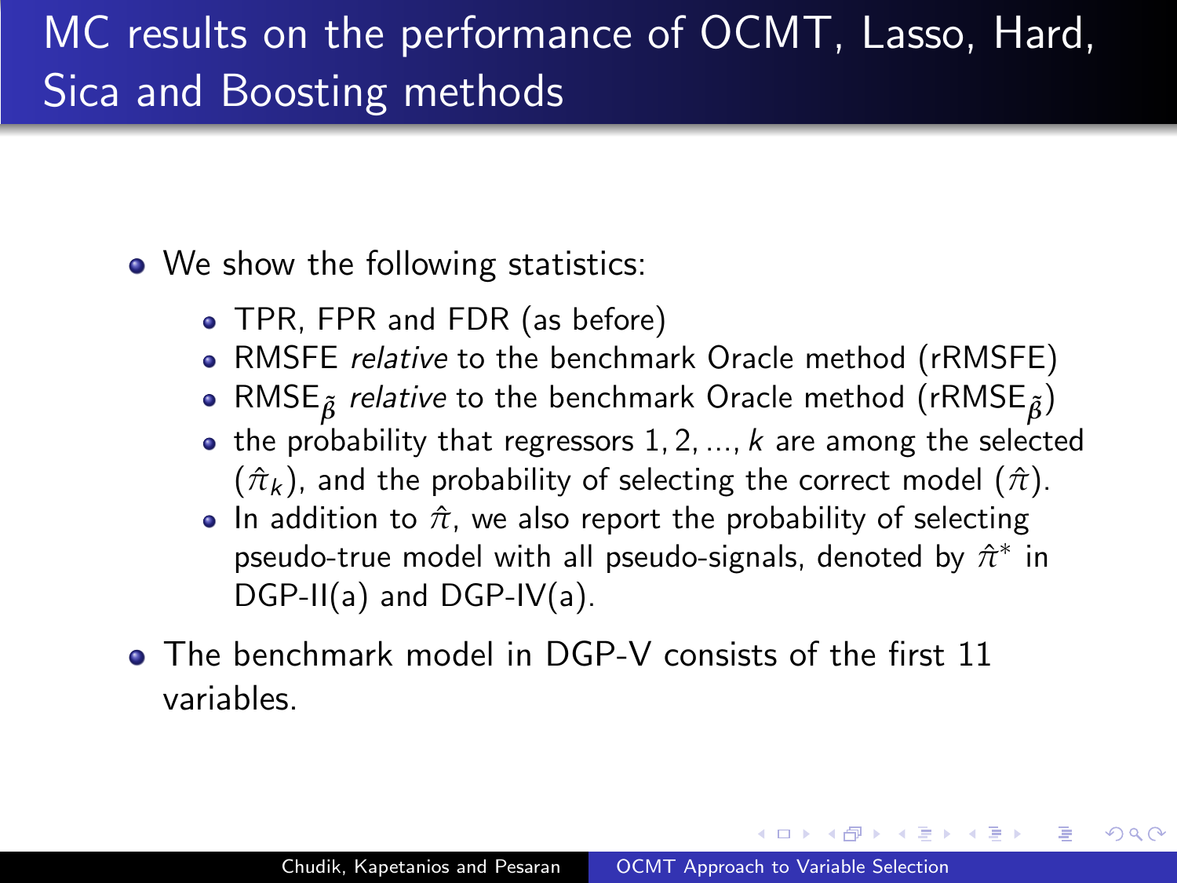# MC results on the performance of OCMT, Lasso, Hard, Sica and Boosting methods

- We show the following statistics:
  - TPR, FPR and FDR (as before)
  - RMSFE *relative* to the benchmark Oracle method (rRMSFE)
  - RMSE$_{\tilde{\beta}}$ *relative* to the benchmark Oracle method (rRMSE$_{\tilde{\beta}}$)
  - the probability that regressors $1, 2, ..., k$ are among the selected ($\hat{\pi}_k$), and the probability of selecting the correct model ($\hat{\pi}$).
  - In addition to $\hat{\pi}$, we also report the probability of selecting pseudo-true model with all pseudo-signals, denoted by $\hat{\pi}^*$ in DGP-II(a) and DGP-IV(a).
- The benchmark model in DGP-V consists of the first 11 variables.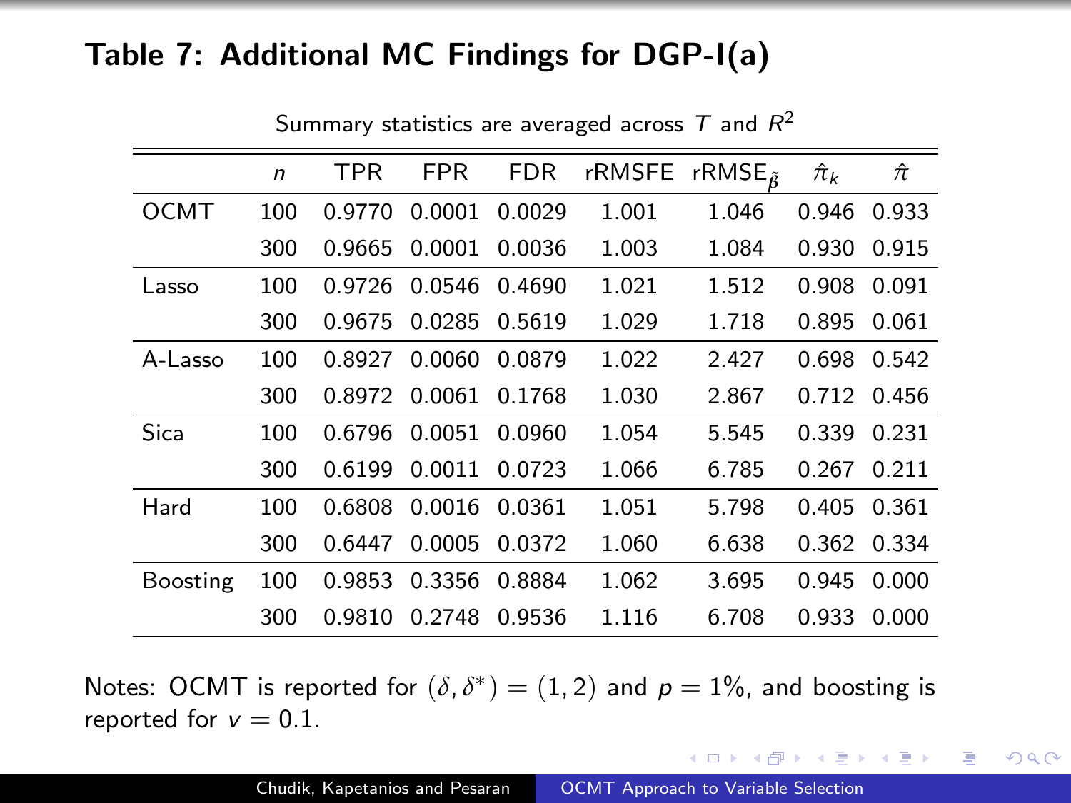# Table 7: Additional MC Findings for DGP-I(a)

Summary statistics are averaged across $T$ and $R^2$

| | $n$ | TPR | FPR | FDR | rRMSFE | rRMSE$_{\tilde{\beta}}$ | $\hat{\pi}_k$ | $\hat{\pi}$ |
|---|---|---|---|---|---|---|---|---|
| OCMT | 100 | 0.9770 | 0.0001 | 0.0029 | 1.001 | 1.046 | 0.946 | 0.933 |
| | 300 | 0.9665 | 0.0001 | 0.0036 | 1.003 | 1.084 | 0.930 | 0.915 |
| Lasso | 100 | 0.9726 | 0.0546 | 0.4690 | 1.021 | 1.512 | 0.908 | 0.091 |
| | 300 | 0.9675 | 0.0285 | 0.5619 | 1.029 | 1.718 | 0.895 | 0.061 |
| A-Lasso | 100 | 0.8927 | 0.0060 | 0.0879 | 1.022 | 2.427 | 0.698 | 0.542 |
| | 300 | 0.8972 | 0.0061 | 0.1768 | 1.030 | 2.867 | 0.712 | 0.456 |
| Sica | 100 | 0.6796 | 0.0051 | 0.0960 | 1.054 | 5.545 | 0.339 | 0.231 |
| | 300 | 0.6199 | 0.0011 | 0.0723 | 1.066 | 6.785 | 0.267 | 0.211 |
| Hard | 100 | 0.6808 | 0.0016 | 0.0361 | 1.051 | 5.798 | 0.405 | 0.361 |
| | 300 | 0.6447 | 0.0005 | 0.0372 | 1.060 | 6.638 | 0.362 | 0.334 |
| Boosting | 100 | 0.9853 | 0.3356 | 0.8884 | 1.062 | 3.695 | 0.945 | 0.000 |
| | 300 | 0.9810 | 0.2748 | 0.9536 | 1.116 | 6.708 | 0.933 | 0.000 |

Notes: OCMT is reported for $(\delta, \delta^*) = (1, 2)$ and $p = 1\%$, and boosting is reported for $v = 0.1$.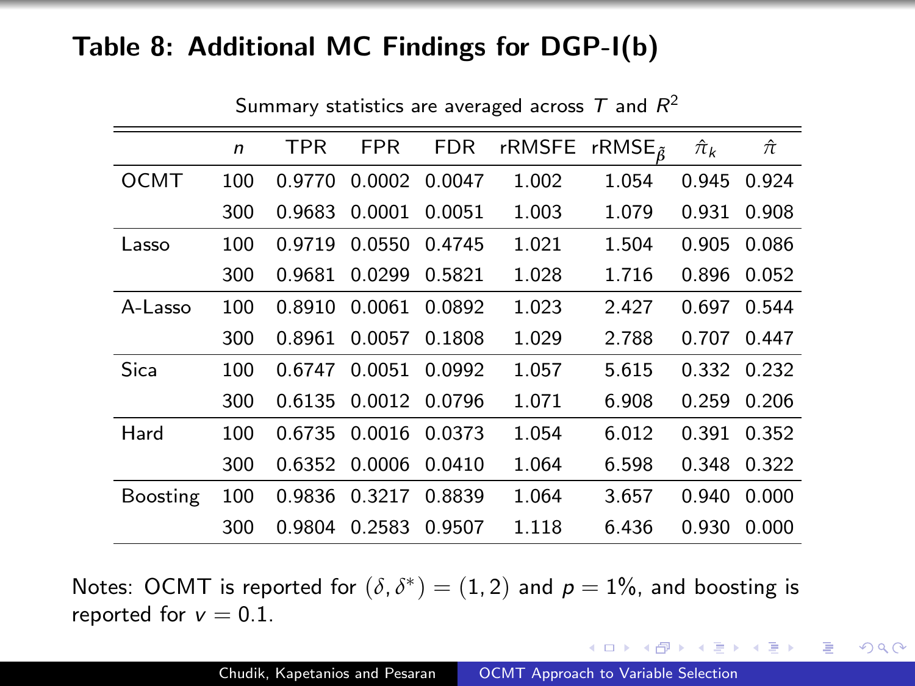## Table 8: Additional MC Findings for DGP-I(b)

Summary statistics are averaged across $T$ and $R^2$

| | $n$ | TPR | FPR | FDR | rRMSFE | rRMSE$_{\tilde{\beta}}$ | $\hat{\pi}_k$ | $\hat{\pi}$ |
|---|---|---|---|---|---|---|---|---|
| OCMT | 100 | 0.9770 | 0.0002 | 0.0047 | 1.002 | 1.054 | 0.945 | 0.924 |
| | 300 | 0.9683 | 0.0001 | 0.0051 | 1.003 | 1.079 | 0.931 | 0.908 |
| Lasso | 100 | 0.9719 | 0.0550 | 0.4745 | 1.021 | 1.504 | 0.905 | 0.086 |
| | 300 | 0.9681 | 0.0299 | 0.5821 | 1.028 | 1.716 | 0.896 | 0.052 |
| A-Lasso | 100 | 0.8910 | 0.0061 | 0.0892 | 1.023 | 2.427 | 0.697 | 0.544 |
| | 300 | 0.8961 | 0.0057 | 0.1808 | 1.029 | 2.788 | 0.707 | 0.447 |
| Sica | 100 | 0.6747 | 0.0051 | 0.0992 | 1.057 | 5.615 | 0.332 | 0.232 |
| | 300 | 0.6135 | 0.0012 | 0.0796 | 1.071 | 6.908 | 0.259 | 0.206 |
| Hard | 100 | 0.6735 | 0.0016 | 0.0373 | 1.054 | 6.012 | 0.391 | 0.352 |
| | 300 | 0.6352 | 0.0006 | 0.0410 | 1.064 | 6.598 | 0.348 | 0.322 |
| Boosting | 100 | 0.9836 | 0.3217 | 0.8839 | 1.064 | 3.657 | 0.940 | 0.000 |
| | 300 | 0.9804 | 0.2583 | 0.9507 | 1.118 | 6.436 | 0.930 | 0.000 |

Notes: OCMT is reported for $(\delta, \delta^*) = (1, 2)$ and $p = 1\%$, and boosting is reported for $v = 0.1$.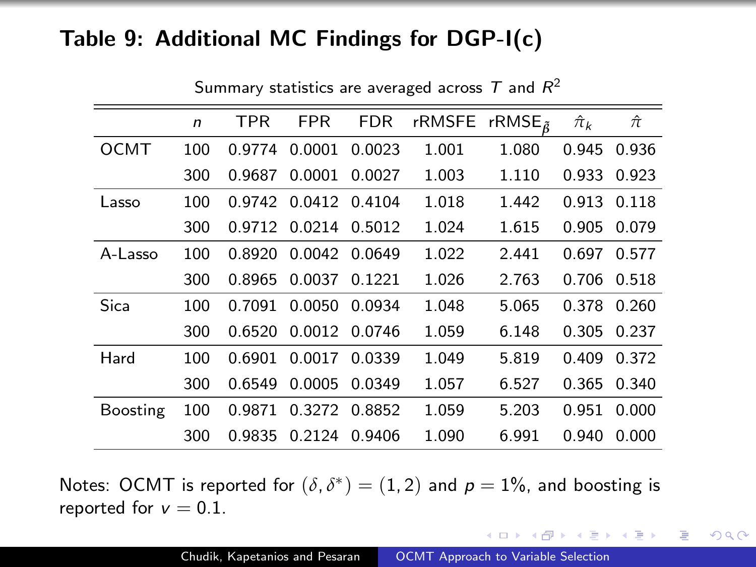## Table 9: Additional MC Findings for DGP-I(c)

Summary statistics are averaged across $T$ and $R^2$

| | $n$ | TPR | FPR | FDR | rRMSFE | rRMSE$_{\tilde{\beta}}$ | $\hat{\pi}_k$ | $\hat{\pi}$ |
|---|---|---|---|---|---|---|---|---|
| OCMT | 100 | 0.9774 | 0.0001 | 0.0023 | 1.001 | 1.080 | 0.945 | 0.936 |
| | 300 | 0.9687 | 0.0001 | 0.0027 | 1.003 | 1.110 | 0.933 | 0.923 |
| Lasso | 100 | 0.9742 | 0.0412 | 0.4104 | 1.018 | 1.442 | 0.913 | 0.118 |
| | 300 | 0.9712 | 0.0214 | 0.5012 | 1.024 | 1.615 | 0.905 | 0.079 |
| A-Lasso | 100 | 0.8920 | 0.0042 | 0.0649 | 1.022 | 2.441 | 0.697 | 0.577 |
| | 300 | 0.8965 | 0.0037 | 0.1221 | 1.026 | 2.763 | 0.706 | 0.518 |
| Sica | 100 | 0.7091 | 0.0050 | 0.0934 | 1.048 | 5.065 | 0.378 | 0.260 |
| | 300 | 0.6520 | 0.0012 | 0.0746 | 1.059 | 6.148 | 0.305 | 0.237 |
| Hard | 100 | 0.6901 | 0.0017 | 0.0339 | 1.049 | 5.819 | 0.409 | 0.372 |
| | 300 | 0.6549 | 0.0005 | 0.0349 | 1.057 | 6.527 | 0.365 | 0.340 |
| Boosting | 100 | 0.9871 | 0.3272 | 0.8852 | 1.059 | 5.203 | 0.951 | 0.000 |
| | 300 | 0.9835 | 0.2124 | 0.9406 | 1.090 | 6.991 | 0.940 | 0.000 |

Notes: OCMT is reported for $(\delta, \delta^*) = (1, 2)$ and $p = 1\%$, and boosting is reported for $v = 0.1$.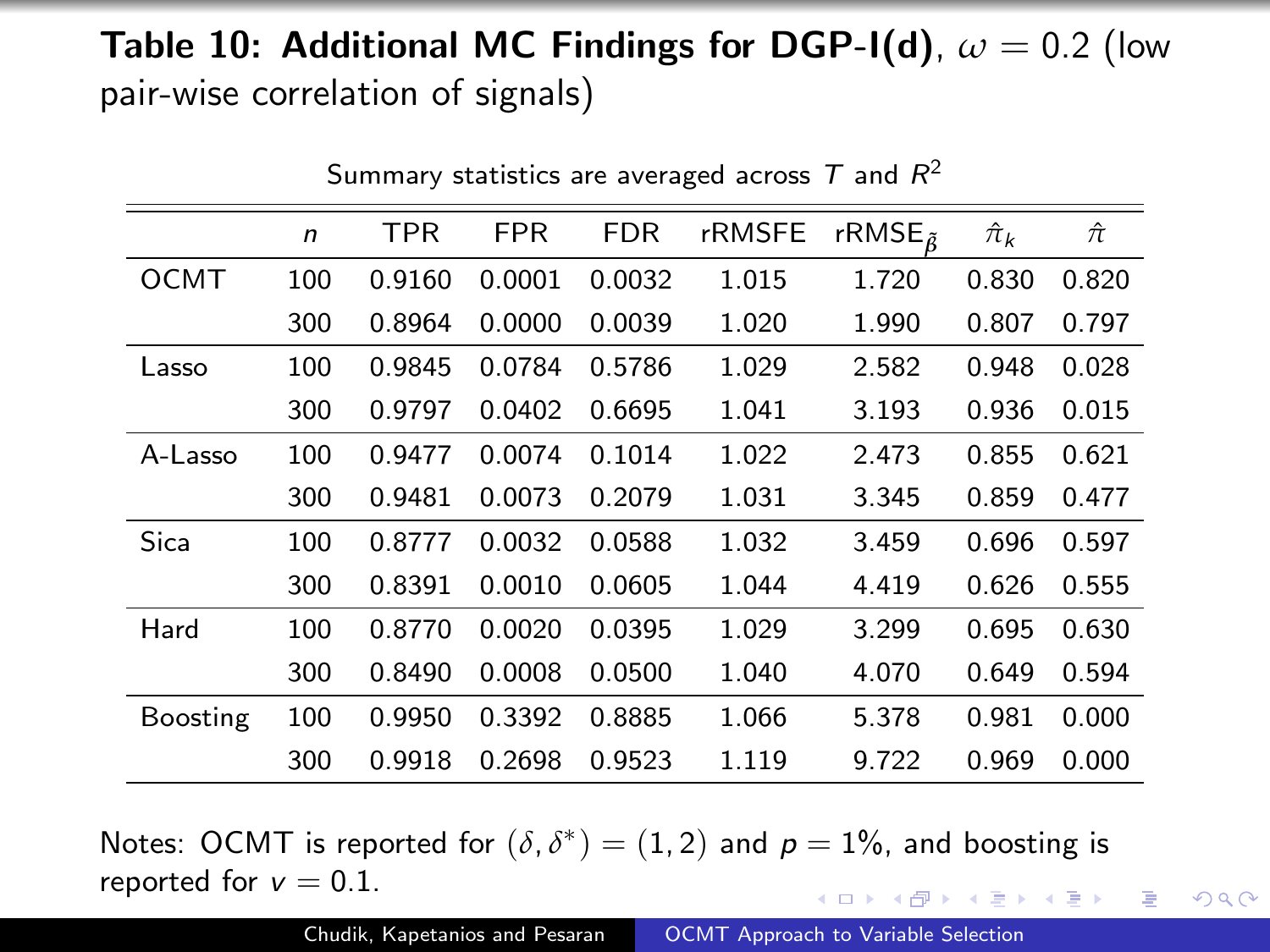## **Table 10: Additional MC Findings for DGP-I(d)**, $\omega = 0.2$ (low pair-wise correlation of signals)

Summary statistics are averaged across $T$ and $R^2$

| | $n$ | TPR | FPR | FDR | rRMSFE | rRMSE$_{\tilde{\beta}}$ | $\hat{\pi}_k$ | $\hat{\pi}$ |
|---|---|---|---|---|---|---|---|---|
| OCMT | 100 | 0.9160 | 0.0001 | 0.0032 | 1.015 | 1.720 | 0.830 | 0.820 |
| | 300 | 0.8964 | 0.0000 | 0.0039 | 1.020 | 1.990 | 0.807 | 0.797 |
| Lasso | 100 | 0.9845 | 0.0784 | 0.5786 | 1.029 | 2.582 | 0.948 | 0.028 |
| | 300 | 0.9797 | 0.0402 | 0.6695 | 1.041 | 3.193 | 0.936 | 0.015 |
| A-Lasso | 100 | 0.9477 | 0.0074 | 0.1014 | 1.022 | 2.473 | 0.855 | 0.621 |
| | 300 | 0.9481 | 0.0073 | 0.2079 | 1.031 | 3.345 | 0.859 | 0.477 |
| Sica | 100 | 0.8777 | 0.0032 | 0.0588 | 1.032 | 3.459 | 0.696 | 0.597 |
| | 300 | 0.8391 | 0.0010 | 0.0605 | 1.044 | 4.419 | 0.626 | 0.555 |
| Hard | 100 | 0.8770 | 0.0020 | 0.0395 | 1.029 | 3.299 | 0.695 | 0.630 |
| | 300 | 0.8490 | 0.0008 | 0.0500 | 1.040 | 4.070 | 0.649 | 0.594 |
| Boosting | 100 | 0.9950 | 0.3392 | 0.8885 | 1.066 | 5.378 | 0.981 | 0.000 |
| | 300 | 0.9918 | 0.2698 | 0.9523 | 1.119 | 9.722 | 0.969 | 0.000 |

Notes: OCMT is reported for $(\delta, \delta^*) = (1, 2)$ and $p = 1\%$, and boosting is reported for $v = 0.1$.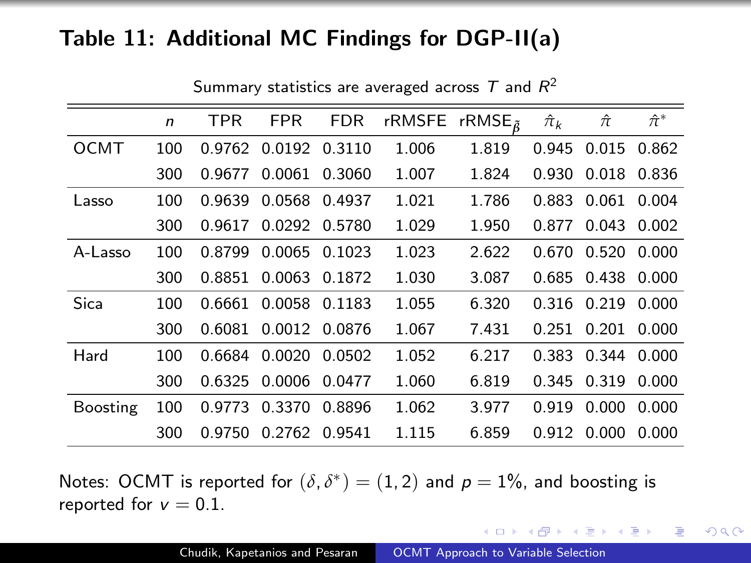# Table 11: Additional MC Findings for DGP-II(a)

Summary statistics are averaged across $T$ and $R^2$

| | $n$ | TPR | FPR | FDR | rRMSFE | rRMSE$_{\tilde{\beta}}$ | $\hat{\pi}_k$ | $\hat{\pi}$ | $\hat{\pi}^*$ |
|---|---|---|---|---|---|---|---|---|---|
| OCMT | 100 | 0.9762 | 0.0192 | 0.3110 | 1.006 | 1.819 | 0.945 | 0.015 | 0.862 |
| | 300 | 0.9677 | 0.0061 | 0.3060 | 1.007 | 1.824 | 0.930 | 0.018 | 0.836 |
| Lasso | 100 | 0.9639 | 0.0568 | 0.4937 | 1.021 | 1.786 | 0.883 | 0.061 | 0.004 |
| | 300 | 0.9617 | 0.0292 | 0.5780 | 1.029 | 1.950 | 0.877 | 0.043 | 0.002 |
| A-Lasso | 100 | 0.8799 | 0.0065 | 0.1023 | 1.023 | 2.622 | 0.670 | 0.520 | 0.000 |
| | 300 | 0.8851 | 0.0063 | 0.1872 | 1.030 | 3.087 | 0.685 | 0.438 | 0.000 |
| Sica | 100 | 0.6661 | 0.0058 | 0.1183 | 1.055 | 6.320 | 0.316 | 0.219 | 0.000 |
| | 300 | 0.6081 | 0.0012 | 0.0876 | 1.067 | 7.431 | 0.251 | 0.201 | 0.000 |
| Hard | 100 | 0.6684 | 0.0020 | 0.0502 | 1.052 | 6.217 | 0.383 | 0.344 | 0.000 |
| | 300 | 0.6325 | 0.0006 | 0.0477 | 1.060 | 6.819 | 0.345 | 0.319 | 0.000 |
| Boosting | 100 | 0.9773 | 0.3370 | 0.8896 | 1.062 | 3.977 | 0.919 | 0.000 | 0.000 |
| | 300 | 0.9750 | 0.2762 | 0.9541 | 1.115 | 6.859 | 0.912 | 0.000 | 0.000 |

Notes: OCMT is reported for $(\delta, \delta^*) = (1, 2)$ and $p = 1\%$, and boosting is reported for $v = 0.1$.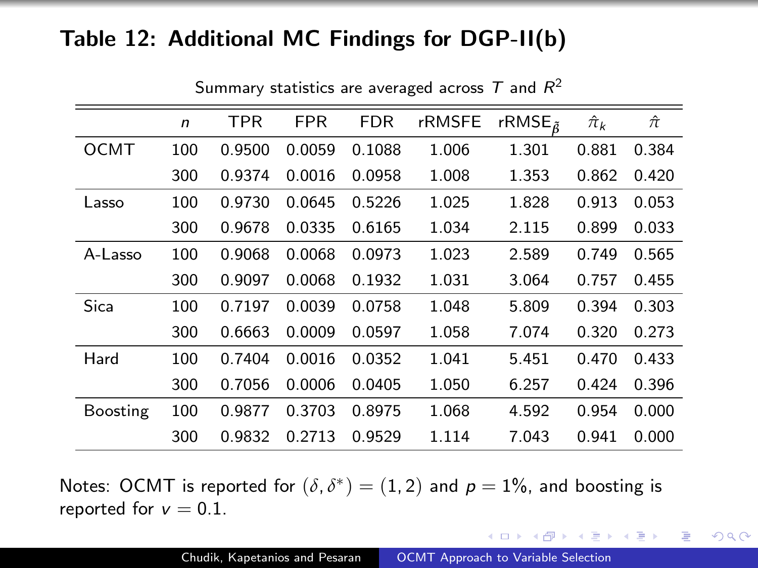## Table 12: Additional MC Findings for DGP-II(b)

Summary statistics are averaged across $T$ and $R^2$

| | $n$ | TPR | FPR | FDR | rRMSFE | rRMSE$_{\tilde{\beta}}$ | $\hat{\pi}_k$ | $\hat{\pi}$ |
|---|---|---|---|---|---|---|---|---|
| OCMT | 100 | 0.9500 | 0.0059 | 0.1088 | 1.006 | 1.301 | 0.881 | 0.384 |
| | 300 | 0.9374 | 0.0016 | 0.0958 | 1.008 | 1.353 | 0.862 | 0.420 |
| Lasso | 100 | 0.9730 | 0.0645 | 0.5226 | 1.025 | 1.828 | 0.913 | 0.053 |
| | 300 | 0.9678 | 0.0335 | 0.6165 | 1.034 | 2.115 | 0.899 | 0.033 |
| A-Lasso | 100 | 0.9068 | 0.0068 | 0.0973 | 1.023 | 2.589 | 0.749 | 0.565 |
| | 300 | 0.9097 | 0.0068 | 0.1932 | 1.031 | 3.064 | 0.757 | 0.455 |
| Sica | 100 | 0.7197 | 0.0039 | 0.0758 | 1.048 | 5.809 | 0.394 | 0.303 |
| | 300 | 0.6663 | 0.0009 | 0.0597 | 1.058 | 7.074 | 0.320 | 0.273 |
| Hard | 100 | 0.7404 | 0.0016 | 0.0352 | 1.041 | 5.451 | 0.470 | 0.433 |
| | 300 | 0.7056 | 0.0006 | 0.0405 | 1.050 | 6.257 | 0.424 | 0.396 |
| Boosting | 100 | 0.9877 | 0.3703 | 0.8975 | 1.068 | 4.592 | 0.954 | 0.000 |
| | 300 | 0.9832 | 0.2713 | 0.9529 | 1.114 | 7.043 | 0.941 | 0.000 |

Notes: OCMT is reported for $(\delta, \delta^*) = (1, 2)$ and $p = 1\%$, and boosting is reported for $v = 0.1$.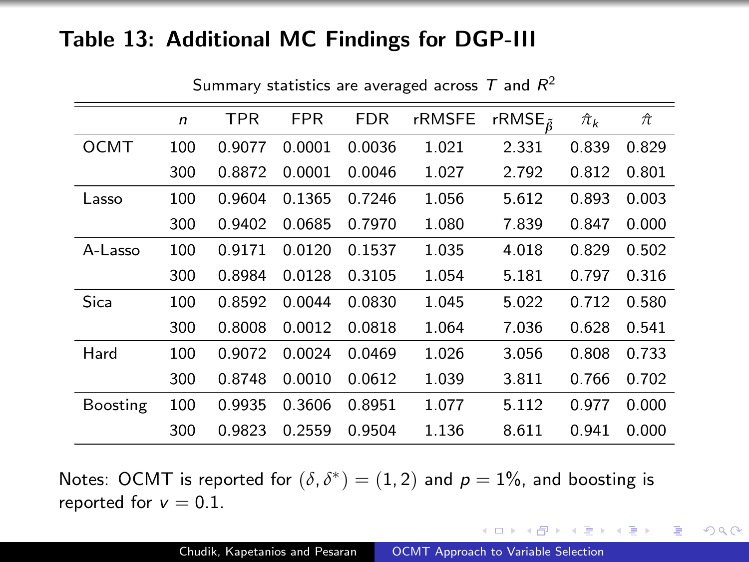## Table 13: Additional MC Findings for DGP-III

Summary statistics are averaged across $T$ and $R^2$

| | $n$ | TPR | FPR | FDR | rRMSFE | rRMSE$_{\tilde{\beta}}$ | $\hat{\pi}_k$ | $\hat{\pi}$ |
|---|---|---|---|---|---|---|---|---|
| OCMT | 100 | 0.9077 | 0.0001 | 0.0036 | 1.021 | 2.331 | 0.839 | 0.829 |
| | 300 | 0.8872 | 0.0001 | 0.0046 | 1.027 | 2.792 | 0.812 | 0.801 |
| Lasso | 100 | 0.9604 | 0.1365 | 0.7246 | 1.056 | 5.612 | 0.893 | 0.003 |
| | 300 | 0.9402 | 0.0685 | 0.7970 | 1.080 | 7.839 | 0.847 | 0.000 |
| A-Lasso | 100 | 0.9171 | 0.0120 | 0.1537 | 1.035 | 4.018 | 0.829 | 0.502 |
| | 300 | 0.8984 | 0.0128 | 0.3105 | 1.054 | 5.181 | 0.797 | 0.316 |
| Sica | 100 | 0.8592 | 0.0044 | 0.0830 | 1.045 | 5.022 | 0.712 | 0.580 |
| | 300 | 0.8008 | 0.0012 | 0.0818 | 1.064 | 7.036 | 0.628 | 0.541 |
| Hard | 100 | 0.9072 | 0.0024 | 0.0469 | 1.026 | 3.056 | 0.808 | 0.733 |
| | 300 | 0.8748 | 0.0010 | 0.0612 | 1.039 | 3.811 | 0.766 | 0.702 |
| Boosting | 100 | 0.9935 | 0.3606 | 0.8951 | 1.077 | 5.112 | 0.977 | 0.000 |
| | 300 | 0.9823 | 0.2559 | 0.9504 | 1.136 | 8.611 | 0.941 | 0.000 |

Notes: OCMT is reported for $(\delta, \delta^*) = (1, 2)$ and $p = 1\%$, and boosting is reported for $v = 0.1$.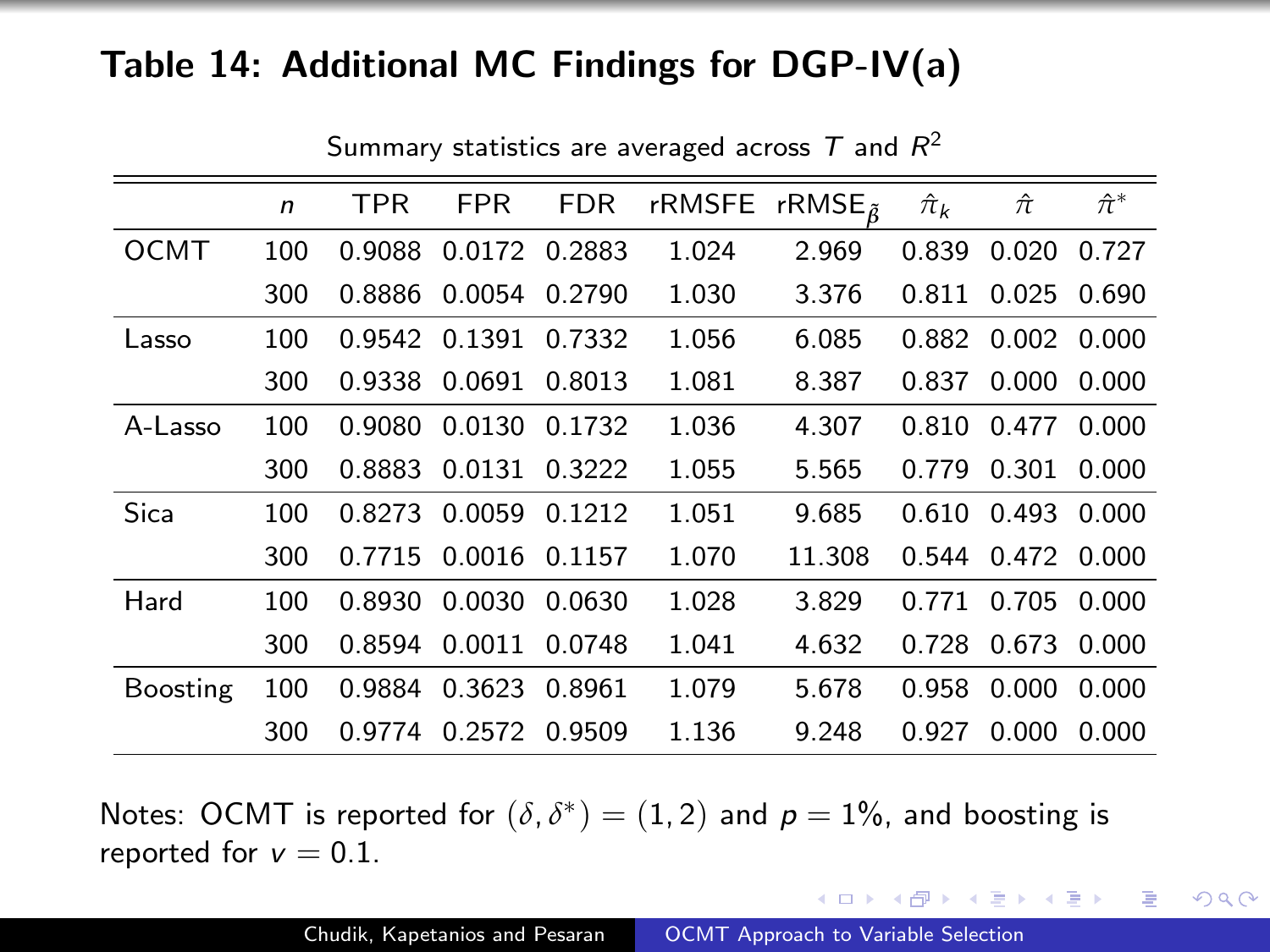## Table 14: Additional MC Findings for DGP-IV(a)

Summary statistics are averaged across $T$ and $R^2$

| | $n$ | TPR | FPR | FDR | rRMSFE | rRMSE$_{\tilde{\beta}}$ | $\hat{\pi}_k$ | $\hat{\pi}$ | $\hat{\pi}^*$ |
|---|---|---|---|---|---|---|---|---|---|
| OCMT | 100 | 0.9088 | 0.0172 | 0.2883 | 1.024 | 2.969 | 0.839 | 0.020 | 0.727 |
| | 300 | 0.8886 | 0.0054 | 0.2790 | 1.030 | 3.376 | 0.811 | 0.025 | 0.690 |
| Lasso | 100 | 0.9542 | 0.1391 | 0.7332 | 1.056 | 6.085 | 0.882 | 0.002 | 0.000 |
| | 300 | 0.9338 | 0.0691 | 0.8013 | 1.081 | 8.387 | 0.837 | 0.000 | 0.000 |
| A-Lasso | 100 | 0.9080 | 0.0130 | 0.1732 | 1.036 | 4.307 | 0.810 | 0.477 | 0.000 |
| | 300 | 0.8883 | 0.0131 | 0.3222 | 1.055 | 5.565 | 0.779 | 0.301 | 0.000 |
| Sica | 100 | 0.8273 | 0.0059 | 0.1212 | 1.051 | 9.685 | 0.610 | 0.493 | 0.000 |
| | 300 | 0.7715 | 0.0016 | 0.1157 | 1.070 | 11.308 | 0.544 | 0.472 | 0.000 |
| Hard | 100 | 0.8930 | 0.0030 | 0.0630 | 1.028 | 3.829 | 0.771 | 0.705 | 0.000 |
| | 300 | 0.8594 | 0.0011 | 0.0748 | 1.041 | 4.632 | 0.728 | 0.673 | 0.000 |
| Boosting | 100 | 0.9884 | 0.3623 | 0.8961 | 1.079 | 5.678 | 0.958 | 0.000 | 0.000 |
| | 300 | 0.9774 | 0.2572 | 0.9509 | 1.136 | 9.248 | 0.927 | 0.000 | 0.000 |

Notes: OCMT is reported for $(\delta, \delta^*) = (1, 2)$ and $p = 1\%$, and boosting is reported for $v = 0.1$.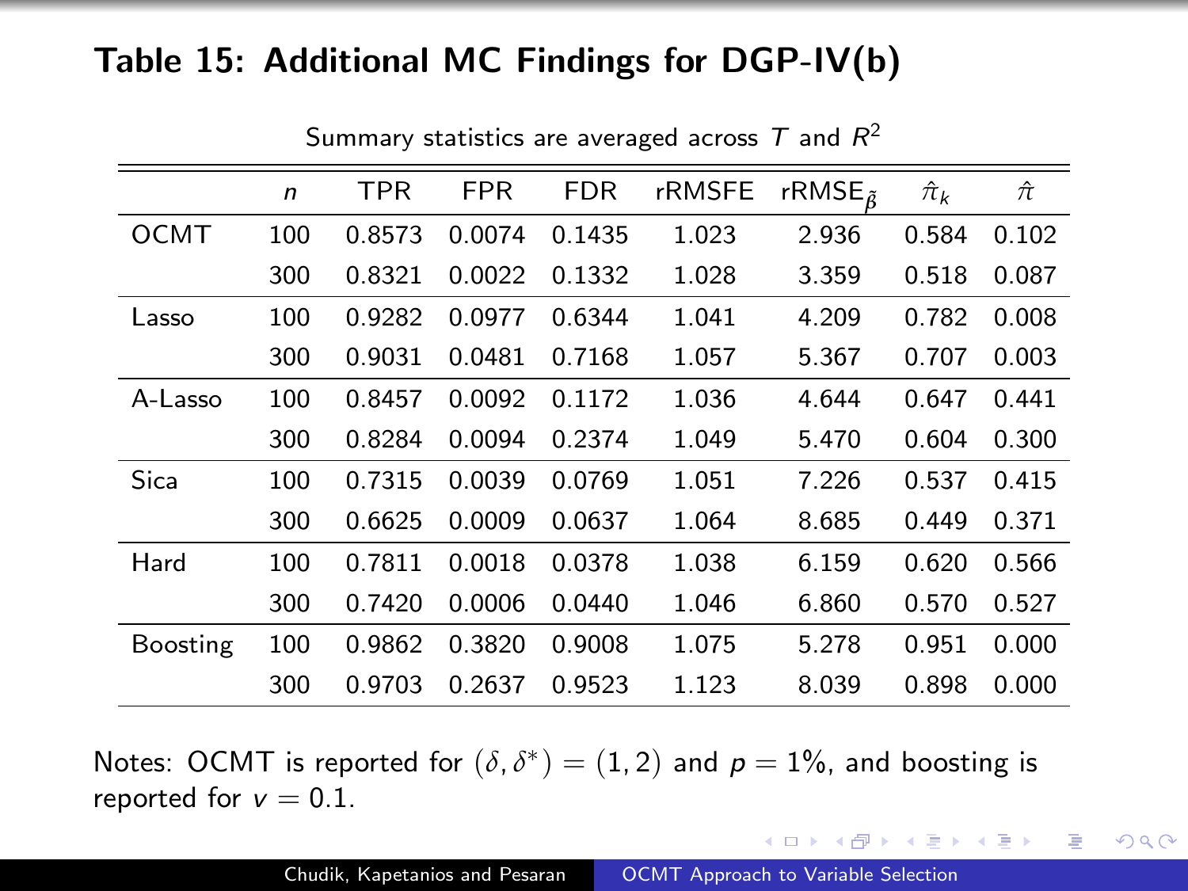## Table 15: Additional MC Findings for DGP-IV(b)

Summary statistics are averaged across $T$ and $R^2$

| | $n$ | TPR | FPR | FDR | rRMSFE | rRMSE$_{\tilde{\beta}}$ | $\hat{\pi}_k$ | $\hat{\pi}$ |
|---|---|---|---|---|---|---|---|---|
| OCMT | 100 | 0.8573 | 0.0074 | 0.1435 | 1.023 | 2.936 | 0.584 | 0.102 |
| | 300 | 0.8321 | 0.0022 | 0.1332 | 1.028 | 3.359 | 0.518 | 0.087 |
| Lasso | 100 | 0.9282 | 0.0977 | 0.6344 | 1.041 | 4.209 | 0.782 | 0.008 |
| | 300 | 0.9031 | 0.0481 | 0.7168 | 1.057 | 5.367 | 0.707 | 0.003 |
| A-Lasso | 100 | 0.8457 | 0.0092 | 0.1172 | 1.036 | 4.644 | 0.647 | 0.441 |
| | 300 | 0.8284 | 0.0094 | 0.2374 | 1.049 | 5.470 | 0.604 | 0.300 |
| Sica | 100 | 0.7315 | 0.0039 | 0.0769 | 1.051 | 7.226 | 0.537 | 0.415 |
| | 300 | 0.6625 | 0.0009 | 0.0637 | 1.064 | 8.685 | 0.449 | 0.371 |
| Hard | 100 | 0.7811 | 0.0018 | 0.0378 | 1.038 | 6.159 | 0.620 | 0.566 |
| | 300 | 0.7420 | 0.0006 | 0.0440 | 1.046 | 6.860 | 0.570 | 0.527 |
| Boosting | 100 | 0.9862 | 0.3820 | 0.9008 | 1.075 | 5.278 | 0.951 | 0.000 |
| | 300 | 0.9703 | 0.2637 | 0.9523 | 1.123 | 8.039 | 0.898 | 0.000 |

Notes: OCMT is reported for $(\delta, \delta^*) = (1, 2)$ and $p = 1\%$, and boosting is reported for $v = 0.1$.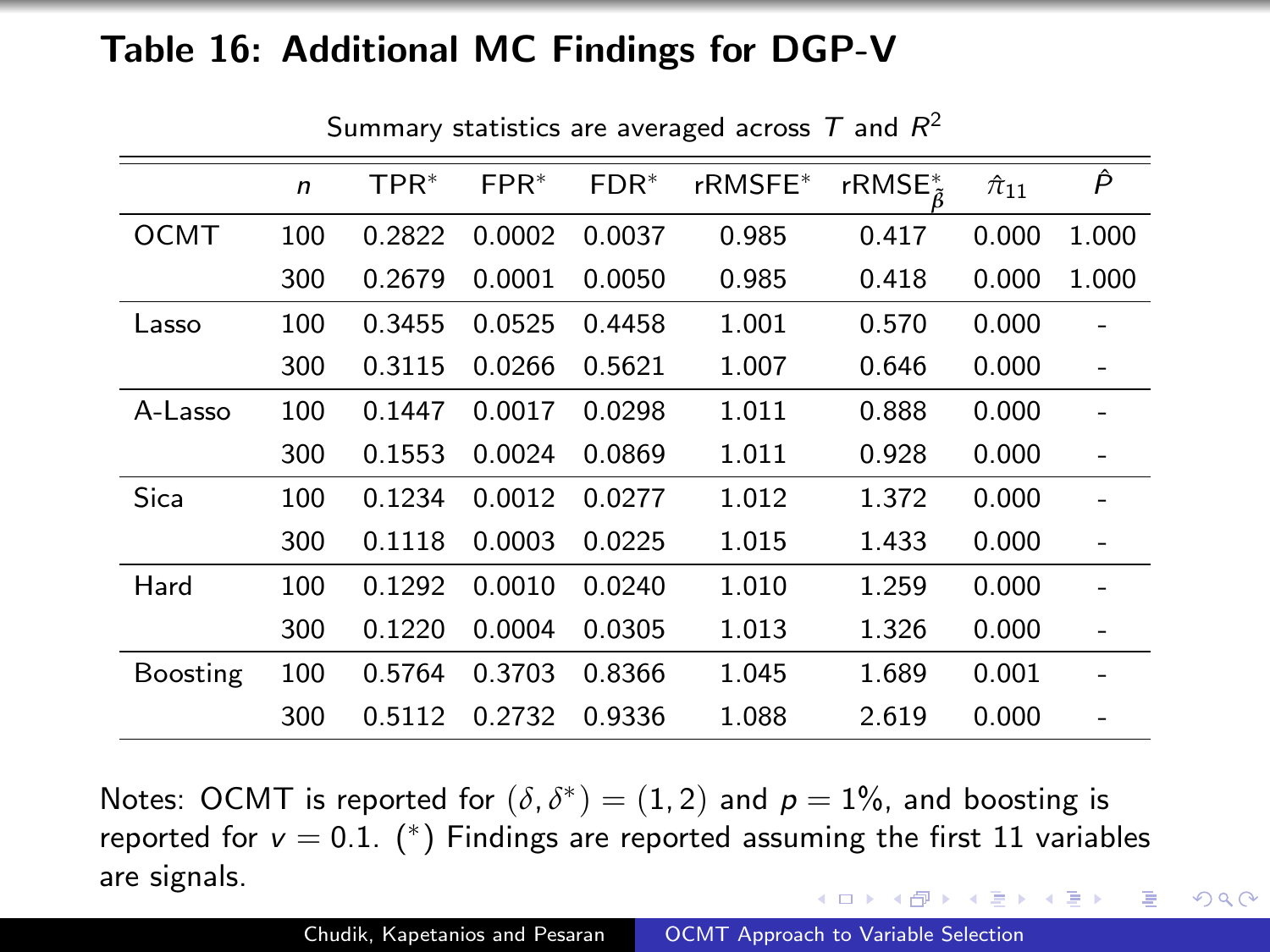## Table 16: Additional MC Findings for DGP-V

Summary statistics are averaged across $T$ and $R^2$

| | $n$ | TPR* | FPR* | FDR* | rRMSFE* | rRMSE$^*_{\tilde{\beta}}$ | $\hat{\pi}_{11}$ | $\hat{P}$ |
|---|---|---|---|---|---|---|---|---|
| OCMT | 100 | 0.2822 | 0.0002 | 0.0037 | 0.985 | 0.417 | 0.000 | 1.000 |
| | 300 | 0.2679 | 0.0001 | 0.0050 | 0.985 | 0.418 | 0.000 | 1.000 |
| Lasso | 100 | 0.3455 | 0.0525 | 0.4458 | 1.001 | 0.570 | 0.000 | - |
| | 300 | 0.3115 | 0.0266 | 0.5621 | 1.007 | 0.646 | 0.000 | - |
| A-Lasso | 100 | 0.1447 | 0.0017 | 0.0298 | 1.011 | 0.888 | 0.000 | - |
| | 300 | 0.1553 | 0.0024 | 0.0869 | 1.011 | 0.928 | 0.000 | - |
| Sica | 100 | 0.1234 | 0.0012 | 0.0277 | 1.012 | 1.372 | 0.000 | - |
| | 300 | 0.1118 | 0.0003 | 0.0225 | 1.015 | 1.433 | 0.000 | - |
| Hard | 100 | 0.1292 | 0.0010 | 0.0240 | 1.010 | 1.259 | 0.000 | - |
| | 300 | 0.1220 | 0.0004 | 0.0305 | 1.013 | 1.326 | 0.000 | - |
| Boosting | 100 | 0.5764 | 0.3703 | 0.8366 | 1.045 | 1.689 | 0.001 | - |
| | 300 | 0.5112 | 0.2732 | 0.9336 | 1.088 | 2.619 | 0.000 | - |

Notes: OCMT is reported for $(\delta, \delta^*) = (1, 2)$ and $p = 1\%$, and boosting is reported for $v = 0.1$. (*) Findings are reported assuming the first 11 variables are signals.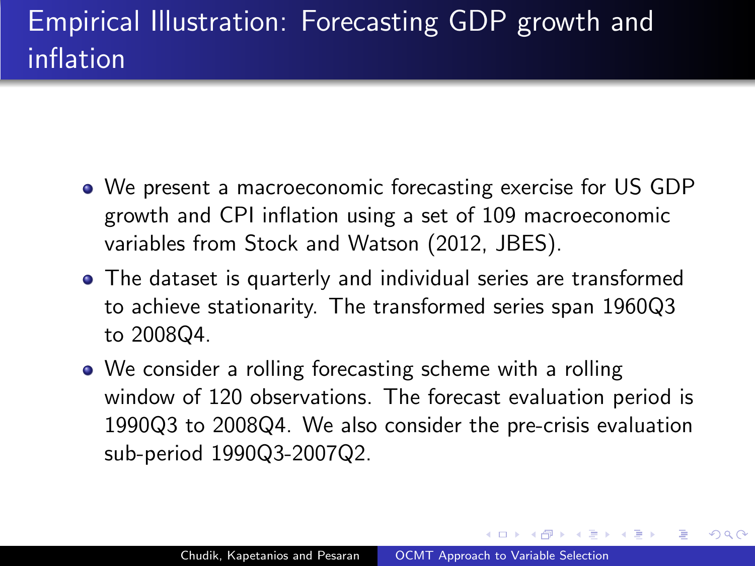# Empirical Illustration: Forecasting GDP growth and inflation

- We present a macroeconomic forecasting exercise for US GDP growth and CPI inflation using a set of 109 macroeconomic variables from Stock and Watson (2012, JBES).
- The dataset is quarterly and individual series are transformed to achieve stationarity. The transformed series span 1960Q3 to 2008Q4.
- We consider a rolling forecasting scheme with a rolling window of 120 observations. The forecast evaluation period is 1990Q3 to 2008Q4. We also consider the pre-crisis evaluation sub-period 1990Q3-2007Q2.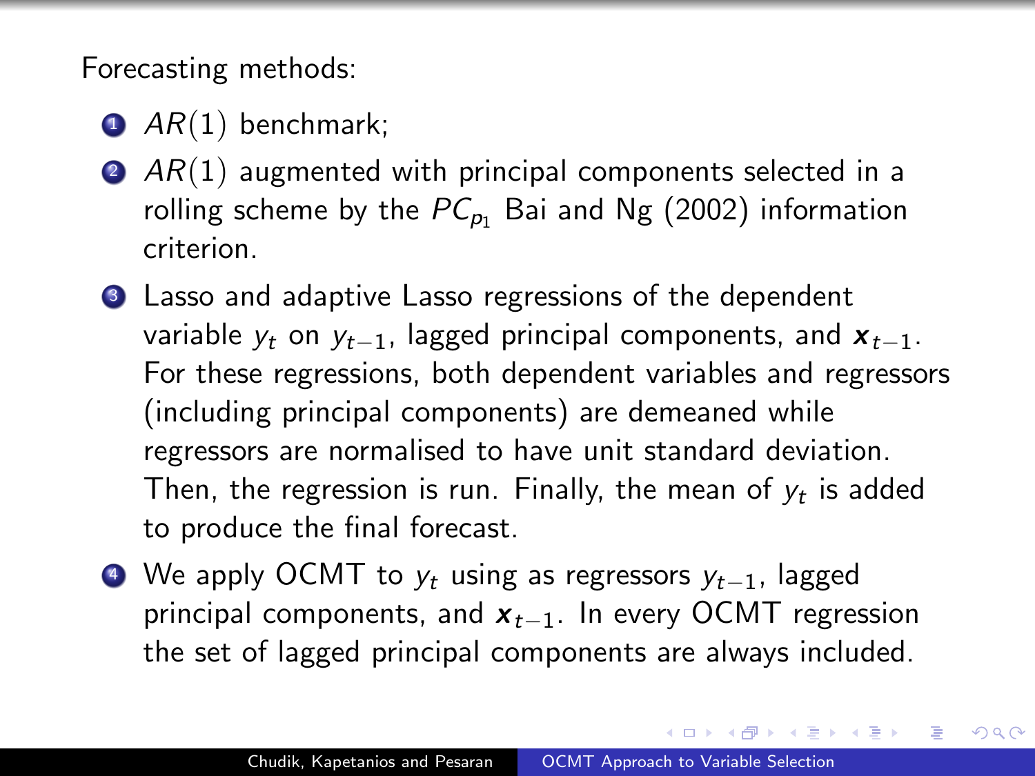Forecasting methods:

1. $AR(1)$ benchmark;
2. $AR(1)$ augmented with principal components selected in a rolling scheme by the $PC_{p_1}$ Bai and Ng (2002) information criterion.
3. Lasso and adaptive Lasso regressions of the dependent variable $y_t$ on $y_{t-1}$, lagged principal components, and $\mathbf{x}_{t-1}$. For these regressions, both dependent variables and regressors (including principal components) are demeaned while regressors are normalised to have unit standard deviation. Then, the regression is run. Finally, the mean of $y_t$ is added to produce the final forecast.
4. We apply OCMT to $y_t$ using as regressors $y_{t-1}$, lagged principal components, and $\mathbf{x}_{t-1}$. In every OCMT regression the set of lagged principal components are always included.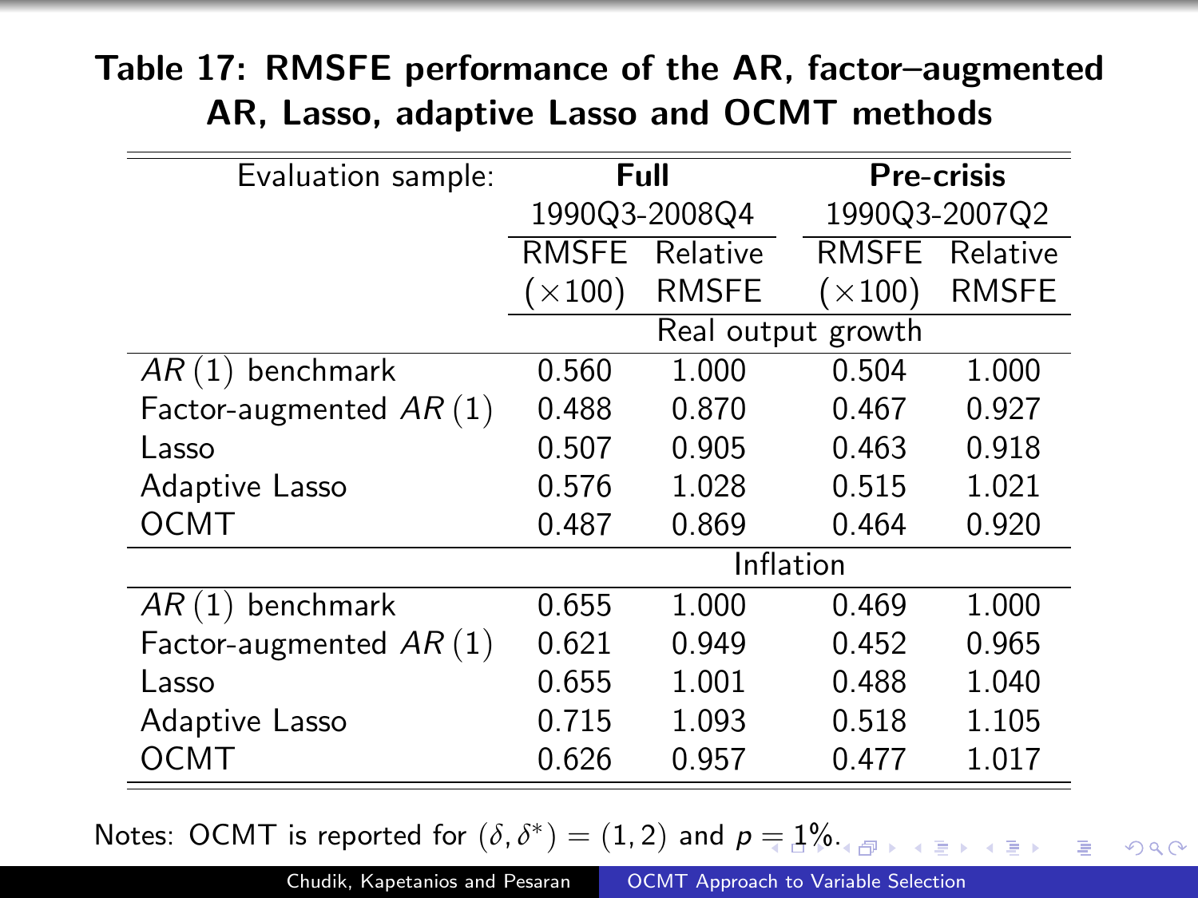## Table 17: RMSFE performance of the AR, factor–augmented AR, Lasso, adaptive Lasso and OCMT methods

| Evaluation sample: | Full 1990Q3-2008Q4 | | Pre-crisis 1990Q3-2007Q2 | |
|---|---|---|---|---|
| | RMSFE ($\times$100) | Relative RMSFE | RMSFE ($\times$100) | Relative RMSFE |
| | **Real output growth** | | | |
| $AR\,(1)$ benchmark | 0.560 | 1.000 | 0.504 | 1.000 |
| Factor-augmented $AR\,(1)$ | 0.488 | 0.870 | 0.467 | 0.927 |
| Lasso | 0.507 | 0.905 | 0.463 | 0.918 |
| Adaptive Lasso | 0.576 | 1.028 | 0.515 | 1.021 |
| OCMT | 0.487 | 0.869 | 0.464 | 0.920 |
| | **Inflation** | | | |
| $AR\,(1)$ benchmark | 0.655 | 1.000 | 0.469 | 1.000 |
| Factor-augmented $AR\,(1)$ | 0.621 | 0.949 | 0.452 | 0.965 |
| Lasso | 0.655 | 1.001 | 0.488 | 1.040 |
| Adaptive Lasso | 0.715 | 1.093 | 0.518 | 1.105 |
| OCMT | 0.626 | 0.957 | 0.477 | 1.017 |

Notes: OCMT is reported for $(\delta, \delta^*) = (1, 2)$ and $p = 1\%$.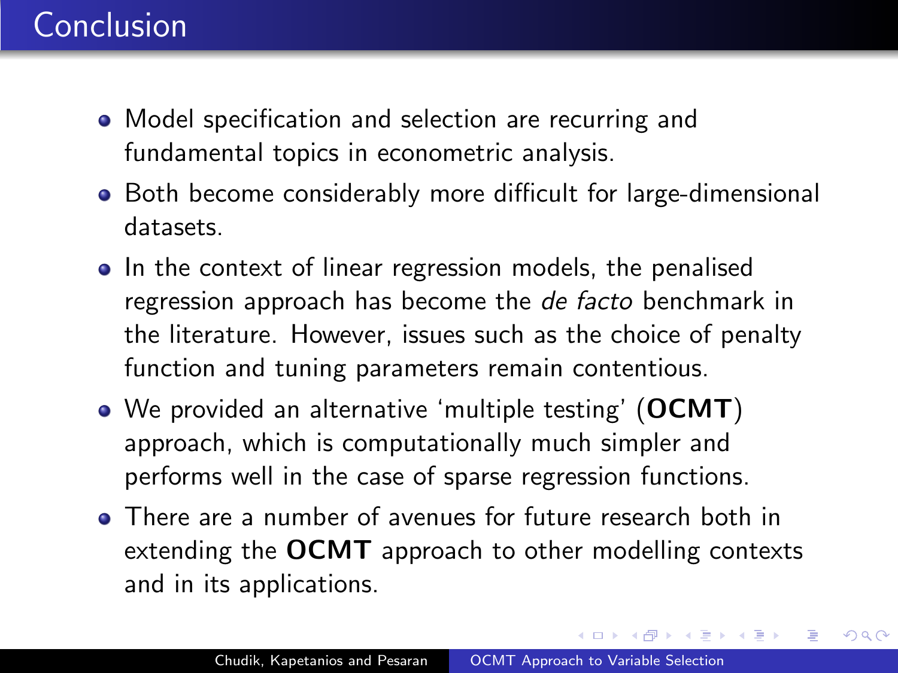# Conclusion

- Model specification and selection are recurring and fundamental topics in econometric analysis.
- Both become considerably more difficult for large-dimensional datasets.
- In the context of linear regression models, the penalised regression approach has become the *de facto* benchmark in the literature. However, issues such as the choice of penalty function and tuning parameters remain contentious.
- We provided an alternative 'multiple testing' (**OCMT**) approach, which is computationally much simpler and performs well in the case of sparse regression functions.
- There are a number of avenues for future research both in extending the **OCMT** approach to other modelling contexts and in its applications.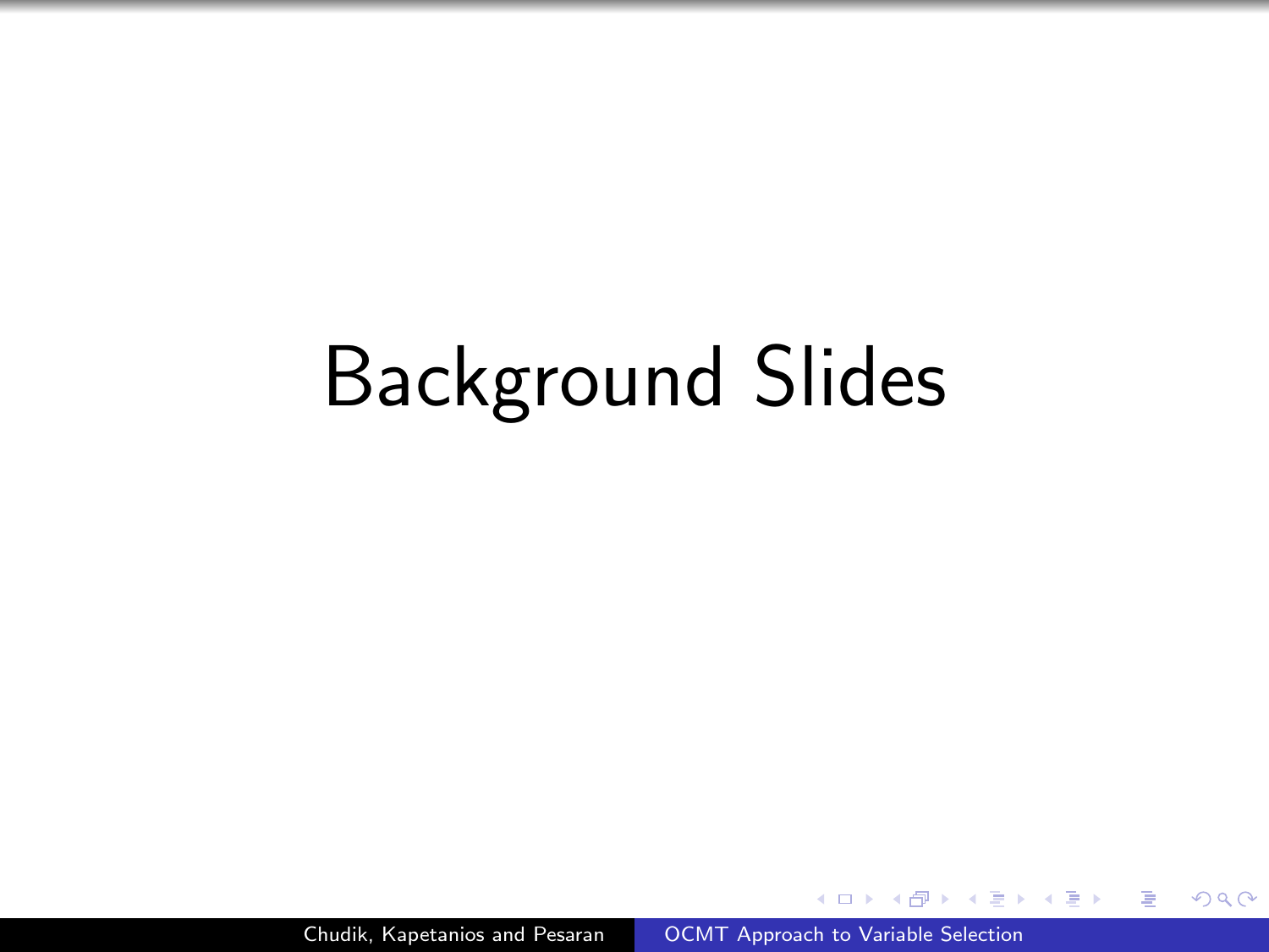# Background Slides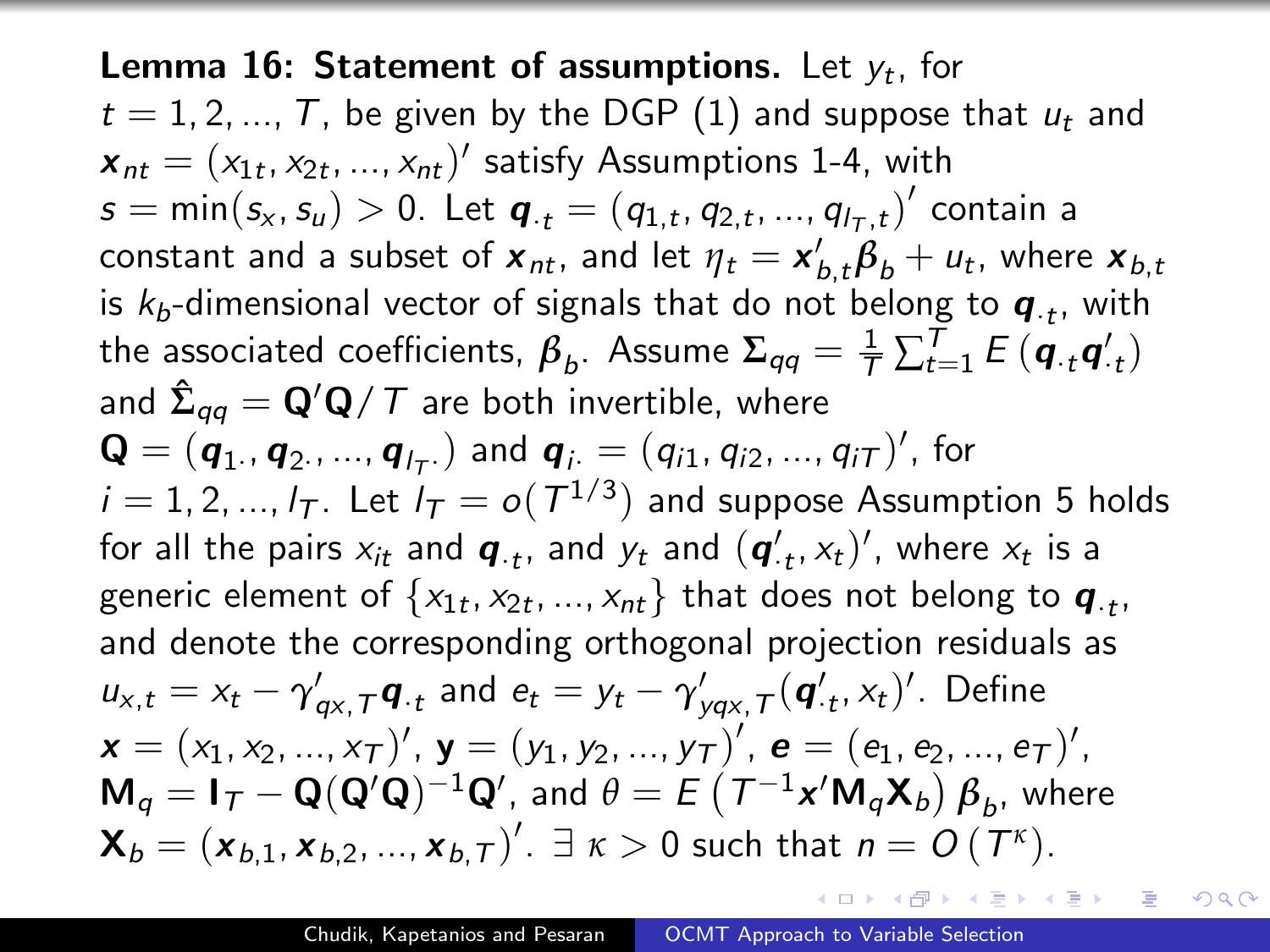**Lemma 16: Statement of assumptions.** Let $y_t$, for $t = 1, 2, ..., T$, be given by the DGP (1) and suppose that $u_t$ and $\boldsymbol{x}_{nt} = (x_{1t}, x_{2t}, ..., x_{nt})'$ satisfy Assumptions 1-4, with $s = \min(s_x, s_u) > 0$. Let $\boldsymbol{q}_{\cdot t} = (q_{1,t}, q_{2,t}, ..., q_{l_T,t})'$ contain a constant and a subset of $\boldsymbol{x}_{nt}$, and let $\eta_t = \boldsymbol{x}'_{b,t}\boldsymbol{\beta}_b + u_t$, where $\boldsymbol{x}_{b,t}$ is $k_b$-dimensional vector of signals that do not belong to $\boldsymbol{q}_{\cdot t}$, with the associated coefficients, $\boldsymbol{\beta}_b$. Assume $\boldsymbol{\Sigma}_{qq} = \frac{1}{T}\sum_{t=1}^{T} E\left(\boldsymbol{q}_{\cdot t}\boldsymbol{q}'_{\cdot t}\right)$ and $\hat{\boldsymbol{\Sigma}}_{qq} = \mathbf{Q}'\mathbf{Q}/T$ are both invertible, where $\mathbf{Q} = (\boldsymbol{q}_{1\cdot}, \boldsymbol{q}_{2\cdot}, ..., \boldsymbol{q}_{l_T\cdot})$ and $\boldsymbol{q}_{i\cdot} = (q_{i1}, q_{i2}, ..., q_{iT})'$, for $i = 1, 2, ..., l_T$. Let $l_T = o(T^{1/3})$ and suppose Assumption 5 holds for all the pairs $x_{it}$ and $\boldsymbol{q}_{\cdot t}$, and $y_t$ and $(\boldsymbol{q}'_{\cdot t}, x_t)'$, where $x_t$ is a generic element of $\{x_{1t}, x_{2t}, ..., x_{nt}\}$ that does not belong to $\boldsymbol{q}_{\cdot t}$, and denote the corresponding orthogonal projection residuals as $u_{x,t} = x_t - \gamma'_{qx,T}\boldsymbol{q}_{\cdot t}$ and $e_t = y_t - \gamma'_{yqx,T}(\boldsymbol{q}'_{\cdot t}, x_t)'$. Define $\boldsymbol{x} = (x_1, x_2, ..., x_T)'$, $\mathbf{y} = (y_1, y_2, ..., y_T)'$, $\boldsymbol{e} = (e_1, e_2, ..., e_T)'$, $\mathbf{M}_q = \mathbf{I}_T - \mathbf{Q}(\mathbf{Q}'\mathbf{Q})^{-1}\mathbf{Q}'$, and $\theta = E\left(T^{-1}\boldsymbol{x}'\mathbf{M}_q\mathbf{X}_b\right)\boldsymbol{\beta}_b$, where $\mathbf{X}_b = (\boldsymbol{x}_{b,1}, \boldsymbol{x}_{b,2}, ..., \boldsymbol{x}_{b,T})'$. $\exists\ \kappa > 0$ such that $n = O\left(T^{\kappa}\right)$.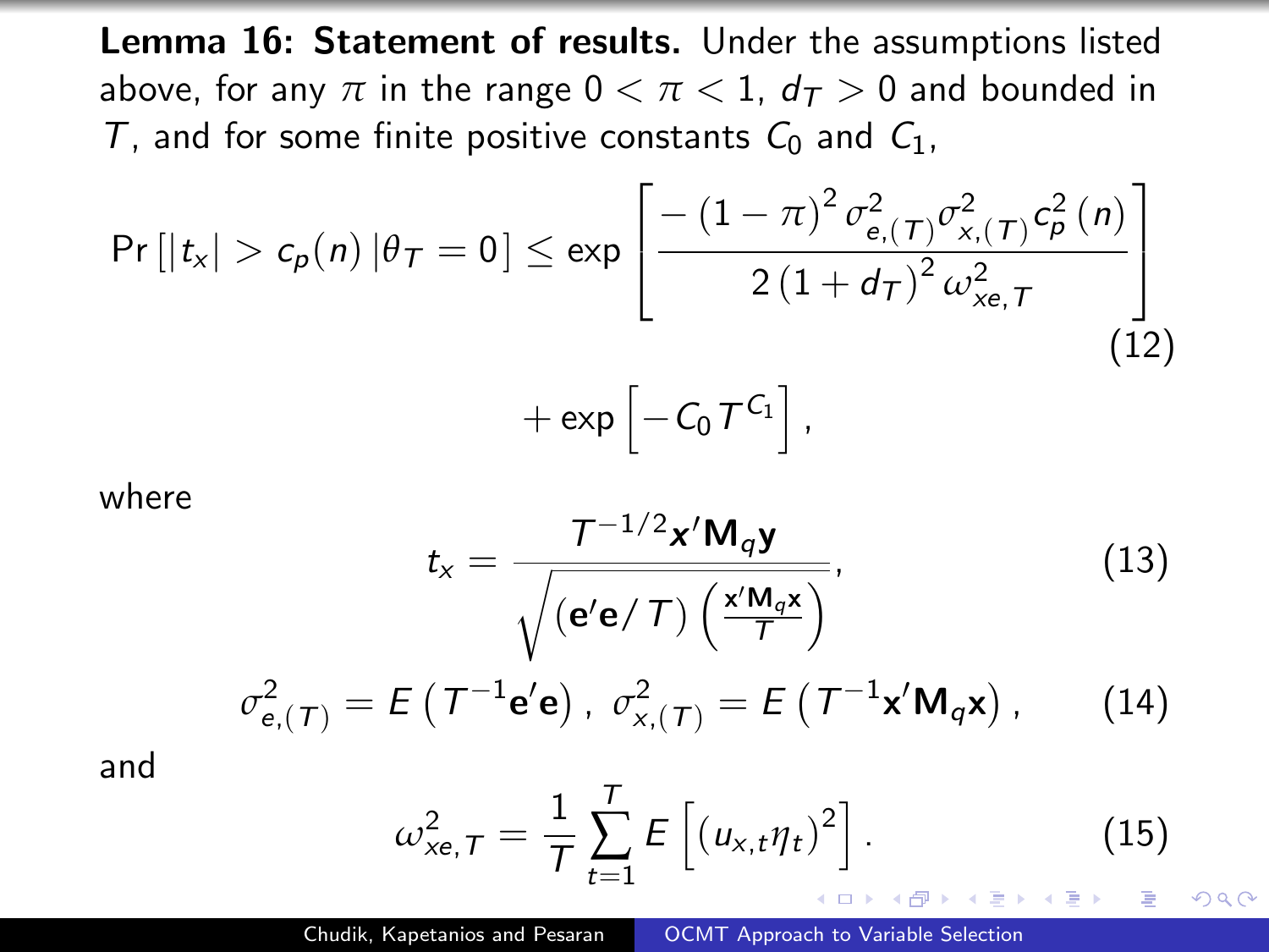**Lemma 16: Statement of results.** Under the assumptions listed above, for any $\pi$ in the range $0 < \pi < 1$, $d_T > 0$ and bounded in $T$, and for some finite positive constants $C_0$ and $C_1$,

$$\Pr\left[|t_x| > c_p(n) \,|\theta_T = 0\right] \leq \exp\left[\frac{-\left(1-\pi\right)^2 \sigma^2_{e,(T)}\sigma^2_{x,(T)} c_p^2\left(n\right)}{2\left(1+d_T\right)^2 \omega^2_{xe,T}}\right] \tag{12}$$

$$+ \exp\left[-C_0 T^{C_1}\right],$$

where

$$t_x = \frac{T^{-1/2}\mathbf{x}'\mathbf{M}_q\mathbf{y}}{\sqrt{\left(\mathbf{e}'\mathbf{e}/T\right)\left(\frac{\mathbf{x}'\mathbf{M}_q\mathbf{x}}{T}\right)}}, \tag{13}$$

$$\sigma^2_{e,(T)} = E\left(T^{-1}\mathbf{e}'\mathbf{e}\right),\ \sigma^2_{x,(T)} = E\left(T^{-1}\mathbf{x}'\mathbf{M}_q\mathbf{x}\right), \tag{14}$$

and

$$\omega^2_{xe,T} = \frac{1}{T}\sum_{t=1}^{T} E\left[\left(u_{x,t}\eta_t\right)^2\right]. \tag{15}$$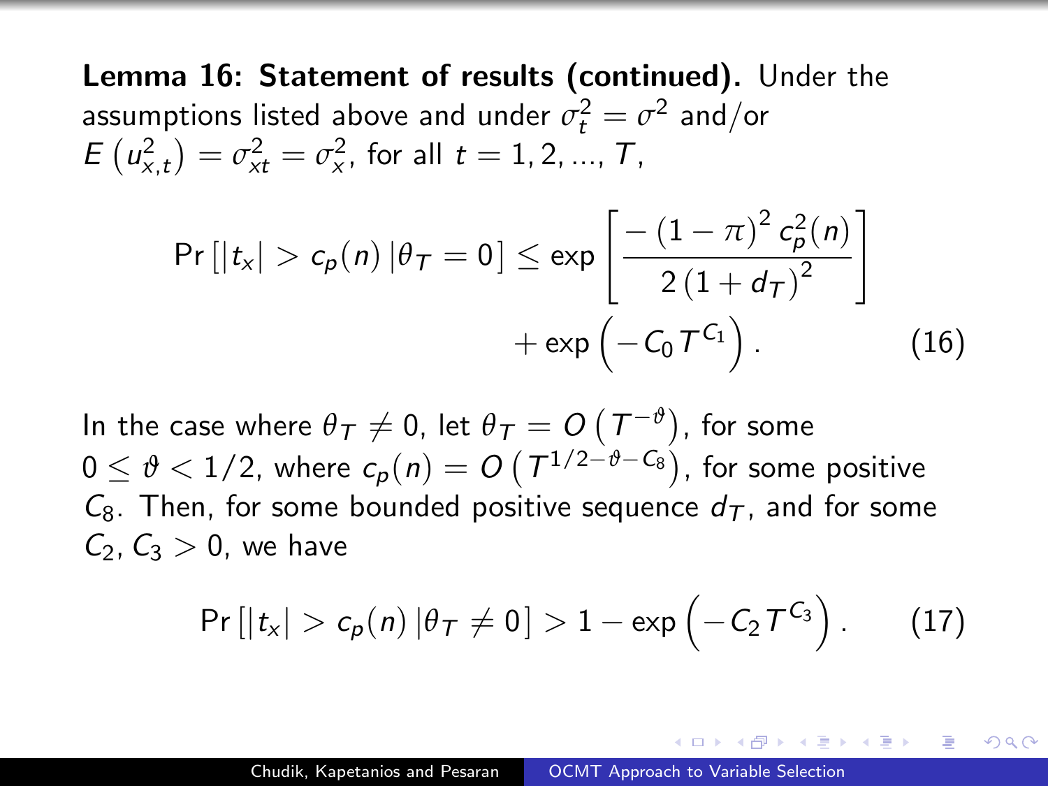**Lemma 16: Statement of results (continued).** Under the assumptions listed above and under $\sigma_t^2 = \sigma^2$ and/or $E\left(u_{x,t}^2\right) = \sigma_{xt}^2 = \sigma_x^2$, for all $t = 1, 2, ..., T$,

$$\Pr\left[|t_x| > c_p(n) \,|\theta_T = 0\right] \leq \exp\left[\frac{-\left(1-\pi\right)^2 c_p^2(n)}{2\left(1+d_T\right)^2}\right] + \exp\left(-C_0 T^{C_1}\right). \tag{16}$$

In the case where $\theta_T \neq 0$, let $\theta_T = O\left(T^{-\vartheta}\right)$, for some $0 \leq \vartheta < 1/2$, where $c_p(n) = O\left(T^{1/2-\vartheta-C_8}\right)$, for some positive $C_8$. Then, for some bounded positive sequence $d_T$, and for some $C_2, C_3 > 0$, we have

$$\Pr\left[|t_x| > c_p(n) \,|\theta_T \neq 0\right] > 1 - \exp\left(-C_2 T^{C_3}\right). \tag{17}$$